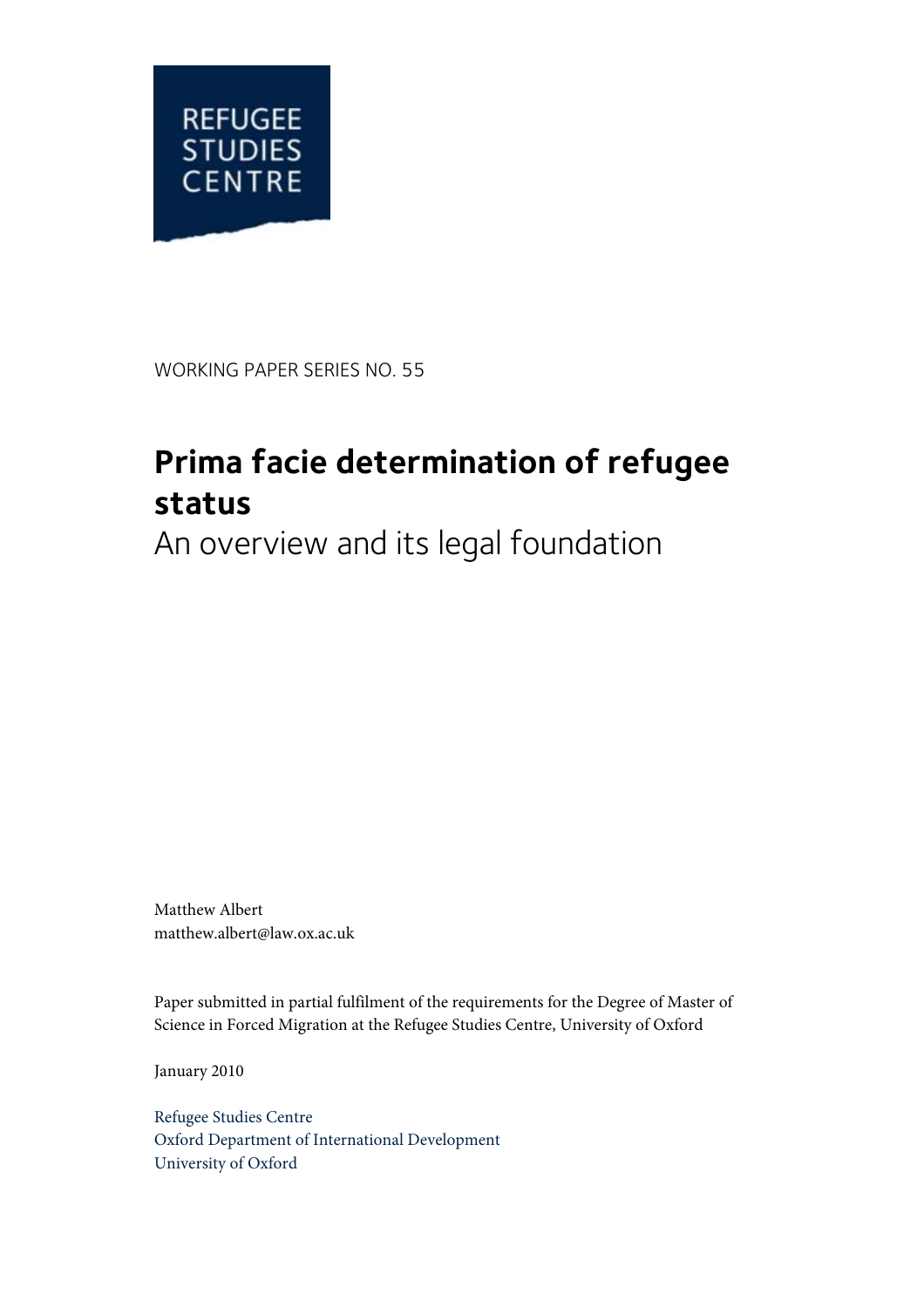REFUGEE STUDIES CENTRE

WORKING PAPER SERIES NO. 55

# Prima facie determination of refugee status

## An overview and its legal foundation

Matthew Albert
matthew.albert@law.ox.ac.uk

Paper submitted in partial fulfilment of the requirements for the Degree of Master of Science in Forced Migration at the Refugee Studies Centre, University of Oxford

January 2010

Refugee Studies Centre
Oxford Department of International Development
University of Oxford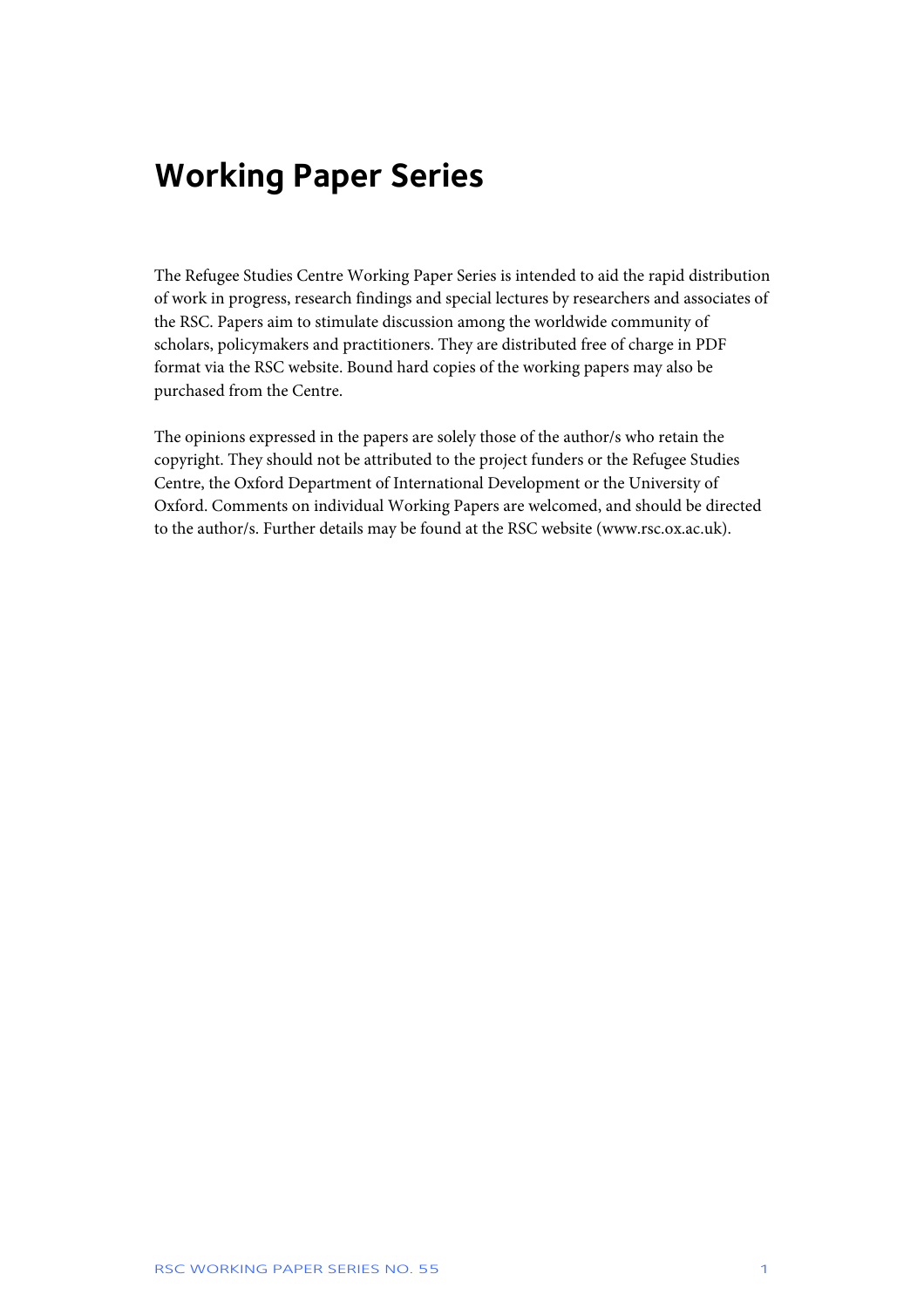# Working Paper Series

The Refugee Studies Centre Working Paper Series is intended to aid the rapid distribution of work in progress, research findings and special lectures by researchers and associates of the RSC. Papers aim to stimulate discussion among the worldwide community of scholars, policymakers and practitioners. They are distributed free of charge in PDF format via the RSC website. Bound hard copies of the working papers may also be purchased from the Centre.

The opinions expressed in the papers are solely those of the author/s who retain the copyright. They should not be attributed to the project funders or the Refugee Studies Centre, the Oxford Department of International Development or the University of Oxford. Comments on individual Working Papers are welcomed, and should be directed to the author/s. Further details may be found at the RSC website (www.rsc.ox.ac.uk).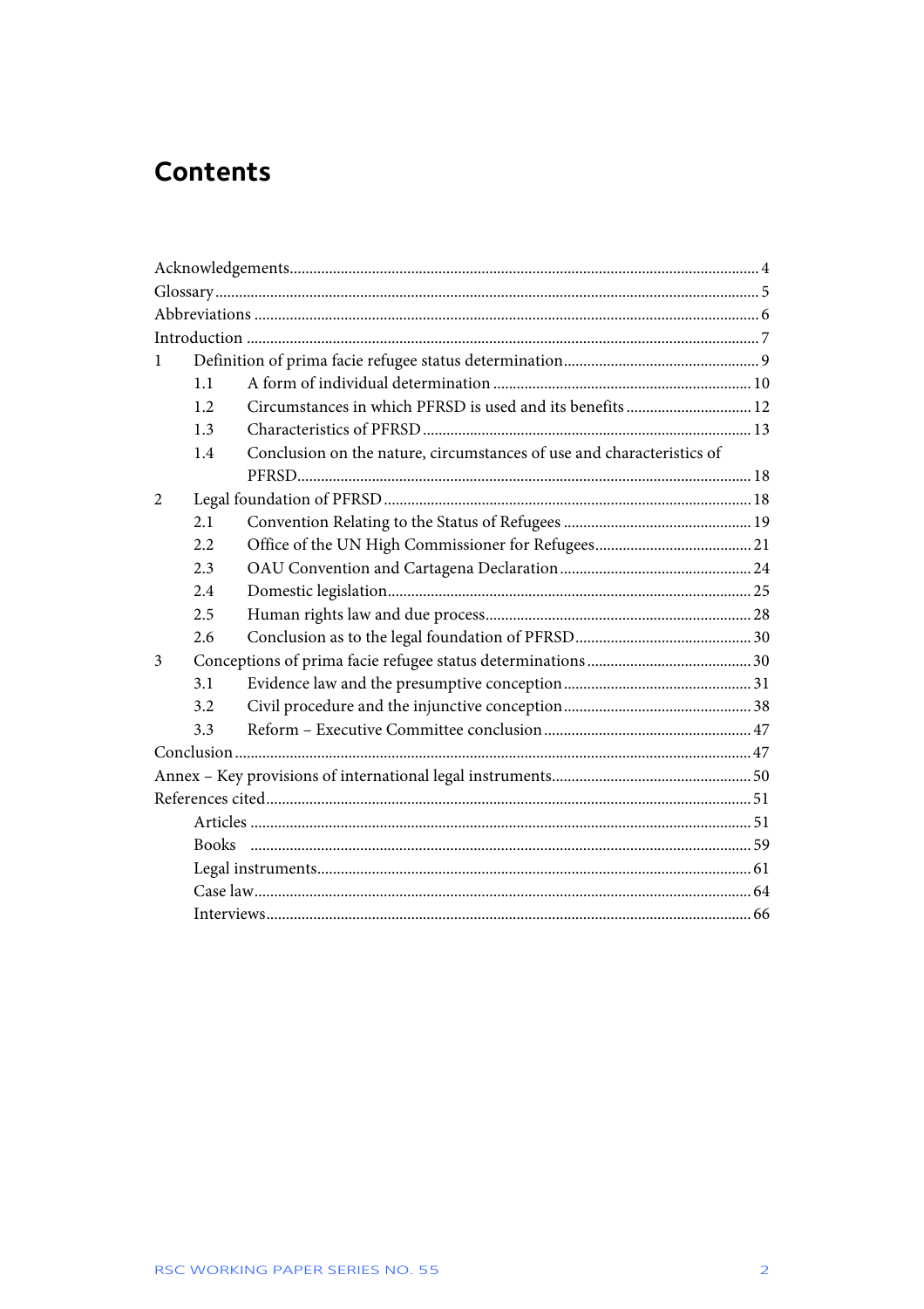# Contents

Acknowledgements ........ 4
Glossary ........ 5
Abbreviations ........ 6
Introduction ........ 7

1 Definition of prima facie refugee status determination ........ 9
  - 1.1 A form of individual determination ........ 10
  - 1.2 Circumstances in which PFRSD is used and its benefits ........ 12
  - 1.3 Characteristics of PFRSD ........ 13
  - 1.4 Conclusion on the nature, circumstances of use and characteristics of PFRSD ........ 18

2 Legal foundation of PFRSD ........ 18
  - 2.1 Convention Relating to the Status of Refugees ........ 19
  - 2.2 Office of the UN High Commissioner for Refugees ........ 21
  - 2.3 OAU Convention and Cartagena Declaration ........ 24
  - 2.4 Domestic legislation ........ 25
  - 2.5 Human rights law and due process ........ 28
  - 2.6 Conclusion as to the legal foundation of PFRSD ........ 30

3 Conceptions of prima facie refugee status determinations ........ 30
  - 3.1 Evidence law and the presumptive conception ........ 31
  - 3.2 Civil procedure and the injunctive conception ........ 38
  - 3.3 Reform – Executive Committee conclusion ........ 47

Conclusion ........ 47
Annex – Key provisions of international legal instruments ........ 50
References cited ........ 51
  - Articles ........ 51
  - Books ........ 59
  - Legal instruments ........ 61
  - Case law ........ 64
  - Interviews ........ 66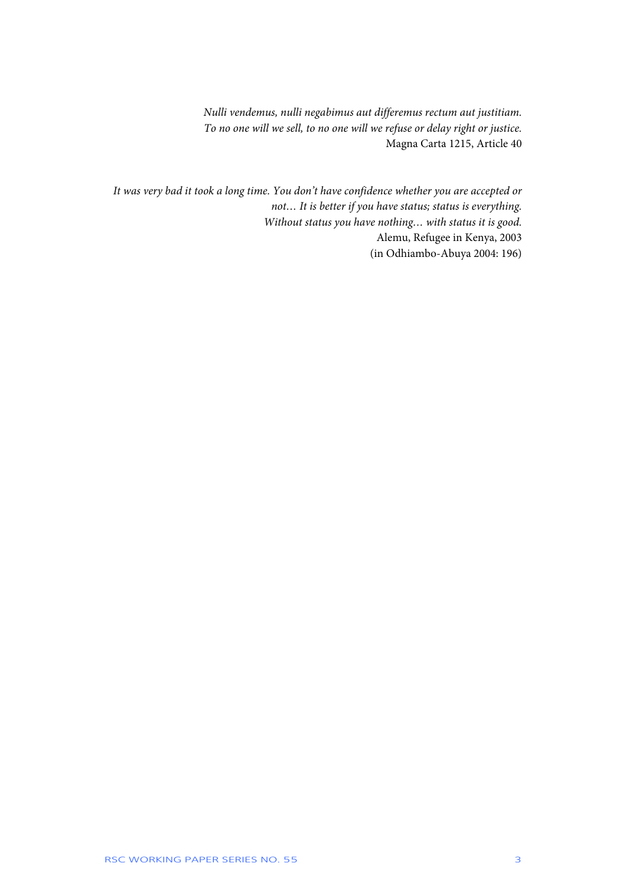*Nulli vendemus, nulli negabimus aut differemus rectum aut justitiam.*
*To no one will we sell, to no one will we refuse or delay right or justice.*
Magna Carta 1215, Article 40

*It was very bad it took a long time. You don't have confidence whether you are accepted or not… It is better if you have status; status is everything.*
*Without status you have nothing… with status it is good.*
Alemu, Refugee in Kenya, 2003
(in Odhiambo-Abuya 2004: 196)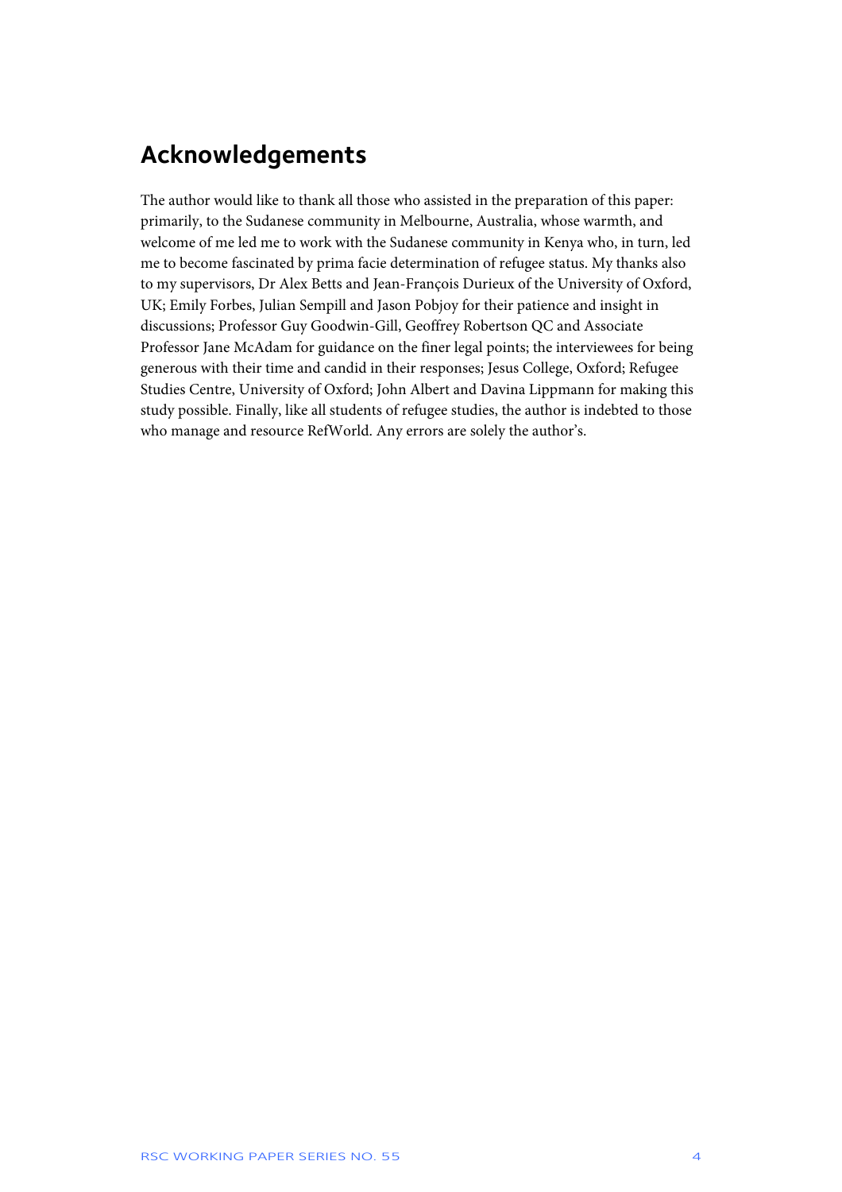## Acknowledgements

The author would like to thank all those who assisted in the preparation of this paper: primarily, to the Sudanese community in Melbourne, Australia, whose warmth, and welcome of me led me to work with the Sudanese community in Kenya who, in turn, led me to become fascinated by prima facie determination of refugee status. My thanks also to my supervisors, Dr Alex Betts and Jean-François Durieux of the University of Oxford, UK; Emily Forbes, Julian Sempill and Jason Pobjoy for their patience and insight in discussions; Professor Guy Goodwin-Gill, Geoffrey Robertson QC and Associate Professor Jane McAdam for guidance on the finer legal points; the interviewees for being generous with their time and candid in their responses; Jesus College, Oxford; Refugee Studies Centre, University of Oxford; John Albert and Davina Lippmann for making this study possible. Finally, like all students of refugee studies, the author is indebted to those who manage and resource RefWorld. Any errors are solely the author's.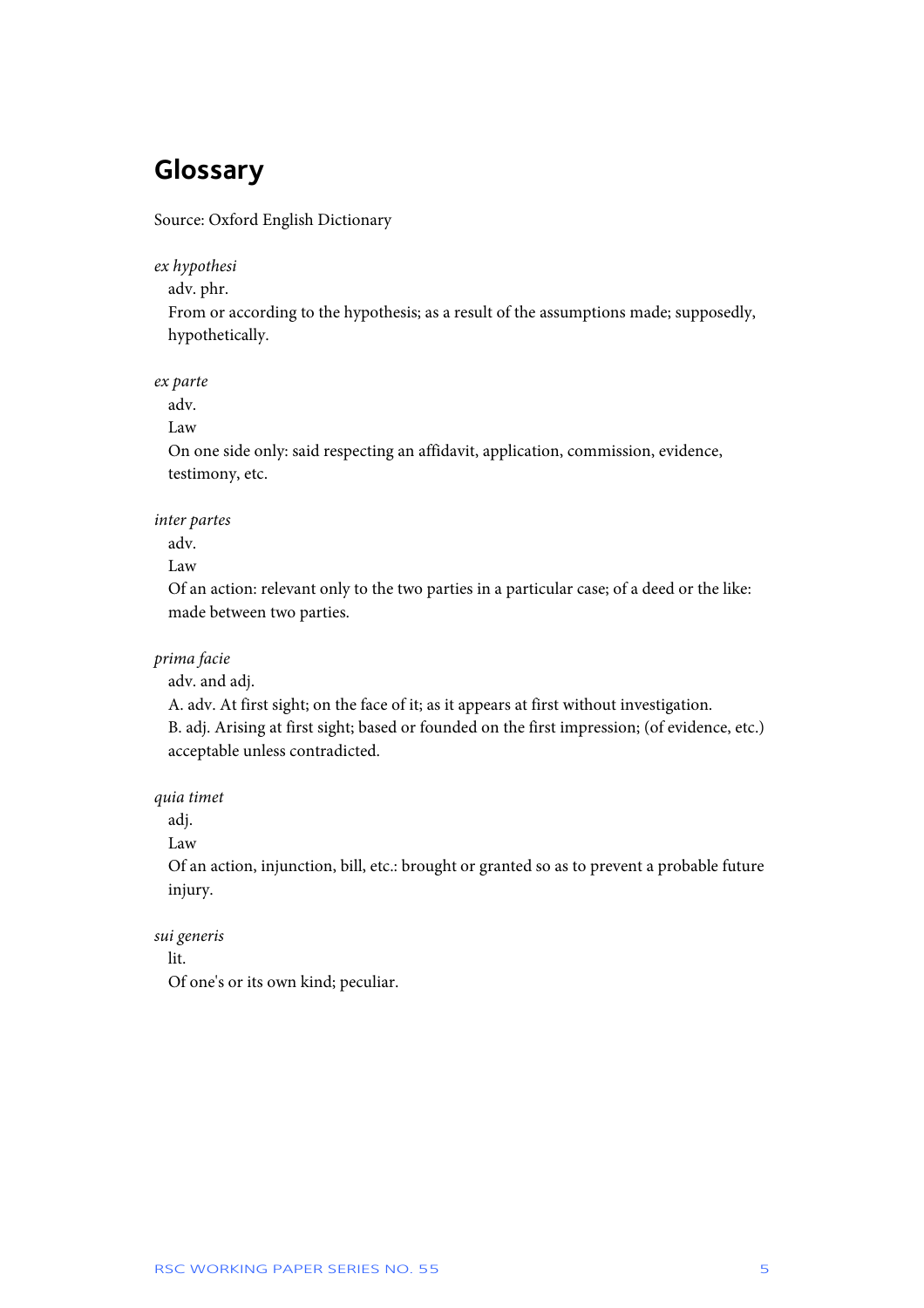# Glossary

Source: Oxford English Dictionary

*ex hypothesi*

adv. phr.

From or according to the hypothesis; as a result of the assumptions made; supposedly, hypothetically.

*ex parte*

adv.

Law

On one side only: said respecting an affidavit, application, commission, evidence, testimony, etc.

*inter partes*

adv.

Law

Of an action: relevant only to the two parties in a particular case; of a deed or the like: made between two parties.

*prima facie*

adv. and adj.

A. adv. At first sight; on the face of it; as it appears at first without investigation.

B. adj. Arising at first sight; based or founded on the first impression; (of evidence, etc.) acceptable unless contradicted.

*quia timet*

adj.

Law

Of an action, injunction, bill, etc.: brought or granted so as to prevent a probable future injury.

*sui generis*

lit.

Of one's or its own kind; peculiar.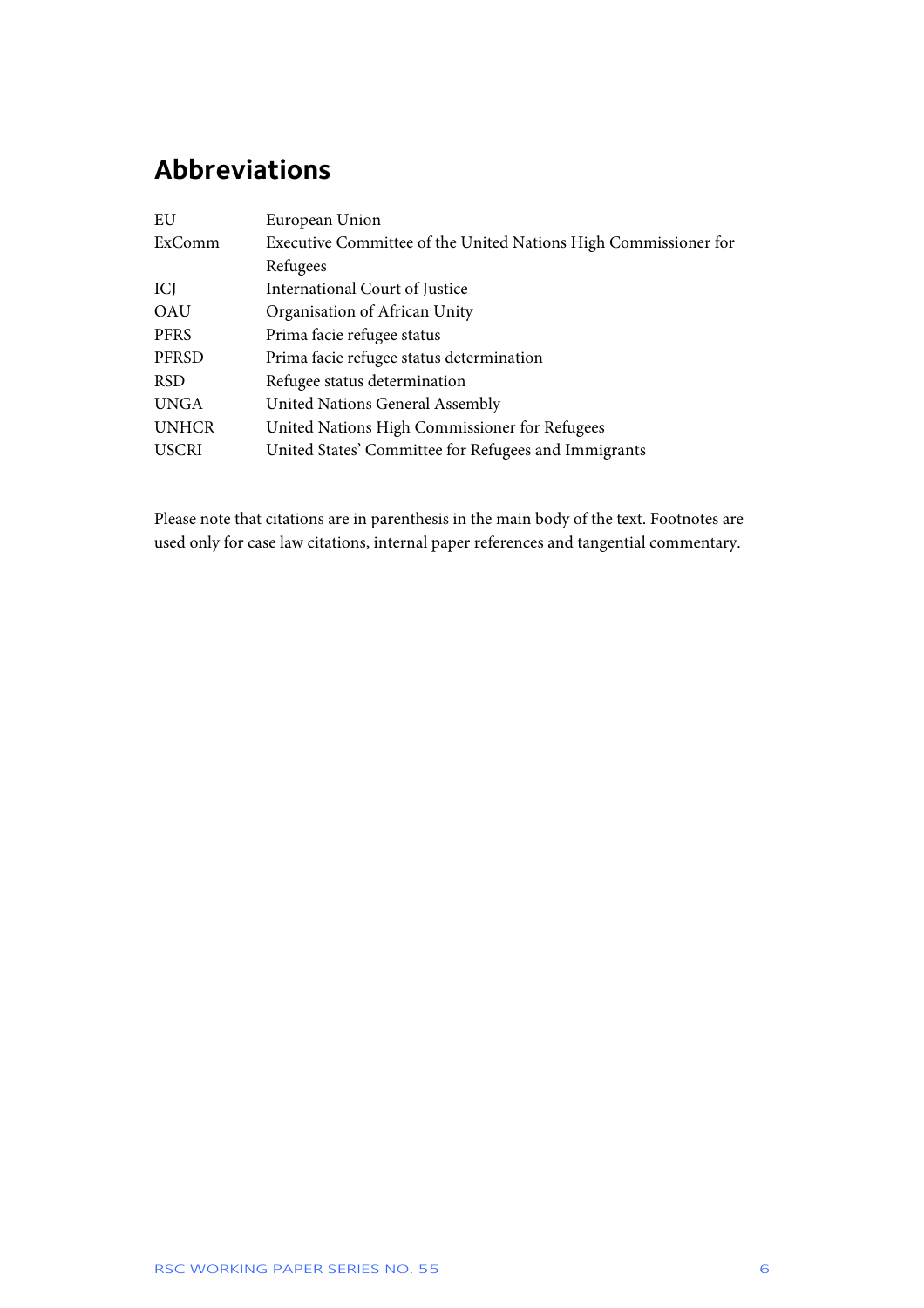## Abbreviations

| | |
|---|---|
| EU | European Union |
| ExComm | Executive Committee of the United Nations High Commissioner for Refugees |
| ICJ | International Court of Justice |
| OAU | Organisation of African Unity |
| PFRS | Prima facie refugee status |
| PFRSD | Prima facie refugee status determination |
| RSD | Refugee status determination |
| UNGA | United Nations General Assembly |
| UNHCR | United Nations High Commissioner for Refugees |
| USCRI | United States' Committee for Refugees and Immigrants |

Please note that citations are in parenthesis in the main body of the text. Footnotes are used only for case law citations, internal paper references and tangential commentary.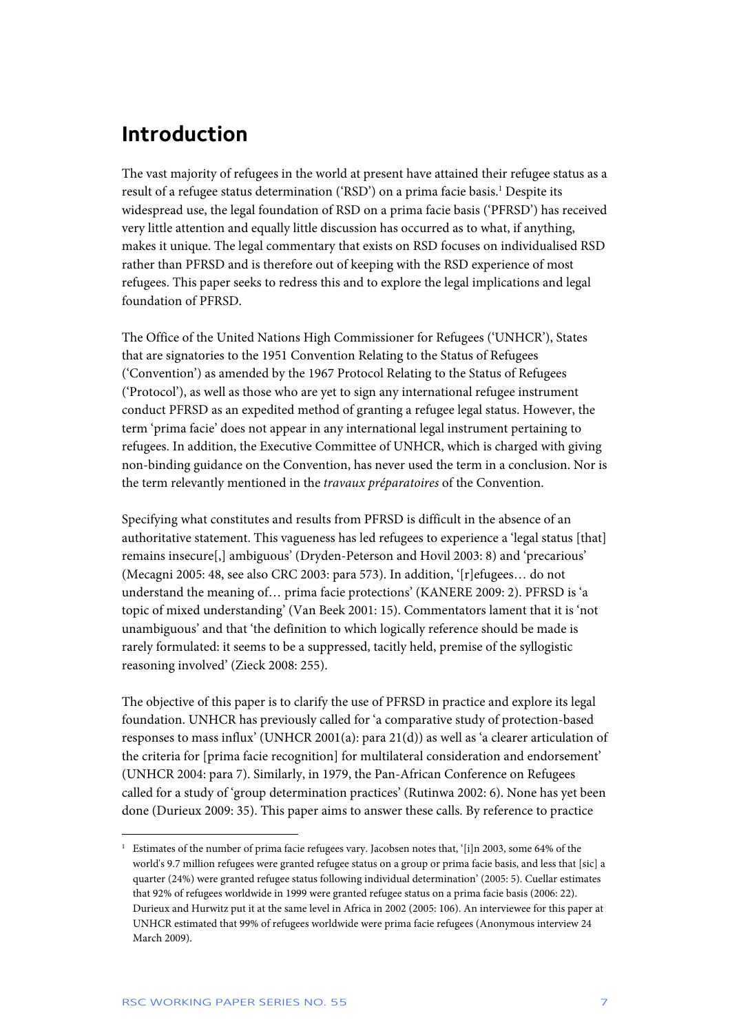# Introduction

The vast majority of refugees in the world at present have attained their refugee status as a result of a refugee status determination ('RSD') on a prima facie basis.[1] Despite its widespread use, the legal foundation of RSD on a prima facie basis ('PFRSD') has received very little attention and equally little discussion has occurred as to what, if anything, makes it unique. The legal commentary that exists on RSD focuses on individualised RSD rather than PFRSD and is therefore out of keeping with the RSD experience of most refugees. This paper seeks to redress this and to explore the legal implications and legal foundation of PFRSD.

The Office of the United Nations High Commissioner for Refugees ('UNHCR'), States that are signatories to the 1951 Convention Relating to the Status of Refugees ('Convention') as amended by the 1967 Protocol Relating to the Status of Refugees ('Protocol'), as well as those who are yet to sign any international refugee instrument conduct PFRSD as an expedited method of granting a refugee legal status. However, the term 'prima facie' does not appear in any international legal instrument pertaining to refugees. In addition, the Executive Committee of UNHCR, which is charged with giving non-binding guidance on the Convention, has never used the term in a conclusion. Nor is the term relevantly mentioned in the *travaux préparatoires* of the Convention.

Specifying what constitutes and results from PFRSD is difficult in the absence of an authoritative statement. This vagueness has led refugees to experience a 'legal status [that] remains insecure[,] ambiguous' (Dryden-Peterson and Hovil 2003: 8) and 'precarious' (Mecagni 2005: 48, see also CRC 2003: para 573). In addition, '[r]efugees… do not understand the meaning of… prima facie protections' (KANERE 2009: 2). PFRSD is 'a topic of mixed understanding' (Van Beek 2001: 15). Commentators lament that it is 'not unambiguous' and that 'the definition to which logically reference should be made is rarely formulated: it seems to be a suppressed, tacitly held, premise of the syllogistic reasoning involved' (Zieck 2008: 255).

The objective of this paper is to clarify the use of PFRSD in practice and explore its legal foundation. UNHCR has previously called for 'a comparative study of protection-based responses to mass influx' (UNHCR 2001(a): para 21(d)) as well as 'a clearer articulation of the criteria for [prima facie recognition] for multilateral consideration and endorsement' (UNHCR 2004: para 7). Similarly, in 1979, the Pan-African Conference on Refugees called for a study of 'group determination practices' (Rutinwa 2002: 6). None has yet been done (Durieux 2009: 35). This paper aims to answer these calls. By reference to practice

---

[1] Estimates of the number of prima facie refugees vary. Jacobsen notes that, '[i]n 2003, some 64% of the world's 9.7 million refugees were granted refugee status on a group or prima facie basis, and less that [sic] a quarter (24%) were granted refugee status following individual determination' (2005: 5). Cuellar estimates that 92% of refugees worldwide in 1999 were granted refugee status on a prima facie basis (2006: 22). Durieux and Hurwitz put it at the same level in Africa in 2002 (2005: 106). An interviewee for this paper at UNHCR estimated that 99% of refugees worldwide were prima facie refugees (Anonymous interview 24 March 2009).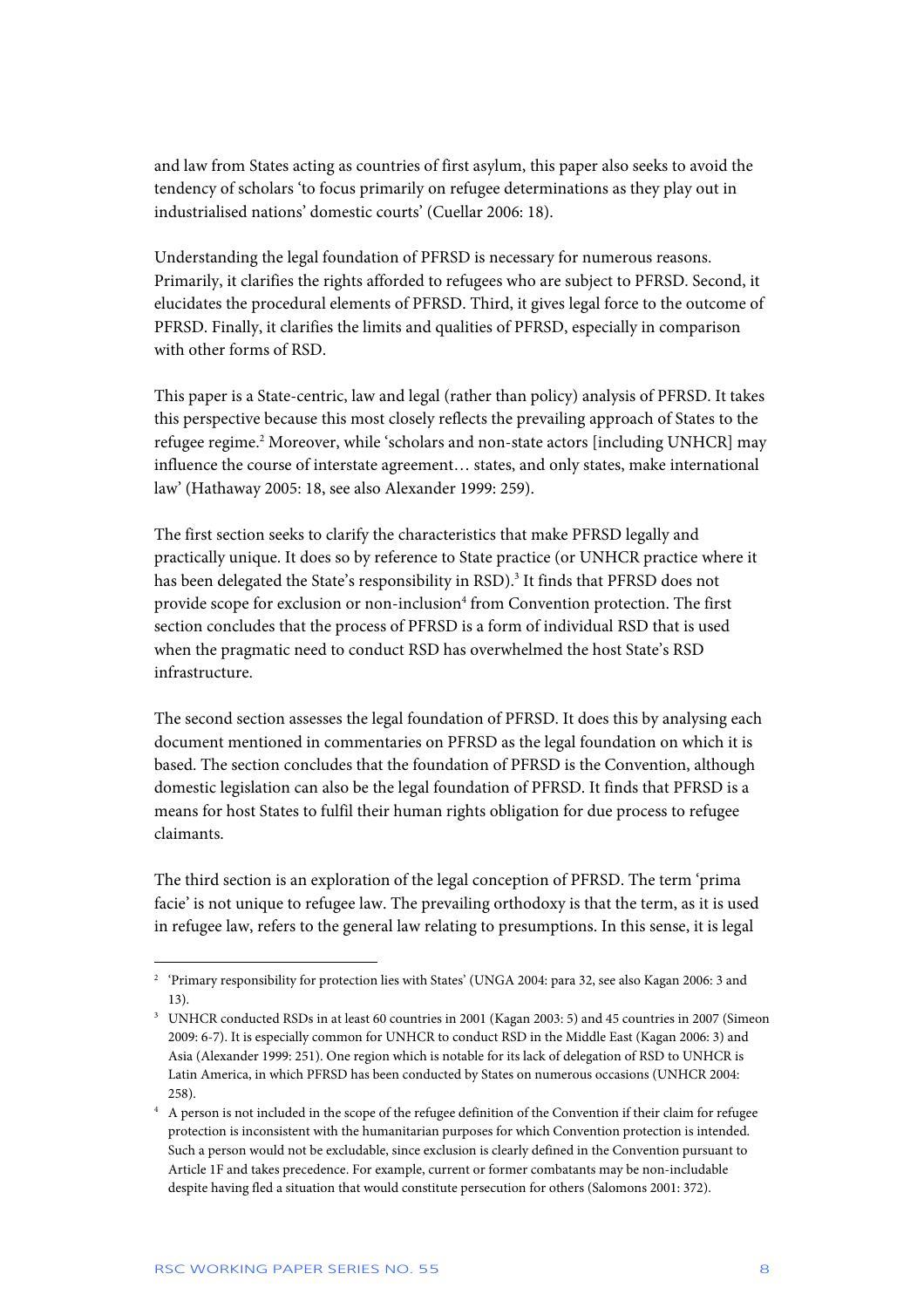and law from States acting as countries of first asylum, this paper also seeks to avoid the tendency of scholars 'to focus primarily on refugee determinations as they play out in industrialised nations' domestic courts' (Cuellar 2006: 18).

Understanding the legal foundation of PFRSD is necessary for numerous reasons. Primarily, it clarifies the rights afforded to refugees who are subject to PFRSD. Second, it elucidates the procedural elements of PFRSD. Third, it gives legal force to the outcome of PFRSD. Finally, it clarifies the limits and qualities of PFRSD, especially in comparison with other forms of RSD.

This paper is a State-centric, law and legal (rather than policy) analysis of PFRSD. It takes this perspective because this most closely reflects the prevailing approach of States to the refugee regime.[2] Moreover, while 'scholars and non-state actors [including UNHCR] may influence the course of interstate agreement… states, and only states, make international law' (Hathaway 2005: 18, see also Alexander 1999: 259).

The first section seeks to clarify the characteristics that make PFRSD legally and practically unique. It does so by reference to State practice (or UNHCR practice where it has been delegated the State's responsibility in RSD).[3] It finds that PFRSD does not provide scope for exclusion or non-inclusion[4] from Convention protection. The first section concludes that the process of PFRSD is a form of individual RSD that is used when the pragmatic need to conduct RSD has overwhelmed the host State's RSD infrastructure.

The second section assesses the legal foundation of PFRSD. It does this by analysing each document mentioned in commentaries on PFRSD as the legal foundation on which it is based. The section concludes that the foundation of PFRSD is the Convention, although domestic legislation can also be the legal foundation of PFRSD. It finds that PFRSD is a means for host States to fulfil their human rights obligation for due process to refugee claimants.

The third section is an exploration of the legal conception of PFRSD. The term 'prima facie' is not unique to refugee law. The prevailing orthodoxy is that the term, as it is used in refugee law, refers to the general law relating to presumptions. In this sense, it is legal

[2] 'Primary responsibility for protection lies with States' (UNGA 2004: para 32, see also Kagan 2006: 3 and 13).

[3] UNHCR conducted RSDs in at least 60 countries in 2001 (Kagan 2003: 5) and 45 countries in 2007 (Simeon 2009: 6-7). It is especially common for UNHCR to conduct RSD in the Middle East (Kagan 2006: 3) and Asia (Alexander 1999: 251). One region which is notable for its lack of delegation of RSD to UNHCR is Latin America, in which PFRSD has been conducted by States on numerous occasions (UNHCR 2004: 258).

[4] A person is not included in the scope of the refugee definition of the Convention if their claim for refugee protection is inconsistent with the humanitarian purposes for which Convention protection is intended. Such a person would not be excludable, since exclusion is clearly defined in the Convention pursuant to Article 1F and takes precedence. For example, current or former combatants may be non-includable despite having fled a situation that would constitute persecution for others (Salomons 2001: 372).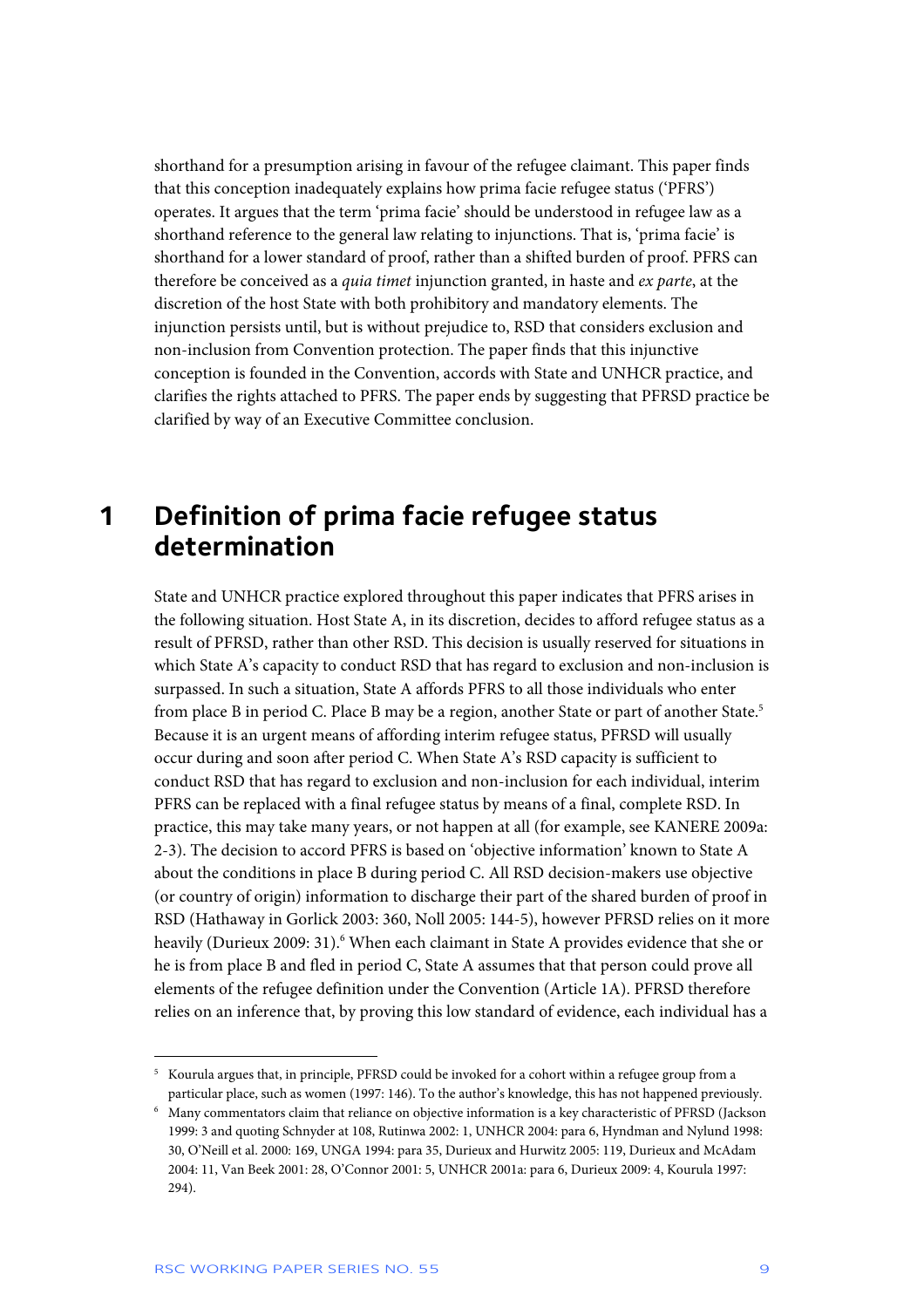shorthand for a presumption arising in favour of the refugee claimant. This paper finds that this conception inadequately explains how prima facie refugee status ('PFRS') operates. It argues that the term 'prima facie' should be understood in refugee law as a shorthand reference to the general law relating to injunctions. That is, 'prima facie' is shorthand for a lower standard of proof, rather than a shifted burden of proof. PFRS can therefore be conceived as a *quia timet* injunction granted, in haste and *ex parte*, at the discretion of the host State with both prohibitory and mandatory elements. The injunction persists until, but is without prejudice to, RSD that considers exclusion and non-inclusion from Convention protection. The paper finds that this injunctive conception is founded in the Convention, accords with State and UNHCR practice, and clarifies the rights attached to PFRS. The paper ends by suggesting that PFRSD practice be clarified by way of an Executive Committee conclusion.

# 1 Definition of prima facie refugee status determination

State and UNHCR practice explored throughout this paper indicates that PFRS arises in the following situation. Host State A, in its discretion, decides to afford refugee status as a result of PFRSD, rather than other RSD. This decision is usually reserved for situations in which State A's capacity to conduct RSD that has regard to exclusion and non-inclusion is surpassed. In such a situation, State A affords PFRS to all those individuals who enter from place B in period C. Place B may be a region, another State or part of another State.[5] Because it is an urgent means of affording interim refugee status, PFRSD will usually occur during and soon after period C. When State A's RSD capacity is sufficient to conduct RSD that has regard to exclusion and non-inclusion for each individual, interim PFRS can be replaced with a final refugee status by means of a final, complete RSD. In practice, this may take many years, or not happen at all (for example, see KANERE 2009a: 2-3). The decision to accord PFRS is based on 'objective information' known to State A about the conditions in place B during period C. All RSD decision-makers use objective (or country of origin) information to discharge their part of the shared burden of proof in RSD (Hathaway in Gorlick 2003: 360, Noll 2005: 144-5), however PFRSD relies on it more heavily (Durieux 2009: 31).[6] When each claimant in State A provides evidence that she or he is from place B and fled in period C, State A assumes that that person could prove all elements of the refugee definition under the Convention (Article 1A). PFRSD therefore relies on an inference that, by proving this low standard of evidence, each individual has a

[5] Kourula argues that, in principle, PFRSD could be invoked for a cohort within a refugee group from a particular place, such as women (1997: 146). To the author's knowledge, this has not happened previously.

[6] Many commentators claim that reliance on objective information is a key characteristic of PFRSD (Jackson 1999: 3 and quoting Schnyder at 108, Rutinwa 2002: 1, UNHCR 2004: para 6, Hyndman and Nylund 1998: 30, O'Neill et al. 2000: 169, UNGA 1994: para 35, Durieux and Hurwitz 2005: 119, Durieux and McAdam 2004: 11, Van Beek 2001: 28, O'Connor 2001: 5, UNHCR 2001a: para 6, Durieux 2009: 4, Kourula 1997: 294).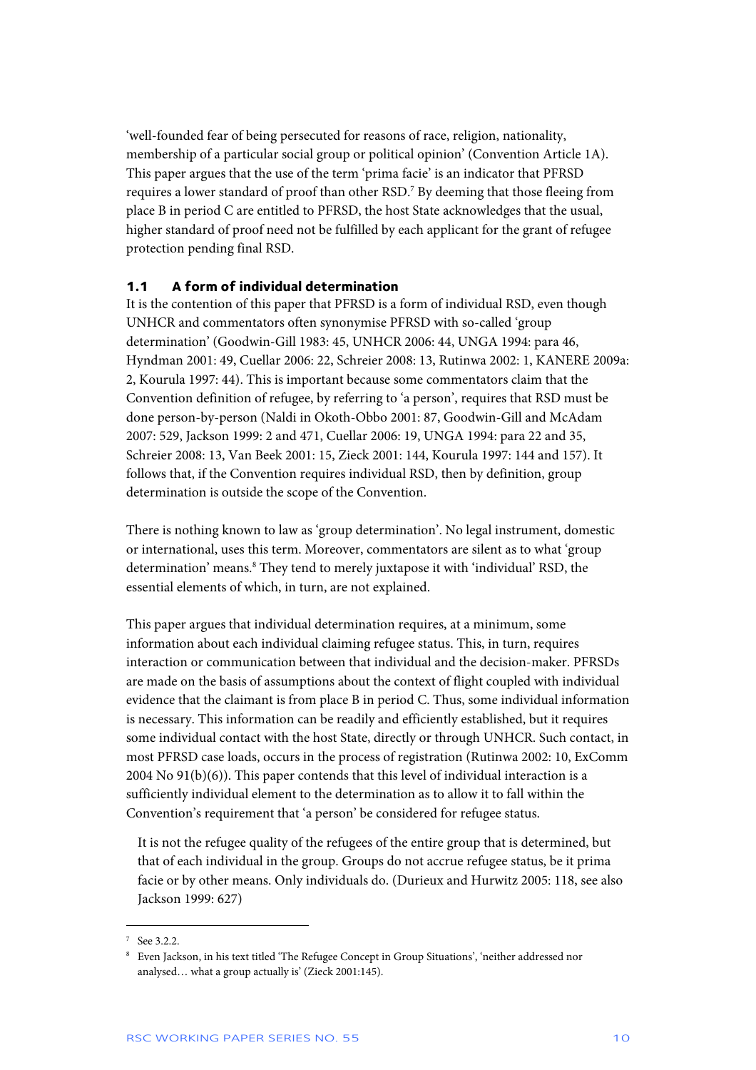'well-founded fear of being persecuted for reasons of race, religion, nationality, membership of a particular social group or political opinion' (Convention Article 1A). This paper argues that the use of the term 'prima facie' is an indicator that PFRSD requires a lower standard of proof than other RSD.[7] By deeming that those fleeing from place B in period C are entitled to PFRSD, the host State acknowledges that the usual, higher standard of proof need not be fulfilled by each applicant for the grant of refugee protection pending final RSD.

### 1.1 A form of individual determination

It is the contention of this paper that PFRSD is a form of individual RSD, even though UNHCR and commentators often synonymise PFRSD with so-called 'group determination' (Goodwin-Gill 1983: 45, UNHCR 2006: 44, UNGA 1994: para 46, Hyndman 2001: 49, Cuellar 2006: 22, Schreier 2008: 13, Rutinwa 2002: 1, KANERE 2009a: 2, Kourula 1997: 44). This is important because some commentators claim that the Convention definition of refugee, by referring to 'a person', requires that RSD must be done person-by-person (Naldi in Okoth-Obbo 2001: 87, Goodwin-Gill and McAdam 2007: 529, Jackson 1999: 2 and 471, Cuellar 2006: 19, UNGA 1994: para 22 and 35, Schreier 2008: 13, Van Beek 2001: 15, Zieck 2001: 144, Kourula 1997: 144 and 157). It follows that, if the Convention requires individual RSD, then by definition, group determination is outside the scope of the Convention.

There is nothing known to law as 'group determination'. No legal instrument, domestic or international, uses this term. Moreover, commentators are silent as to what 'group determination' means.[8] They tend to merely juxtapose it with 'individual' RSD, the essential elements of which, in turn, are not explained.

This paper argues that individual determination requires, at a minimum, some information about each individual claiming refugee status. This, in turn, requires interaction or communication between that individual and the decision-maker. PFRSDs are made on the basis of assumptions about the context of flight coupled with individual evidence that the claimant is from place B in period C. Thus, some individual information is necessary. This information can be readily and efficiently established, but it requires some individual contact with the host State, directly or through UNHCR. Such contact, in most PFRSD case loads, occurs in the process of registration (Rutinwa 2002: 10, ExComm 2004 No 91(b)(6)). This paper contends that this level of individual interaction is a sufficiently individual element to the determination as to allow it to fall within the Convention's requirement that 'a person' be considered for refugee status.

> It is not the refugee quality of the refugees of the entire group that is determined, but that of each individual in the group. Groups do not accrue refugee status, be it prima facie or by other means. Only individuals do. (Durieux and Hurwitz 2005: 118, see also Jackson 1999: 627)

---

[7] See 3.2.2.

[8] Even Jackson, in his text titled 'The Refugee Concept in Group Situations', 'neither addressed nor analysed… what a group actually is' (Zieck 2001:145).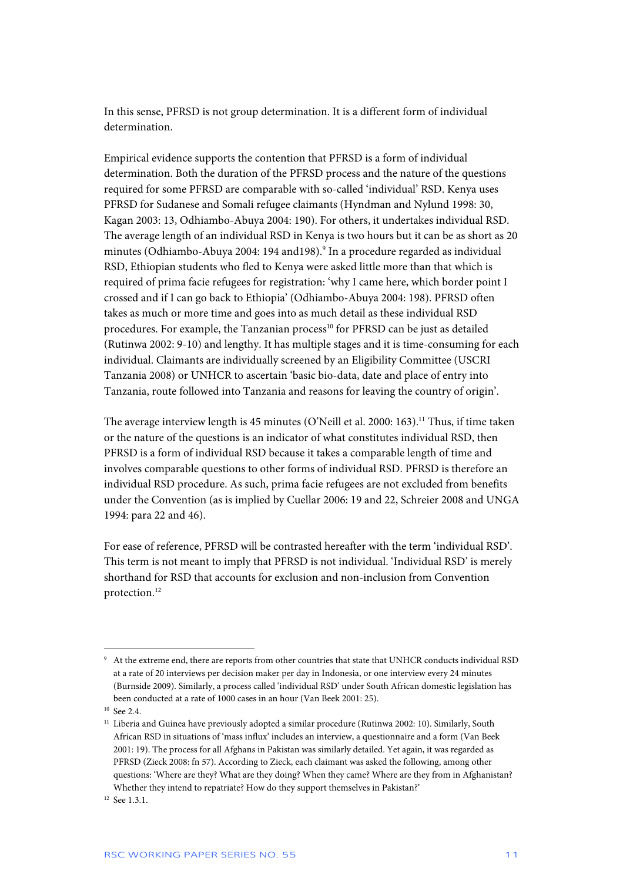In this sense, PFRSD is not group determination. It is a different form of individual determination.

Empirical evidence supports the contention that PFRSD is a form of individual determination. Both the duration of the PFRSD process and the nature of the questions required for some PFRSD are comparable with so-called 'individual' RSD. Kenya uses PFRSD for Sudanese and Somali refugee claimants (Hyndman and Nylund 1998: 30, Kagan 2003: 13, Odhiambo-Abuya 2004: 190). For others, it undertakes individual RSD. The average length of an individual RSD in Kenya is two hours but it can be as short as 20 minutes (Odhiambo-Abuya 2004: 194 and198).[9] In a procedure regarded as individual RSD, Ethiopian students who fled to Kenya were asked little more than that which is required of prima facie refugees for registration: 'why I came here, which border point I crossed and if I can go back to Ethiopia' (Odhiambo-Abuya 2004: 198). PFRSD often takes as much or more time and goes into as much detail as these individual RSD procedures. For example, the Tanzanian process[10] for PFRSD can be just as detailed (Rutinwa 2002: 9-10) and lengthy. It has multiple stages and it is time-consuming for each individual. Claimants are individually screened by an Eligibility Committee (USCRI Tanzania 2008) or UNHCR to ascertain 'basic bio-data, date and place of entry into Tanzania, route followed into Tanzania and reasons for leaving the country of origin'.

The average interview length is 45 minutes (O'Neill et al. 2000: 163).[11] Thus, if time taken or the nature of the questions is an indicator of what constitutes individual RSD, then PFRSD is a form of individual RSD because it takes a comparable length of time and involves comparable questions to other forms of individual RSD. PFRSD is therefore an individual RSD procedure. As such, prima facie refugees are not excluded from benefits under the Convention (as is implied by Cuellar 2006: 19 and 22, Schreier 2008 and UNGA 1994: para 22 and 46).

For ease of reference, PFRSD will be contrasted hereafter with the term 'individual RSD'. This term is not meant to imply that PFRSD is not individual. 'Individual RSD' is merely shorthand for RSD that accounts for exclusion and non-inclusion from Convention protection.[12]

---

[9] At the extreme end, there are reports from other countries that state that UNHCR conducts individual RSD at a rate of 20 interviews per decision maker per day in Indonesia, or one interview every 24 minutes (Burnside 2009). Similarly, a process called 'individual RSD' under South African domestic legislation has been conducted at a rate of 1000 cases in an hour (Van Beek 2001: 25).

[10] See 2.4.

[11] Liberia and Guinea have previously adopted a similar procedure (Rutinwa 2002: 10). Similarly, South African RSD in situations of 'mass influx' includes an interview, a questionnaire and a form (Van Beek 2001: 19). The process for all Afghans in Pakistan was similarly detailed. Yet again, it was regarded as PFRSD (Zieck 2008: fn 57). According to Zieck, each claimant was asked the following, among other questions: 'Where are they? What are they doing? When they came? Where are they from in Afghanistan? Whether they intend to repatriate? How do they support themselves in Pakistan?'

[12] See 1.3.1.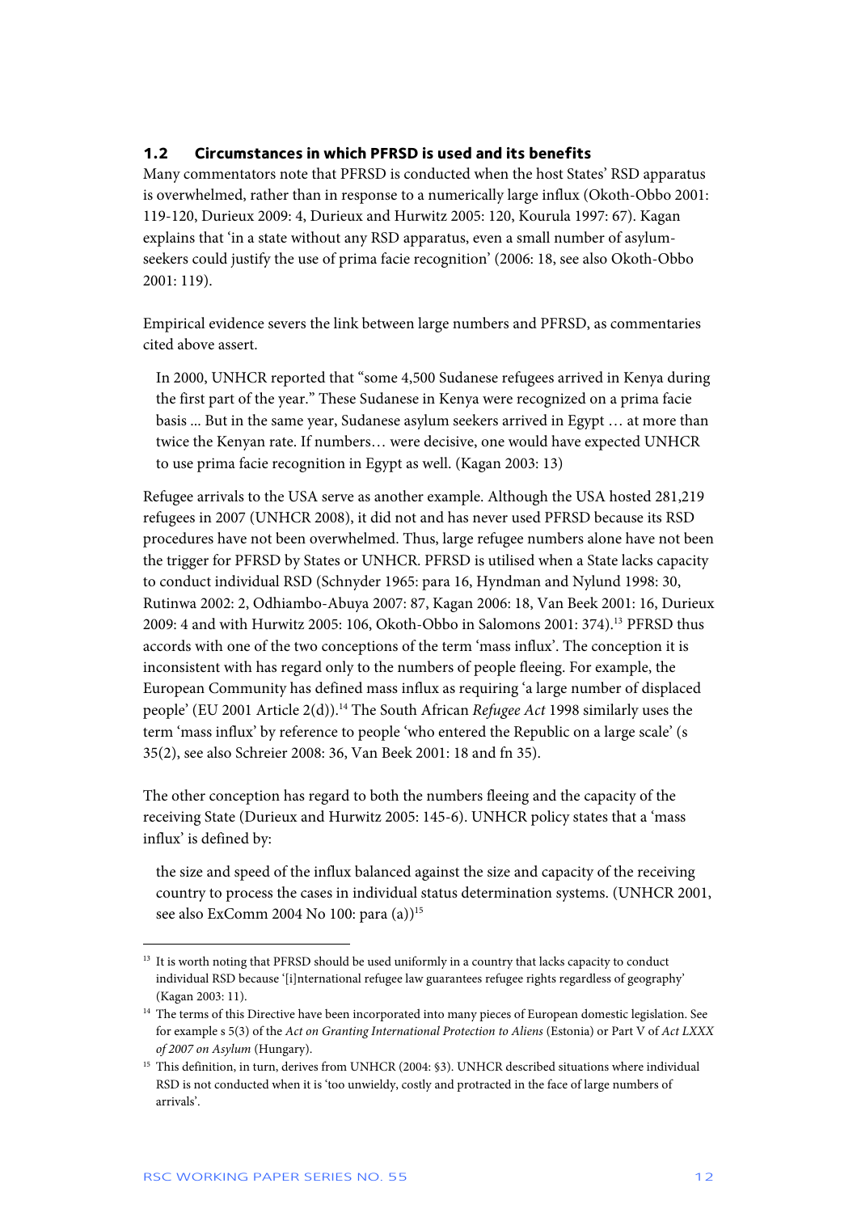### 1.2 Circumstances in which PFRSD is used and its benefits

Many commentators note that PFRSD is conducted when the host States' RSD apparatus is overwhelmed, rather than in response to a numerically large influx (Okoth-Obbo 2001: 119-120, Durieux 2009: 4, Durieux and Hurwitz 2005: 120, Kourula 1997: 67). Kagan explains that 'in a state without any RSD apparatus, even a small number of asylum-seekers could justify the use of prima facie recognition' (2006: 18, see also Okoth-Obbo 2001: 119).

Empirical evidence severs the link between large numbers and PFRSD, as commentaries cited above assert.

> In 2000, UNHCR reported that "some 4,500 Sudanese refugees arrived in Kenya during the first part of the year." These Sudanese in Kenya were recognized on a prima facie basis ... But in the same year, Sudanese asylum seekers arrived in Egypt … at more than twice the Kenyan rate. If numbers… were decisive, one would have expected UNHCR to use prima facie recognition in Egypt as well. (Kagan 2003: 13)

Refugee arrivals to the USA serve as another example. Although the USA hosted 281,219 refugees in 2007 (UNHCR 2008), it did not and has never used PFRSD because its RSD procedures have not been overwhelmed. Thus, large refugee numbers alone have not been the trigger for PFRSD by States or UNHCR. PFRSD is utilised when a State lacks capacity to conduct individual RSD (Schnyder 1965: para 16, Hyndman and Nylund 1998: 30, Rutinwa 2002: 2, Odhiambo-Abuya 2007: 87, Kagan 2006: 18, Van Beek 2001: 16, Durieux 2009: 4 and with Hurwitz 2005: 106, Okoth-Obbo in Salomons 2001: 374).[13] PFRSD thus accords with one of the two conceptions of the term 'mass influx'. The conception it is inconsistent with has regard only to the numbers of people fleeing. For example, the European Community has defined mass influx as requiring 'a large number of displaced people' (EU 2001 Article 2(d)).[14] The South African *Refugee Act* 1998 similarly uses the term 'mass influx' by reference to people 'who entered the Republic on a large scale' (s 35(2), see also Schreier 2008: 36, Van Beek 2001: 18 and fn 35).

The other conception has regard to both the numbers fleeing and the capacity of the receiving State (Durieux and Hurwitz 2005: 145-6). UNHCR policy states that a 'mass influx' is defined by:

> the size and speed of the influx balanced against the size and capacity of the receiving country to process the cases in individual status determination systems. (UNHCR 2001, see also ExComm 2004 No 100: para (a))[15]

---

[13] It is worth noting that PFRSD should be used uniformly in a country that lacks capacity to conduct individual RSD because '[i]nternational refugee law guarantees refugee rights regardless of geography' (Kagan 2003: 11).

[14] The terms of this Directive have been incorporated into many pieces of European domestic legislation. See for example s 5(3) of the *Act on Granting International Protection to Aliens* (Estonia) or Part V of *Act LXXX of 2007 on Asylum* (Hungary).

[15] This definition, in turn, derives from UNHCR (2004: §3). UNHCR described situations where individual RSD is not conducted when it is 'too unwieldy, costly and protracted in the face of large numbers of arrivals'.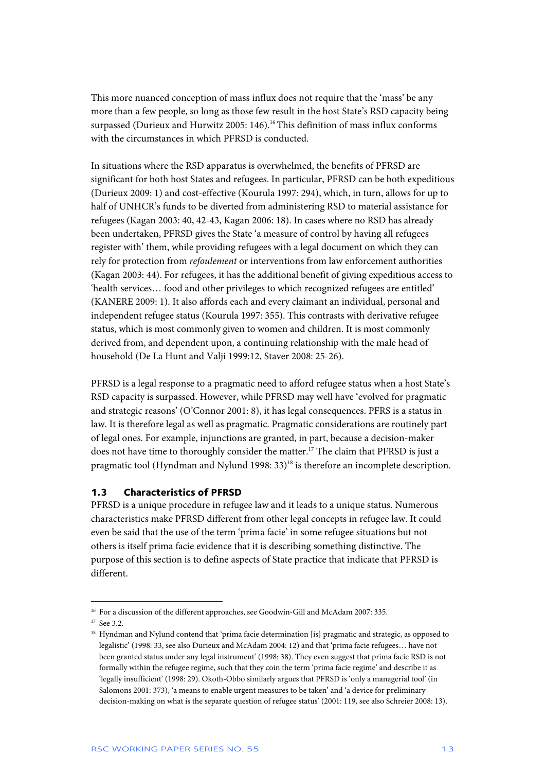This more nuanced conception of mass influx does not require that the 'mass' be any more than a few people, so long as those few result in the host State's RSD capacity being surpassed (Durieux and Hurwitz 2005: 146).[16] This definition of mass influx conforms with the circumstances in which PFRSD is conducted.

In situations where the RSD apparatus is overwhelmed, the benefits of PFRSD are significant for both host States and refugees. In particular, PFRSD can be both expeditious (Durieux 2009: 1) and cost-effective (Kourula 1997: 294), which, in turn, allows for up to half of UNHCR's funds to be diverted from administering RSD to material assistance for refugees (Kagan 2003: 40, 42-43, Kagan 2006: 18). In cases where no RSD has already been undertaken, PFRSD gives the State 'a measure of control by having all refugees register with' them, while providing refugees with a legal document on which they can rely for protection from *refoulement* or interventions from law enforcement authorities (Kagan 2003: 44). For refugees, it has the additional benefit of giving expeditious access to 'health services… food and other privileges to which recognized refugees are entitled' (KANERE 2009: 1). It also affords each and every claimant an individual, personal and independent refugee status (Kourula 1997: 355). This contrasts with derivative refugee status, which is most commonly given to women and children. It is most commonly derived from, and dependent upon, a continuing relationship with the male head of household (De La Hunt and Valji 1999:12, Staver 2008: 25-26).

PFRSD is a legal response to a pragmatic need to afford refugee status when a host State's RSD capacity is surpassed. However, while PFRSD may well have 'evolved for pragmatic and strategic reasons' (O'Connor 2001: 8), it has legal consequences. PFRS is a status in law. It is therefore legal as well as pragmatic. Pragmatic considerations are routinely part of legal ones. For example, injunctions are granted, in part, because a decision-maker does not have time to thoroughly consider the matter.[17] The claim that PFRSD is just a pragmatic tool (Hyndman and Nylund 1998: 33)[18] is therefore an incomplete description.

### 1.3 Characteristics of PFRSD

PFRSD is a unique procedure in refugee law and it leads to a unique status. Numerous characteristics make PFRSD different from other legal concepts in refugee law. It could even be said that the use of the term 'prima facie' in some refugee situations but not others is itself prima facie evidence that it is describing something distinctive. The purpose of this section is to define aspects of State practice that indicate that PFRSD is different.

---

[16] For a discussion of the different approaches, see Goodwin-Gill and McAdam 2007: 335.

[17] See 3.2.

[18] Hyndman and Nylund contend that 'prima facie determination [is] pragmatic and strategic, as opposed to legalistic' (1998: 33, see also Durieux and McAdam 2004: 12) and that 'prima facie refugees… have not been granted status under any legal instrument' (1998: 38). They even suggest that prima facie RSD is not formally within the refugee regime, such that they coin the term 'prima facie regime' and describe it as 'legally insufficient' (1998: 29). Okoth-Obbo similarly argues that PFRSD is 'only a managerial tool' (in Salomons 2001: 373), 'a means to enable urgent measures to be taken' and 'a device for preliminary decision-making on what is the separate question of refugee status' (2001: 119, see also Schreier 2008: 13).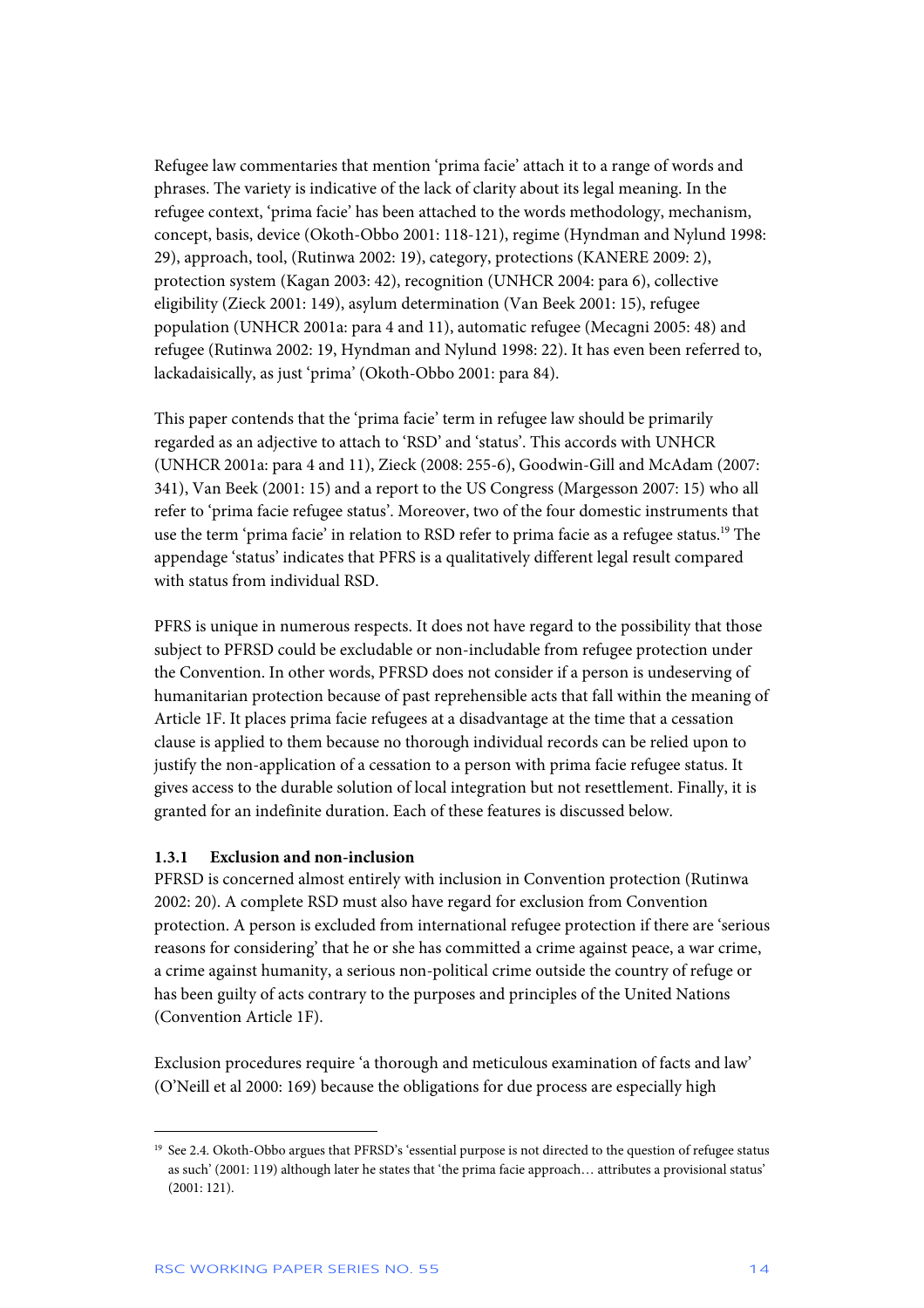Refugee law commentaries that mention 'prima facie' attach it to a range of words and phrases. The variety is indicative of the lack of clarity about its legal meaning. In the refugee context, 'prima facie' has been attached to the words methodology, mechanism, concept, basis, device (Okoth-Obbo 2001: 118-121), regime (Hyndman and Nylund 1998: 29), approach, tool, (Rutinwa 2002: 19), category, protections (KANERE 2009: 2), protection system (Kagan 2003: 42), recognition (UNHCR 2004: para 6), collective eligibility (Zieck 2001: 149), asylum determination (Van Beek 2001: 15), refugee population (UNHCR 2001a: para 4 and 11), automatic refugee (Mecagni 2005: 48) and refugee (Rutinwa 2002: 19, Hyndman and Nylund 1998: 22). It has even been referred to, lackadaisically, as just 'prima' (Okoth-Obbo 2001: para 84).

This paper contends that the 'prima facie' term in refugee law should be primarily regarded as an adjective to attach to 'RSD' and 'status'. This accords with UNHCR (UNHCR 2001a: para 4 and 11), Zieck (2008: 255-6), Goodwin-Gill and McAdam (2007: 341), Van Beek (2001: 15) and a report to the US Congress (Margesson 2007: 15) who all refer to 'prima facie refugee status'. Moreover, two of the four domestic instruments that use the term 'prima facie' in relation to RSD refer to prima facie as a refugee status.[19] The appendage 'status' indicates that PFRS is a qualitatively different legal result compared with status from individual RSD.

PFRS is unique in numerous respects. It does not have regard to the possibility that those subject to PFRSD could be excludable or non-includable from refugee protection under the Convention. In other words, PFRSD does not consider if a person is undeserving of humanitarian protection because of past reprehensible acts that fall within the meaning of Article 1F. It places prima facie refugees at a disadvantage at the time that a cessation clause is applied to them because no thorough individual records can be relied upon to justify the non-application of a cessation to a person with prima facie refugee status. It gives access to the durable solution of local integration but not resettlement. Finally, it is granted for an indefinite duration. Each of these features is discussed below.

### 1.3.1 Exclusion and non-inclusion

PFRSD is concerned almost entirely with inclusion in Convention protection (Rutinwa 2002: 20). A complete RSD must also have regard for exclusion from Convention protection. A person is excluded from international refugee protection if there are 'serious reasons for considering' that he or she has committed a crime against peace, a war crime, a crime against humanity, a serious non-political crime outside the country of refuge or has been guilty of acts contrary to the purposes and principles of the United Nations (Convention Article 1F).

Exclusion procedures require 'a thorough and meticulous examination of facts and law' (O'Neill et al 2000: 169) because the obligations for due process are especially high

---

[19] See 2.4. Okoth-Obbo argues that PFRSD's 'essential purpose is not directed to the question of refugee status as such' (2001: 119) although later he states that 'the prima facie approach… attributes a provisional status' (2001: 121).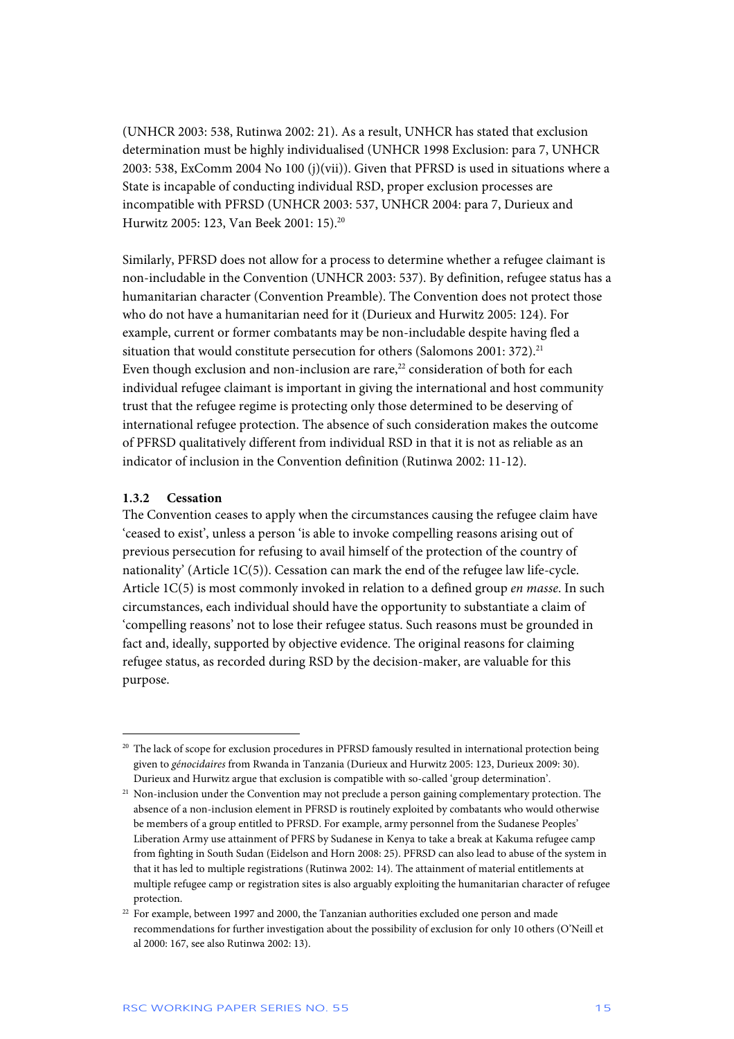(UNHCR 2003: 538, Rutinwa 2002: 21). As a result, UNHCR has stated that exclusion determination must be highly individualised (UNHCR 1998 Exclusion: para 7, UNHCR 2003: 538, ExComm 2004 No 100 (j)(vii)). Given that PFRSD is used in situations where a State is incapable of conducting individual RSD, proper exclusion processes are incompatible with PFRSD (UNHCR 2003: 537, UNHCR 2004: para 7, Durieux and Hurwitz 2005: 123, Van Beek 2001: 15).[20]

Similarly, PFRSD does not allow for a process to determine whether a refugee claimant is non-includable in the Convention (UNHCR 2003: 537). By definition, refugee status has a humanitarian character (Convention Preamble). The Convention does not protect those who do not have a humanitarian need for it (Durieux and Hurwitz 2005: 124). For example, current or former combatants may be non-includable despite having fled a situation that would constitute persecution for others (Salomons 2001: 372).[21] Even though exclusion and non-inclusion are rare,[22] consideration of both for each individual refugee claimant is important in giving the international and host community trust that the refugee regime is protecting only those determined to be deserving of international refugee protection. The absence of such consideration makes the outcome of PFRSD qualitatively different from individual RSD in that it is not as reliable as an indicator of inclusion in the Convention definition (Rutinwa 2002: 11-12).

### 1.3.2 Cessation

The Convention ceases to apply when the circumstances causing the refugee claim have 'ceased to exist', unless a person 'is able to invoke compelling reasons arising out of previous persecution for refusing to avail himself of the protection of the country of nationality' (Article 1C(5)). Cessation can mark the end of the refugee law life-cycle. Article 1C(5) is most commonly invoked in relation to a defined group *en masse*. In such circumstances, each individual should have the opportunity to substantiate a claim of 'compelling reasons' not to lose their refugee status. Such reasons must be grounded in fact and, ideally, supported by objective evidence. The original reasons for claiming refugee status, as recorded during RSD by the decision-maker, are valuable for this purpose.

---

[20] The lack of scope for exclusion procedures in PFRSD famously resulted in international protection being given to *génocidaires* from Rwanda in Tanzania (Durieux and Hurwitz 2005: 123, Durieux 2009: 30). Durieux and Hurwitz argue that exclusion is compatible with so-called 'group determination'.

[21] Non-inclusion under the Convention may not preclude a person gaining complementary protection. The absence of a non-inclusion element in PFRSD is routinely exploited by combatants who would otherwise be members of a group entitled to PFRSD. For example, army personnel from the Sudanese Peoples' Liberation Army use attainment of PFRS by Sudanese in Kenya to take a break at Kakuma refugee camp from fighting in South Sudan (Eidelson and Horn 2008: 25). PFRSD can also lead to abuse of the system in that it has led to multiple registrations (Rutinwa 2002: 14). The attainment of material entitlements at multiple refugee camp or registration sites is also arguably exploiting the humanitarian character of refugee protection.

[22] For example, between 1997 and 2000, the Tanzanian authorities excluded one person and made recommendations for further investigation about the possibility of exclusion for only 10 others (O'Neill et al 2000: 167, see also Rutinwa 2002: 13).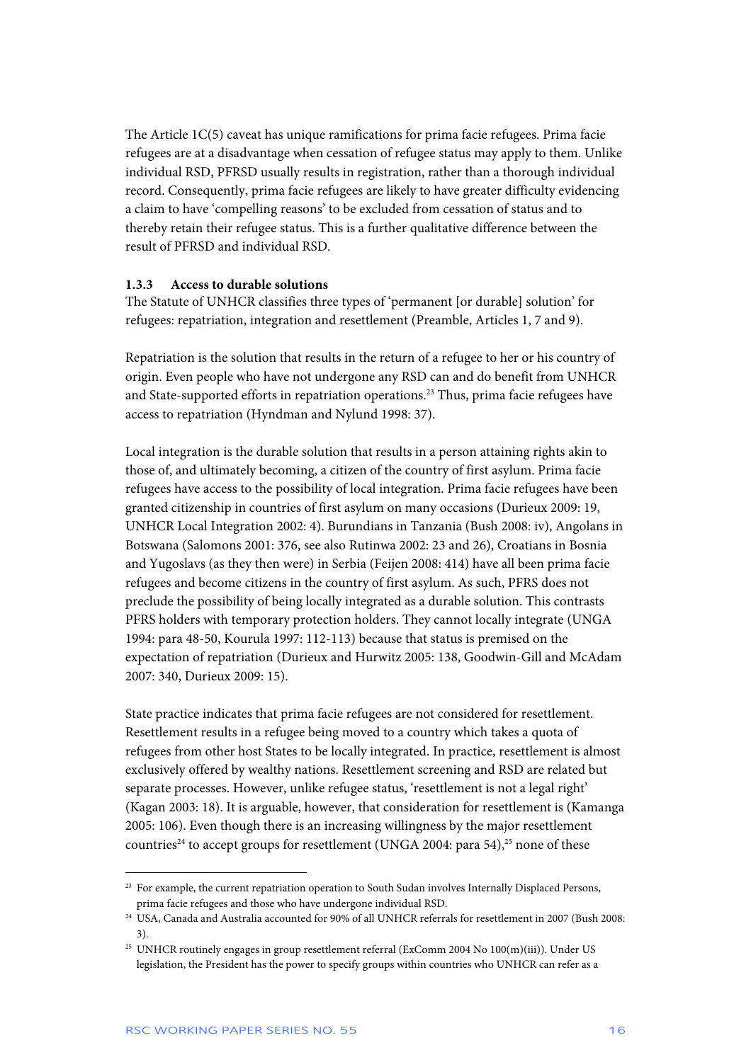The Article 1C(5) caveat has unique ramifications for prima facie refugees. Prima facie refugees are at a disadvantage when cessation of refugee status may apply to them. Unlike individual RSD, PFRSD usually results in registration, rather than a thorough individual record. Consequently, prima facie refugees are likely to have greater difficulty evidencing a claim to have 'compelling reasons' to be excluded from cessation of status and to thereby retain their refugee status. This is a further qualitative difference between the result of PFRSD and individual RSD.

### 1.3.3 Access to durable solutions

The Statute of UNHCR classifies three types of 'permanent [or durable] solution' for refugees: repatriation, integration and resettlement (Preamble, Articles 1, 7 and 9).

Repatriation is the solution that results in the return of a refugee to her or his country of origin. Even people who have not undergone any RSD can and do benefit from UNHCR and State-supported efforts in repatriation operations.[23] Thus, prima facie refugees have access to repatriation (Hyndman and Nylund 1998: 37).

Local integration is the durable solution that results in a person attaining rights akin to those of, and ultimately becoming, a citizen of the country of first asylum. Prima facie refugees have access to the possibility of local integration. Prima facie refugees have been granted citizenship in countries of first asylum on many occasions (Durieux 2009: 19, UNHCR Local Integration 2002: 4). Burundians in Tanzania (Bush 2008: iv), Angolans in Botswana (Salomons 2001: 376, see also Rutinwa 2002: 23 and 26), Croatians in Bosnia and Yugoslavs (as they then were) in Serbia (Feijen 2008: 414) have all been prima facie refugees and become citizens in the country of first asylum. As such, PFRS does not preclude the possibility of being locally integrated as a durable solution. This contrasts PFRS holders with temporary protection holders. They cannot locally integrate (UNGA 1994: para 48-50, Kourula 1997: 112-113) because that status is premised on the expectation of repatriation (Durieux and Hurwitz 2005: 138, Goodwin-Gill and McAdam 2007: 340, Durieux 2009: 15).

State practice indicates that prima facie refugees are not considered for resettlement. Resettlement results in a refugee being moved to a country which takes a quota of refugees from other host States to be locally integrated. In practice, resettlement is almost exclusively offered by wealthy nations. Resettlement screening and RSD are related but separate processes. However, unlike refugee status, 'resettlement is not a legal right' (Kagan 2003: 18). It is arguable, however, that consideration for resettlement is (Kamanga 2005: 106). Even though there is an increasing willingness by the major resettlement countries[24] to accept groups for resettlement (UNGA 2004: para 54),[25] none of these

---

[23] For example, the current repatriation operation to South Sudan involves Internally Displaced Persons, prima facie refugees and those who have undergone individual RSD.

[24] USA, Canada and Australia accounted for 90% of all UNHCR referrals for resettlement in 2007 (Bush 2008: 3).

[25] UNHCR routinely engages in group resettlement referral (ExComm 2004 No 100(m)(iii)). Under US legislation, the President has the power to specify groups within countries who UNHCR can refer as a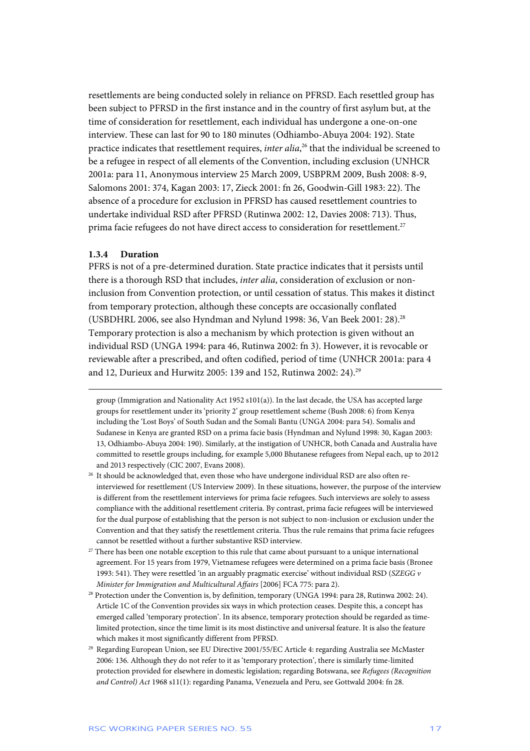resettlements are being conducted solely in reliance on PFRSD. Each resettled group has been subject to PFRSD in the first instance and in the country of first asylum but, at the time of consideration for resettlement, each individual has undergone a one-on-one interview. These can last for 90 to 180 minutes (Odhiambo-Abuya 2004: 192). State practice indicates that resettlement requires, *inter alia*,[26] that the individual be screened to be a refugee in respect of all elements of the Convention, including exclusion (UNHCR 2001a: para 11, Anonymous interview 25 March 2009, USBPRM 2009, Bush 2008: 8-9, Salomons 2001: 374, Kagan 2003: 17, Zieck 2001: fn 26, Goodwin-Gill 1983: 22). The absence of a procedure for exclusion in PFRSD has caused resettlement countries to undertake individual RSD after PFRSD (Rutinwa 2002: 12, Davies 2008: 713). Thus, prima facie refugees do not have direct access to consideration for resettlement.[27]

### 1.3.4 Duration

PFRS is not of a pre-determined duration. State practice indicates that it persists until there is a thorough RSD that includes, *inter alia*, consideration of exclusion or non-inclusion from Convention protection, or until cessation of status. This makes it distinct from temporary protection, although these concepts are occasionally conflated (USBDHRL 2006, see also Hyndman and Nylund 1998: 36, Van Beek 2001: 28).[28] Temporary protection is also a mechanism by which protection is given without an individual RSD (UNGA 1994: para 46, Rutinwa 2002: fn 3). However, it is revocable or reviewable after a prescribed, and often codified, period of time (UNHCR 2001a: para 4 and 12, Durieux and Hurwitz 2005: 139 and 152, Rutinwa 2002: 24).[29]

---

group (Immigration and Nationality Act 1952 s101(a)). In the last decade, the USA has accepted large groups for resettlement under its 'priority 2' group resettlement scheme (Bush 2008: 6) from Kenya including the 'Lost Boys' of South Sudan and the Somali Bantu (UNGA 2004: para 54). Somalis and Sudanese in Kenya are granted RSD on a prima facie basis (Hyndman and Nylund 1998: 30, Kagan 2003: 13, Odhiambo-Abuya 2004: 190). Similarly, at the instigation of UNHCR, both Canada and Australia have committed to resettle groups including, for example 5,000 Bhutanese refugees from Nepal each, up to 2012 and 2013 respectively (CIC 2007, Evans 2008).

[26] It should be acknowledged that, even those who have undergone individual RSD are also often re-interviewed for resettlement (US Interview 2009). In these situations, however, the purpose of the interview is different from the resettlement interviews for prima facie refugees. Such interviews are solely to assess compliance with the additional resettlement criteria. By contrast, prima facie refugees will be interviewed for the dual purpose of establishing that the person is not subject to non-inclusion or exclusion under the Convention and that they satisfy the resettlement criteria. Thus the rule remains that prima facie refugees cannot be resettled without a further substantive RSD interview.

[27] There has been one notable exception to this rule that came about pursuant to a unique international agreement. For 15 years from 1979, Vietnamese refugees were determined on a prima facie basis (Bronee 1993: 541). They were resettled 'in an arguably pragmatic exercise' without individual RSD (*SZEGG v Minister for Immigration and Multicultural Affairs* [2006] FCA 775: para 2).

[28] Protection under the Convention is, by definition, temporary (UNGA 1994: para 28, Rutinwa 2002: 24). Article 1C of the Convention provides six ways in which protection ceases. Despite this, a concept has emerged called 'temporary protection'. In its absence, temporary protection should be regarded as time-limited protection, since the time limit is its most distinctive and universal feature. It is also the feature which makes it most significantly different from PFRSD.

[29] Regarding European Union, see EU Directive 2001/55/EC Article 4: regarding Australia see McMaster 2006: 136. Although they do not refer to it as 'temporary protection', there is similarly time-limited protection provided for elsewhere in domestic legislation; regarding Botswana, see *Refugees (Recognition and Control) Act* 1968 s11(1): regarding Panama, Venezuela and Peru, see Gottwald 2004: fn 28.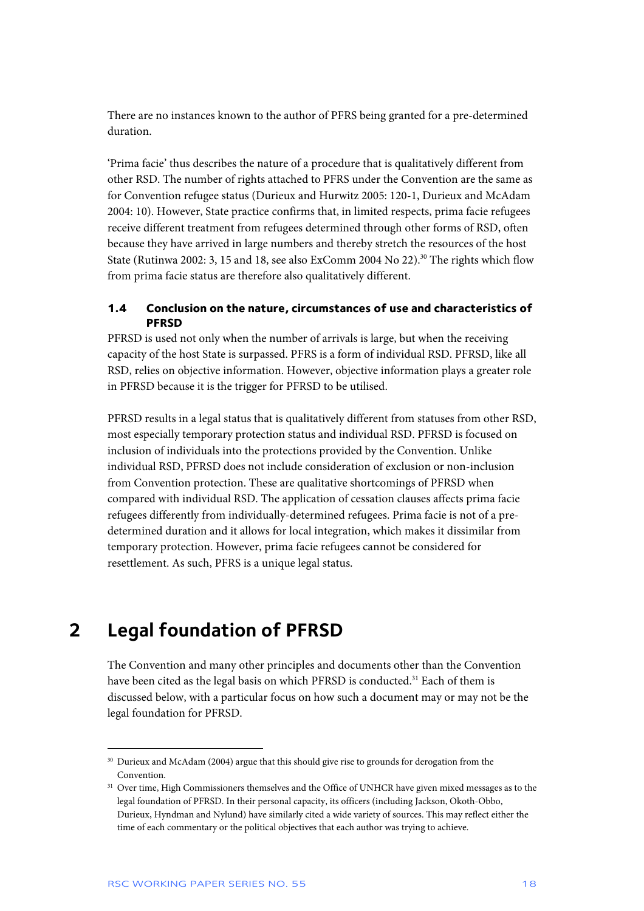There are no instances known to the author of PFRS being granted for a pre-determined duration.

'Prima facie' thus describes the nature of a procedure that is qualitatively different from other RSD. The number of rights attached to PFRS under the Convention are the same as for Convention refugee status (Durieux and Hurwitz 2005: 120-1, Durieux and McAdam 2004: 10). However, State practice confirms that, in limited respects, prima facie refugees receive different treatment from refugees determined through other forms of RSD, often because they have arrived in large numbers and thereby stretch the resources of the host State (Rutinwa 2002: 3, 15 and 18, see also ExComm 2004 No 22).[30] The rights which flow from prima facie status are therefore also qualitatively different.

### 1.4 Conclusion on the nature, circumstances of use and characteristics of PFRSD

PFRSD is used not only when the number of arrivals is large, but when the receiving capacity of the host State is surpassed. PFRS is a form of individual RSD. PFRSD, like all RSD, relies on objective information. However, objective information plays a greater role in PFRSD because it is the trigger for PFRSD to be utilised.

PFRSD results in a legal status that is qualitatively different from statuses from other RSD, most especially temporary protection status and individual RSD. PFRSD is focused on inclusion of individuals into the protections provided by the Convention. Unlike individual RSD, PFRSD does not include consideration of exclusion or non-inclusion from Convention protection. These are qualitative shortcomings of PFRSD when compared with individual RSD. The application of cessation clauses affects prima facie refugees differently from individually-determined refugees. Prima facie is not of a pre-determined duration and it allows for local integration, which makes it dissimilar from temporary protection. However, prima facie refugees cannot be considered for resettlement. As such, PFRS is a unique legal status.

## 2 Legal foundation of PFRSD

The Convention and many other principles and documents other than the Convention have been cited as the legal basis on which PFRSD is conducted.[31] Each of them is discussed below, with a particular focus on how such a document may or may not be the legal foundation for PFRSD.

---

[30] Durieux and McAdam (2004) argue that this should give rise to grounds for derogation from the Convention.

[31] Over time, High Commissioners themselves and the Office of UNHCR have given mixed messages as to the legal foundation of PFRSD. In their personal capacity, its officers (including Jackson, Okoth-Obbo, Durieux, Hyndman and Nylund) have similarly cited a wide variety of sources. This may reflect either the time of each commentary or the political objectives that each author was trying to achieve.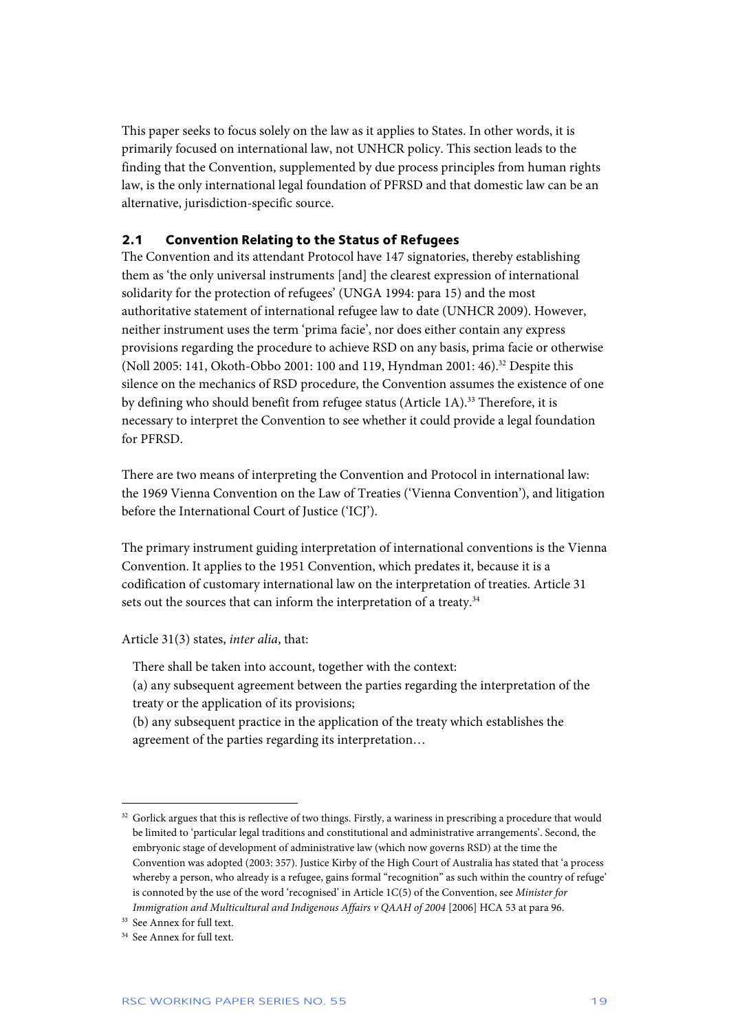This paper seeks to focus solely on the law as it applies to States. In other words, it is primarily focused on international law, not UNHCR policy. This section leads to the finding that the Convention, supplemented by due process principles from human rights law, is the only international legal foundation of PFRSD and that domestic law can be an alternative, jurisdiction-specific source.

### 2.1 Convention Relating to the Status of Refugees

The Convention and its attendant Protocol have 147 signatories, thereby establishing them as 'the only universal instruments [and] the clearest expression of international solidarity for the protection of refugees' (UNGA 1994: para 15) and the most authoritative statement of international refugee law to date (UNHCR 2009). However, neither instrument uses the term 'prima facie', nor does either contain any express provisions regarding the procedure to achieve RSD on any basis, prima facie or otherwise (Noll 2005: 141, Okoth-Obbo 2001: 100 and 119, Hyndman 2001: 46).[32] Despite this silence on the mechanics of RSD procedure, the Convention assumes the existence of one by defining who should benefit from refugee status (Article 1A).[33] Therefore, it is necessary to interpret the Convention to see whether it could provide a legal foundation for PFRSD.

There are two means of interpreting the Convention and Protocol in international law: the 1969 Vienna Convention on the Law of Treaties ('Vienna Convention'), and litigation before the International Court of Justice ('ICJ').

The primary instrument guiding interpretation of international conventions is the Vienna Convention. It applies to the 1951 Convention, which predates it, because it is a codification of customary international law on the interpretation of treaties. Article 31 sets out the sources that can inform the interpretation of a treaty.[34]

Article 31(3) states, *inter alia*, that:

> There shall be taken into account, together with the context:
> (a) any subsequent agreement between the parties regarding the interpretation of the treaty or the application of its provisions;
> (b) any subsequent practice in the application of the treaty which establishes the agreement of the parties regarding its interpretation…

---

[32] Gorlick argues that this is reflective of two things. Firstly, a wariness in prescribing a procedure that would be limited to 'particular legal traditions and constitutional and administrative arrangements'. Second, the embryonic stage of development of administrative law (which now governs RSD) at the time the Convention was adopted (2003: 357). Justice Kirby of the High Court of Australia has stated that 'a process whereby a person, who already is a refugee, gains formal "recognition" as such within the country of refuge' is connoted by the use of the word 'recognised' in Article 1C(5) of the Convention, see *Minister for Immigration and Multicultural and Indigenous Affairs v QAAH of 2004* [2006] HCA 53 at para 96.

[33] See Annex for full text.

[34] See Annex for full text.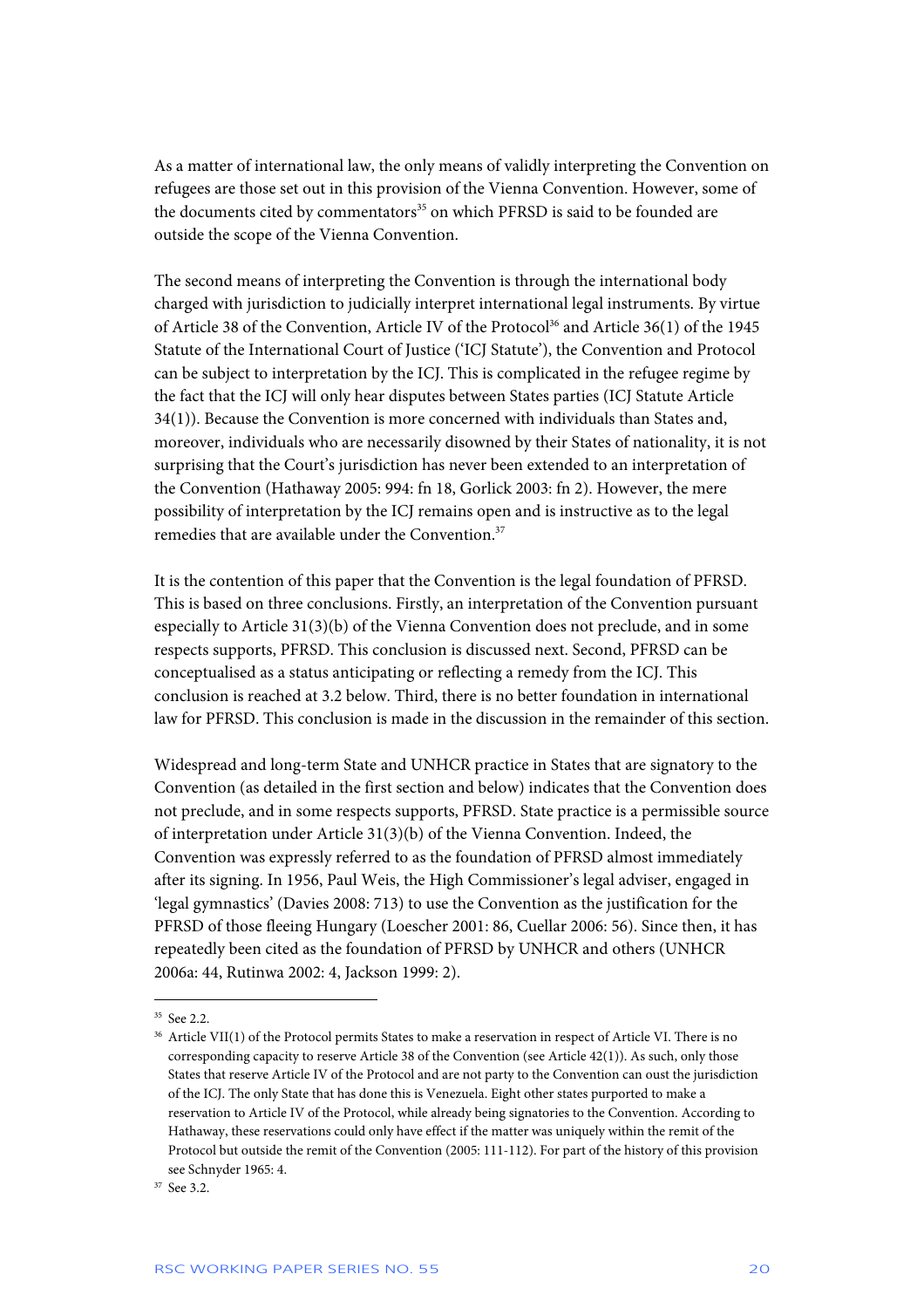As a matter of international law, the only means of validly interpreting the Convention on refugees are those set out in this provision of the Vienna Convention. However, some of the documents cited by commentators[35] on which PFRSD is said to be founded are outside the scope of the Vienna Convention.

The second means of interpreting the Convention is through the international body charged with jurisdiction to judicially interpret international legal instruments. By virtue of Article 38 of the Convention, Article IV of the Protocol[36] and Article 36(1) of the 1945 Statute of the International Court of Justice ('ICJ Statute'), the Convention and Protocol can be subject to interpretation by the ICJ. This is complicated in the refugee regime by the fact that the ICJ will only hear disputes between States parties (ICJ Statute Article 34(1)). Because the Convention is more concerned with individuals than States and, moreover, individuals who are necessarily disowned by their States of nationality, it is not surprising that the Court's jurisdiction has never been extended to an interpretation of the Convention (Hathaway 2005: 994: fn 18, Gorlick 2003: fn 2). However, the mere possibility of interpretation by the ICJ remains open and is instructive as to the legal remedies that are available under the Convention.[37]

It is the contention of this paper that the Convention is the legal foundation of PFRSD. This is based on three conclusions. Firstly, an interpretation of the Convention pursuant especially to Article 31(3)(b) of the Vienna Convention does not preclude, and in some respects supports, PFRSD. This conclusion is discussed next. Second, PFRSD can be conceptualised as a status anticipating or reflecting a remedy from the ICJ. This conclusion is reached at 3.2 below. Third, there is no better foundation in international law for PFRSD. This conclusion is made in the discussion in the remainder of this section.

Widespread and long-term State and UNHCR practice in States that are signatory to the Convention (as detailed in the first section and below) indicates that the Convention does not preclude, and in some respects supports, PFRSD. State practice is a permissible source of interpretation under Article 31(3)(b) of the Vienna Convention. Indeed, the Convention was expressly referred to as the foundation of PFRSD almost immediately after its signing. In 1956, Paul Weis, the High Commissioner's legal adviser, engaged in 'legal gymnastics' (Davies 2008: 713) to use the Convention as the justification for the PFRSD of those fleeing Hungary (Loescher 2001: 86, Cuellar 2006: 56). Since then, it has repeatedly been cited as the foundation of PFRSD by UNHCR and others (UNHCR 2006a: 44, Rutinwa 2002: 4, Jackson 1999: 2).

---

[35] See 2.2.

[36] Article VII(1) of the Protocol permits States to make a reservation in respect of Article VI. There is no corresponding capacity to reserve Article 38 of the Convention (see Article 42(1)). As such, only those States that reserve Article IV of the Protocol and are not party to the Convention can oust the jurisdiction of the ICJ. The only State that has done this is Venezuela. Eight other states purported to make a reservation to Article IV of the Protocol, while already being signatories to the Convention. According to Hathaway, these reservations could only have effect if the matter was uniquely within the remit of the Protocol but outside the remit of the Convention (2005: 111-112). For part of the history of this provision see Schnyder 1965: 4.

[37] See 3.2.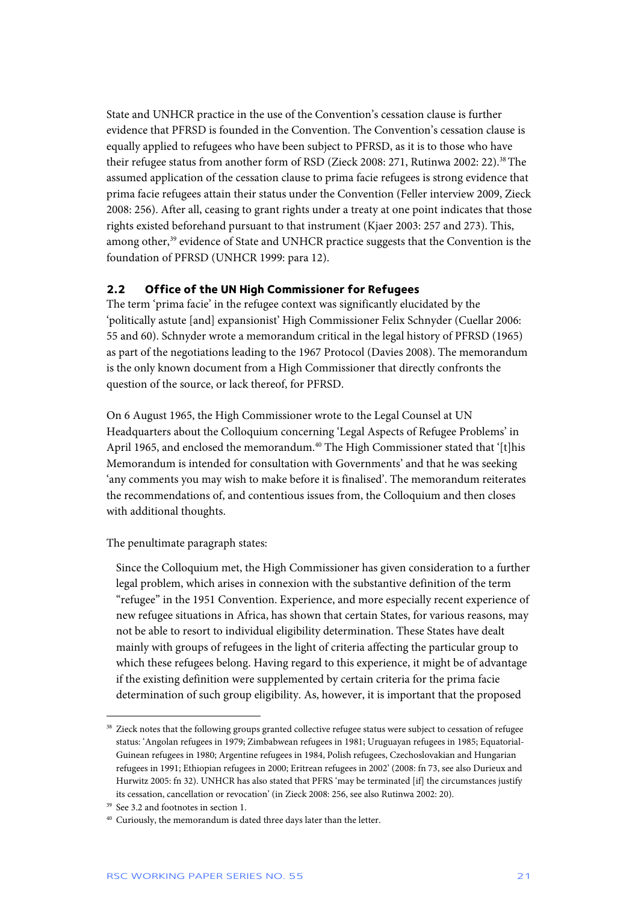State and UNHCR practice in the use of the Convention's cessation clause is further evidence that PFRSD is founded in the Convention. The Convention's cessation clause is equally applied to refugees who have been subject to PFRSD, as it is to those who have their refugee status from another form of RSD (Zieck 2008: 271, Rutinwa 2002: 22).[38] The assumed application of the cessation clause to prima facie refugees is strong evidence that prima facie refugees attain their status under the Convention (Feller interview 2009, Zieck 2008: 256). After all, ceasing to grant rights under a treaty at one point indicates that those rights existed beforehand pursuant to that instrument (Kjaer 2003: 257 and 273). This, among other,[39] evidence of State and UNHCR practice suggests that the Convention is the foundation of PFRSD (UNHCR 1999: para 12).

## 2.2 Office of the UN High Commissioner for Refugees

The term 'prima facie' in the refugee context was significantly elucidated by the 'politically astute [and] expansionist' High Commissioner Felix Schnyder (Cuellar 2006: 55 and 60). Schnyder wrote a memorandum critical in the legal history of PFRSD (1965) as part of the negotiations leading to the 1967 Protocol (Davies 2008). The memorandum is the only known document from a High Commissioner that directly confronts the question of the source, or lack thereof, for PFRSD.

On 6 August 1965, the High Commissioner wrote to the Legal Counsel at UN Headquarters about the Colloquium concerning 'Legal Aspects of Refugee Problems' in April 1965, and enclosed the memorandum.[40] The High Commissioner stated that '[t]his Memorandum is intended for consultation with Governments' and that he was seeking 'any comments you may wish to make before it is finalised'. The memorandum reiterates the recommendations of, and contentious issues from, the Colloquium and then closes with additional thoughts.

The penultimate paragraph states:

> Since the Colloquium met, the High Commissioner has given consideration to a further legal problem, which arises in connexion with the substantive definition of the term "refugee" in the 1951 Convention. Experience, and more especially recent experience of new refugee situations in Africa, has shown that certain States, for various reasons, may not be able to resort to individual eligibility determination. These States have dealt mainly with groups of refugees in the light of criteria affecting the particular group to which these refugees belong. Having regard to this experience, it might be of advantage if the existing definition were supplemented by certain criteria for the prima facie determination of such group eligibility. As, however, it is important that the proposed

---

[38] Zieck notes that the following groups granted collective refugee status were subject to cessation of refugee status: 'Angolan refugees in 1979; Zimbabwean refugees in 1981; Uruguayan refugees in 1985; Equatorial-Guinean refugees in 1980; Argentine refugees in 1984, Polish refugees, Czechoslovakian and Hungarian refugees in 1991; Ethiopian refugees in 2000; Eritrean refugees in 2002' (2008: fn 73, see also Durieux and Hurwitz 2005: fn 32). UNHCR has also stated that PFRS 'may be terminated [if] the circumstances justify its cessation, cancellation or revocation' (in Zieck 2008: 256, see also Rutinwa 2002: 20).

[39] See 3.2 and footnotes in section 1.

[40] Curiously, the memorandum is dated three days later than the letter.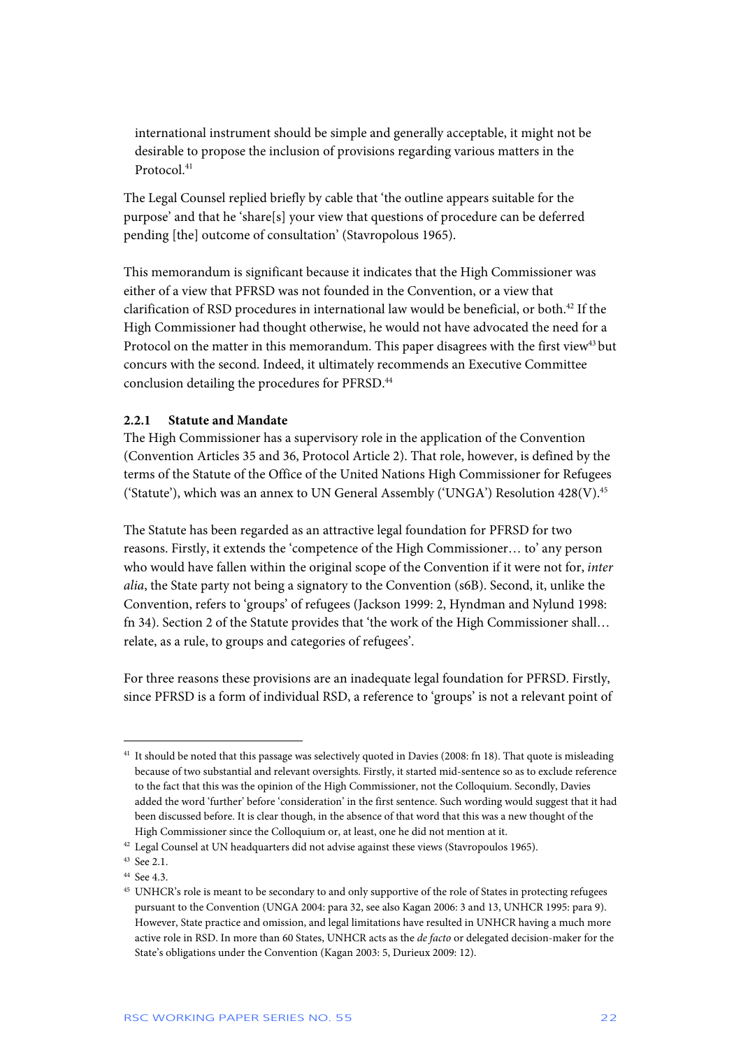international instrument should be simple and generally acceptable, it might not be desirable to propose the inclusion of provisions regarding various matters in the Protocol.[41]

The Legal Counsel replied briefly by cable that 'the outline appears suitable for the purpose' and that he 'share[s] your view that questions of procedure can be deferred pending [the] outcome of consultation' (Stavropolous 1965).

This memorandum is significant because it indicates that the High Commissioner was either of a view that PFRSD was not founded in the Convention, or a view that clarification of RSD procedures in international law would be beneficial, or both.[42] If the High Commissioner had thought otherwise, he would not have advocated the need for a Protocol on the matter in this memorandum. This paper disagrees with the first view[43] but concurs with the second. Indeed, it ultimately recommends an Executive Committee conclusion detailing the procedures for PFRSD.[44]

### 2.2.1 Statute and Mandate

The High Commissioner has a supervisory role in the application of the Convention (Convention Articles 35 and 36, Protocol Article 2). That role, however, is defined by the terms of the Statute of the Office of the United Nations High Commissioner for Refugees ('Statute'), which was an annex to UN General Assembly ('UNGA') Resolution 428(V).[45]

The Statute has been regarded as an attractive legal foundation for PFRSD for two reasons. Firstly, it extends the 'competence of the High Commissioner… to' any person who would have fallen within the original scope of the Convention if it were not for, *inter alia*, the State party not being a signatory to the Convention (s6B). Second, it, unlike the Convention, refers to 'groups' of refugees (Jackson 1999: 2, Hyndman and Nylund 1998: fn 34). Section 2 of the Statute provides that 'the work of the High Commissioner shall… relate, as a rule, to groups and categories of refugees'.

For three reasons these provisions are an inadequate legal foundation for PFRSD. Firstly, since PFRSD is a form of individual RSD, a reference to 'groups' is not a relevant point of

---

[41] It should be noted that this passage was selectively quoted in Davies (2008: fn 18). That quote is misleading because of two substantial and relevant oversights. Firstly, it started mid-sentence so as to exclude reference to the fact that this was the opinion of the High Commissioner, not the Colloquium. Secondly, Davies added the word 'further' before 'consideration' in the first sentence. Such wording would suggest that it had been discussed before. It is clear though, in the absence of that word that this was a new thought of the High Commissioner since the Colloquium or, at least, one he did not mention at it.

[42] Legal Counsel at UN headquarters did not advise against these views (Stavropoulos 1965).

[43] See 2.1.

[44] See 4.3.

[45] UNHCR's role is meant to be secondary to and only supportive of the role of States in protecting refugees pursuant to the Convention (UNGA 2004: para 32, see also Kagan 2006: 3 and 13, UNHCR 1995: para 9). However, State practice and omission, and legal limitations have resulted in UNHCR having a much more active role in RSD. In more than 60 States, UNHCR acts as the *de facto* or delegated decision-maker for the State's obligations under the Convention (Kagan 2003: 5, Durieux 2009: 12).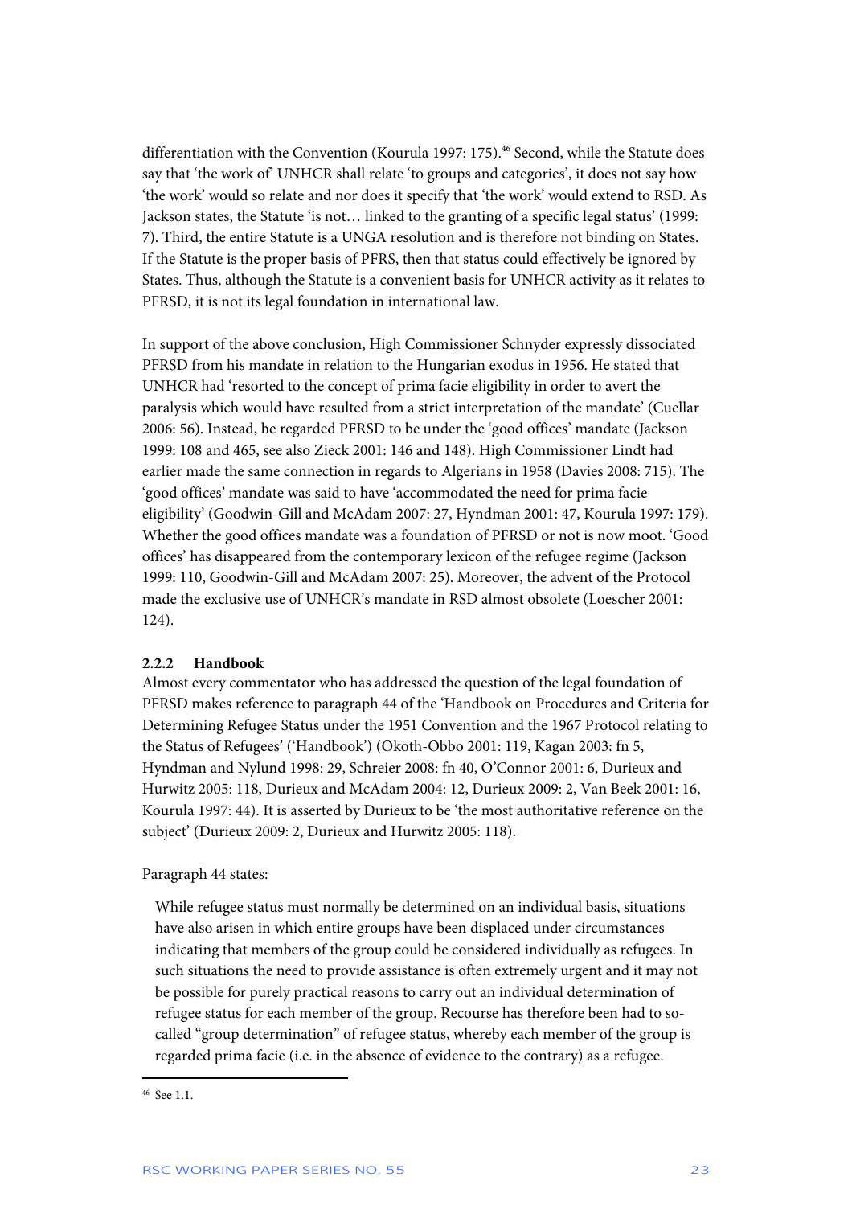differentiation with the Convention (Kourula 1997: 175).[46] Second, while the Statute does say that 'the work of' UNHCR shall relate 'to groups and categories', it does not say how 'the work' would so relate and nor does it specify that 'the work' would extend to RSD. As Jackson states, the Statute 'is not… linked to the granting of a specific legal status' (1999: 7). Third, the entire Statute is a UNGA resolution and is therefore not binding on States. If the Statute is the proper basis of PFRS, then that status could effectively be ignored by States. Thus, although the Statute is a convenient basis for UNHCR activity as it relates to PFRSD, it is not its legal foundation in international law.

In support of the above conclusion, High Commissioner Schnyder expressly dissociated PFRSD from his mandate in relation to the Hungarian exodus in 1956. He stated that UNHCR had 'resorted to the concept of prima facie eligibility in order to avert the paralysis which would have resulted from a strict interpretation of the mandate' (Cuellar 2006: 56). Instead, he regarded PFRSD to be under the 'good offices' mandate (Jackson 1999: 108 and 465, see also Zieck 2001: 146 and 148). High Commissioner Lindt had earlier made the same connection in regards to Algerians in 1958 (Davies 2008: 715). The 'good offices' mandate was said to have 'accommodated the need for prima facie eligibility' (Goodwin-Gill and McAdam 2007: 27, Hyndman 2001: 47, Kourula 1997: 179). Whether the good offices mandate was a foundation of PFRSD or not is now moot. 'Good offices' has disappeared from the contemporary lexicon of the refugee regime (Jackson 1999: 110, Goodwin-Gill and McAdam 2007: 25). Moreover, the advent of the Protocol made the exclusive use of UNHCR's mandate in RSD almost obsolete (Loescher 2001: 124).

### 2.2.2 Handbook

Almost every commentator who has addressed the question of the legal foundation of PFRSD makes reference to paragraph 44 of the 'Handbook on Procedures and Criteria for Determining Refugee Status under the 1951 Convention and the 1967 Protocol relating to the Status of Refugees' ('Handbook') (Okoth-Obbo 2001: 119, Kagan 2003: fn 5, Hyndman and Nylund 1998: 29, Schreier 2008: fn 40, O'Connor 2001: 6, Durieux and Hurwitz 2005: 118, Durieux and McAdam 2004: 12, Durieux 2009: 2, Van Beek 2001: 16, Kourula 1997: 44). It is asserted by Durieux to be 'the most authoritative reference on the subject' (Durieux 2009: 2, Durieux and Hurwitz 2005: 118).

Paragraph 44 states:

> While refugee status must normally be determined on an individual basis, situations have also arisen in which entire groups have been displaced under circumstances indicating that members of the group could be considered individually as refugees. In such situations the need to provide assistance is often extremely urgent and it may not be possible for purely practical reasons to carry out an individual determination of refugee status for each member of the group. Recourse has therefore been had to so-called "group determination" of refugee status, whereby each member of the group is regarded prima facie (i.e. in the absence of evidence to the contrary) as a refugee.

[46] See 1.1.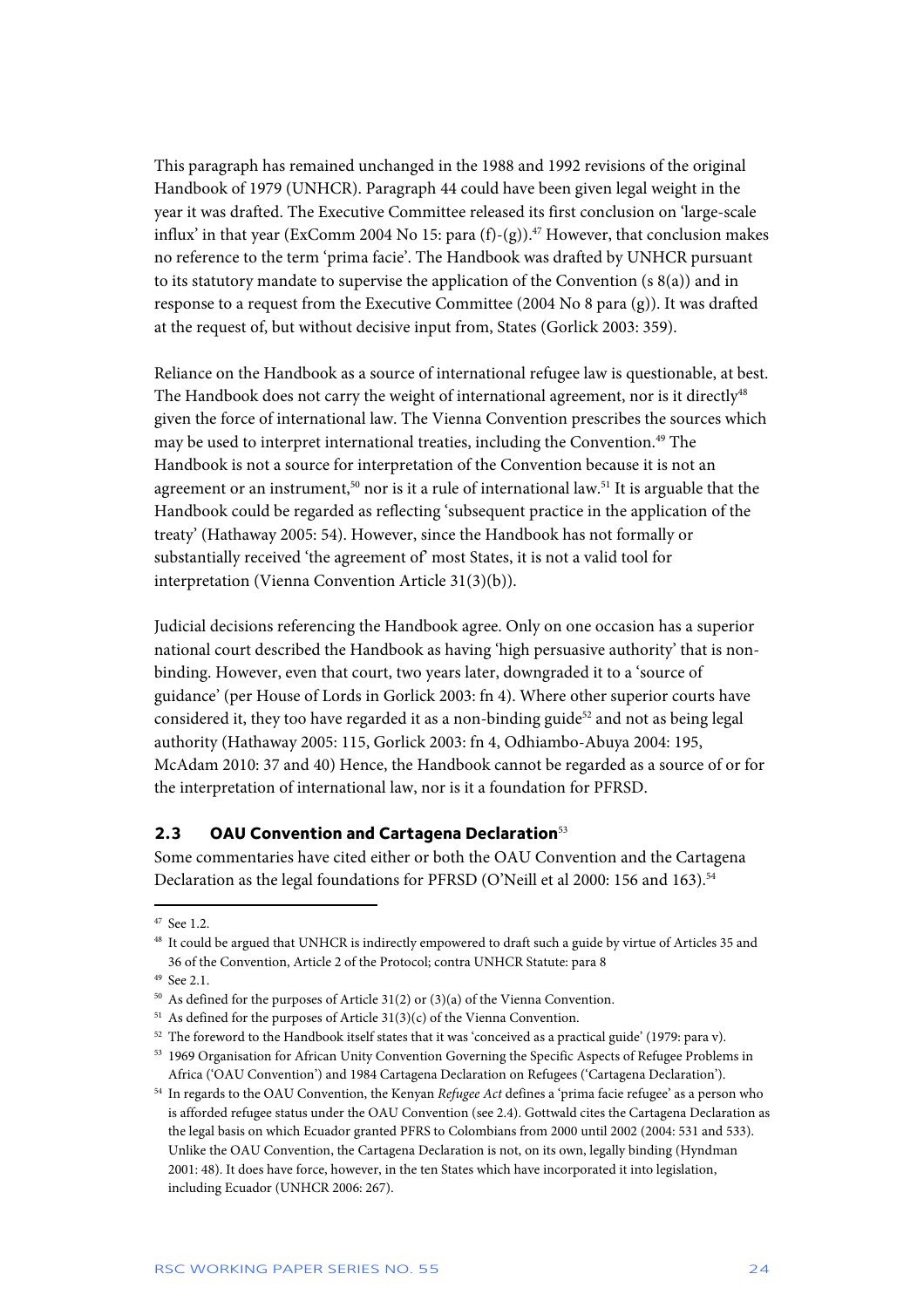This paragraph has remained unchanged in the 1988 and 1992 revisions of the original Handbook of 1979 (UNHCR). Paragraph 44 could have been given legal weight in the year it was drafted. The Executive Committee released its first conclusion on 'large-scale influx' in that year (ExComm 2004 No 15: para (f)-(g)).[47] However, that conclusion makes no reference to the term 'prima facie'. The Handbook was drafted by UNHCR pursuant to its statutory mandate to supervise the application of the Convention (s 8(a)) and in response to a request from the Executive Committee (2004 No 8 para (g)). It was drafted at the request of, but without decisive input from, States (Gorlick 2003: 359).

Reliance on the Handbook as a source of international refugee law is questionable, at best. The Handbook does not carry the weight of international agreement, nor is it directly[48] given the force of international law. The Vienna Convention prescribes the sources which may be used to interpret international treaties, including the Convention.[49] The Handbook is not a source for interpretation of the Convention because it is not an agreement or an instrument,[50] nor is it a rule of international law.[51] It is arguable that the Handbook could be regarded as reflecting 'subsequent practice in the application of the treaty' (Hathaway 2005: 54). However, since the Handbook has not formally or substantially received 'the agreement of' most States, it is not a valid tool for interpretation (Vienna Convention Article 31(3)(b)).

Judicial decisions referencing the Handbook agree. Only on one occasion has a superior national court described the Handbook as having 'high persuasive authority' that is non-binding. However, even that court, two years later, downgraded it to a 'source of guidance' (per House of Lords in Gorlick 2003: fn 4). Where other superior courts have considered it, they too have regarded it as a non-binding guide[52] and not as being legal authority (Hathaway 2005: 115, Gorlick 2003: fn 4, Odhiambo-Abuya 2004: 195, McAdam 2010: 37 and 40) Hence, the Handbook cannot be regarded as a source of or for the interpretation of international law, nor is it a foundation for PFRSD.

### 2.3 OAU Convention and Cartagena Declaration[53]

Some commentaries have cited either or both the OAU Convention and the Cartagena Declaration as the legal foundations for PFRSD (O'Neill et al 2000: 156 and 163).[54]

---

[47] See 1.2.

[48] It could be argued that UNHCR is indirectly empowered to draft such a guide by virtue of Articles 35 and 36 of the Convention, Article 2 of the Protocol; contra UNHCR Statute: para 8

[49] See 2.1.

[50] As defined for the purposes of Article 31(2) or (3)(a) of the Vienna Convention.

[51] As defined for the purposes of Article 31(3)(c) of the Vienna Convention.

[52] The foreword to the Handbook itself states that it was 'conceived as a practical guide' (1979: para v).

[53] 1969 Organisation for African Unity Convention Governing the Specific Aspects of Refugee Problems in Africa ('OAU Convention') and 1984 Cartagena Declaration on Refugees ('Cartagena Declaration').

[54] In regards to the OAU Convention, the Kenyan *Refugee Act* defines a 'prima facie refugee' as a person who is afforded refugee status under the OAU Convention (see 2.4). Gottwald cites the Cartagena Declaration as the legal basis on which Ecuador granted PFRS to Colombians from 2000 until 2002 (2004: 531 and 533). Unlike the OAU Convention, the Cartagena Declaration is not, on its own, legally binding (Hyndman 2001: 48). It does have force, however, in the ten States which have incorporated it into legislation, including Ecuador (UNHCR 2006: 267).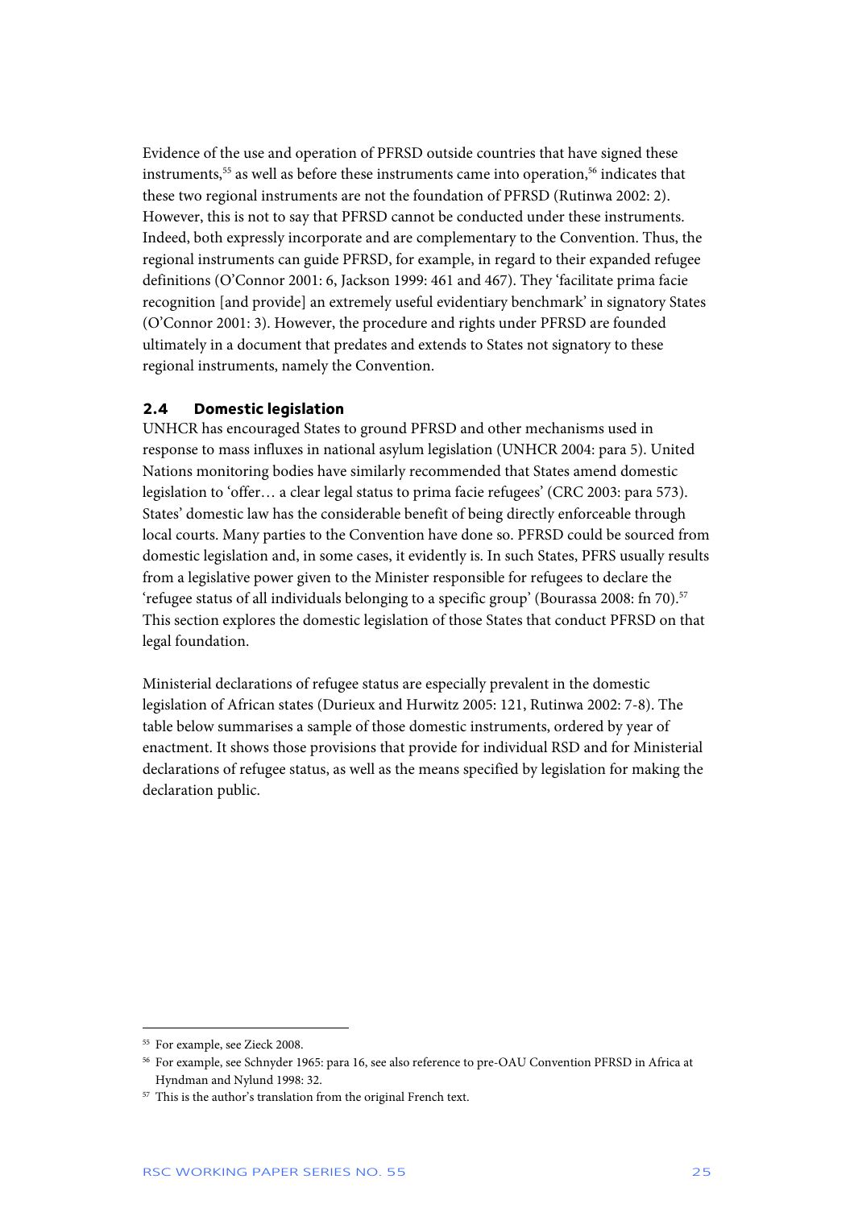Evidence of the use and operation of PFRSD outside countries that have signed these instruments,[55] as well as before these instruments came into operation,[56] indicates that these two regional instruments are not the foundation of PFRSD (Rutinwa 2002: 2). However, this is not to say that PFRSD cannot be conducted under these instruments. Indeed, both expressly incorporate and are complementary to the Convention. Thus, the regional instruments can guide PFRSD, for example, in regard to their expanded refugee definitions (O'Connor 2001: 6, Jackson 1999: 461 and 467). They 'facilitate prima facie recognition [and provide] an extremely useful evidentiary benchmark' in signatory States (O'Connor 2001: 3). However, the procedure and rights under PFRSD are founded ultimately in a document that predates and extends to States not signatory to these regional instruments, namely the Convention.

### 2.4 Domestic legislation

UNHCR has encouraged States to ground PFRSD and other mechanisms used in response to mass influxes in national asylum legislation (UNHCR 2004: para 5). United Nations monitoring bodies have similarly recommended that States amend domestic legislation to 'offer… a clear legal status to prima facie refugees' (CRC 2003: para 573). States' domestic law has the considerable benefit of being directly enforceable through local courts. Many parties to the Convention have done so. PFRSD could be sourced from domestic legislation and, in some cases, it evidently is. In such States, PFRS usually results from a legislative power given to the Minister responsible for refugees to declare the 'refugee status of all individuals belonging to a specific group' (Bourassa 2008: fn 70).[57] This section explores the domestic legislation of those States that conduct PFRSD on that legal foundation.

Ministerial declarations of refugee status are especially prevalent in the domestic legislation of African states (Durieux and Hurwitz 2005: 121, Rutinwa 2002: 7-8). The table below summarises a sample of those domestic instruments, ordered by year of enactment. It shows those provisions that provide for individual RSD and for Ministerial declarations of refugee status, as well as the means specified by legislation for making the declaration public.

---

[55] For example, see Zieck 2008.

[56] For example, see Schnyder 1965: para 16, see also reference to pre-OAU Convention PFRSD in Africa at Hyndman and Nylund 1998: 32.

[57] This is the author's translation from the original French text.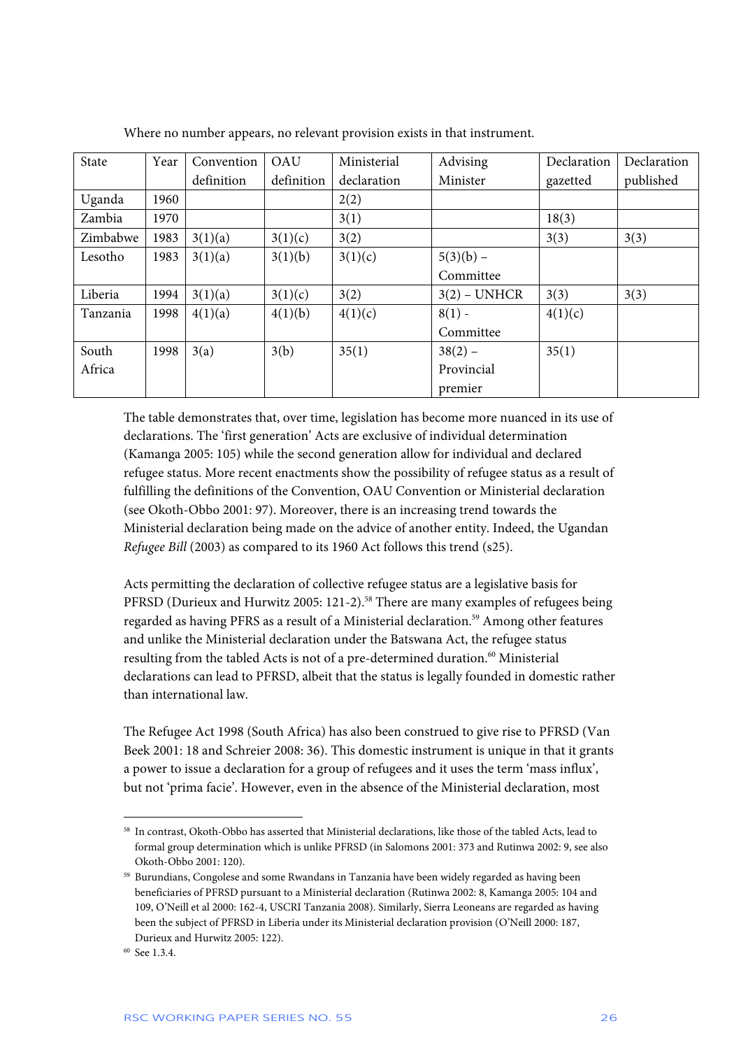Where no number appears, no relevant provision exists in that instrument.

| State | Year | Convention definition | OAU definition | Ministerial declaration | Advising Minister | Declaration gazetted | Declaration published |
|---|---|---|---|---|---|---|---|
| Uganda | 1960 | | | 2(2) | | | |
| Zambia | 1970 | | | 3(1) | | 18(3) | |
| Zimbabwe | 1983 | 3(1)(a) | 3(1)(c) | 3(2) | | 3(3) | 3(3) |
| Lesotho | 1983 | 3(1)(a) | 3(1)(b) | 3(1)(c) | 5(3)(b) – Committee | | |
| Liberia | 1994 | 3(1)(a) | 3(1)(c) | 3(2) | 3(2) – UNHCR | 3(3) | 3(3) |
| Tanzania | 1998 | 4(1)(a) | 4(1)(b) | 4(1)(c) | 8(1) - Committee | 4(1)(c) | |
| South Africa | 1998 | 3(a) | 3(b) | 35(1) | 38(2) – Provincial premier | 35(1) | |

The table demonstrates that, over time, legislation has become more nuanced in its use of declarations. The 'first generation' Acts are exclusive of individual determination (Kamanga 2005: 105) while the second generation allow for individual and declared refugee status. More recent enactments show the possibility of refugee status as a result of fulfilling the definitions of the Convention, OAU Convention or Ministerial declaration (see Okoth-Obbo 2001: 97). Moreover, there is an increasing trend towards the Ministerial declaration being made on the advice of another entity. Indeed, the Ugandan *Refugee Bill* (2003) as compared to its 1960 Act follows this trend (s25).

Acts permitting the declaration of collective refugee status are a legislative basis for PFRSD (Durieux and Hurwitz 2005: 121-2).[58] There are many examples of refugees being regarded as having PFRS as a result of a Ministerial declaration.[59] Among other features and unlike the Ministerial declaration under the Batswana Act, the refugee status resulting from the tabled Acts is not of a pre-determined duration.[60] Ministerial declarations can lead to PFRSD, albeit that the status is legally founded in domestic rather than international law.

The Refugee Act 1998 (South Africa) has also been construed to give rise to PFRSD (Van Beek 2001: 18 and Schreier 2008: 36). This domestic instrument is unique in that it grants a power to issue a declaration for a group of refugees and it uses the term 'mass influx', but not 'prima facie'. However, even in the absence of the Ministerial declaration, most

[58] In contrast, Okoth-Obbo has asserted that Ministerial declarations, like those of the tabled Acts, lead to formal group determination which is unlike PFRSD (in Salomons 2001: 373 and Rutinwa 2002: 9, see also Okoth-Obbo 2001: 120).

[59] Burundians, Congolese and some Rwandans in Tanzania have been widely regarded as having been beneficiaries of PFRSD pursuant to a Ministerial declaration (Rutinwa 2002: 8, Kamanga 2005: 104 and 109, O'Neill et al 2000: 162-4, USCRI Tanzania 2008). Similarly, Sierra Leoneans are regarded as having been the subject of PFRSD in Liberia under its Ministerial declaration provision (O'Neill 2000: 187, Durieux and Hurwitz 2005: 122).

[60] See 1.3.4.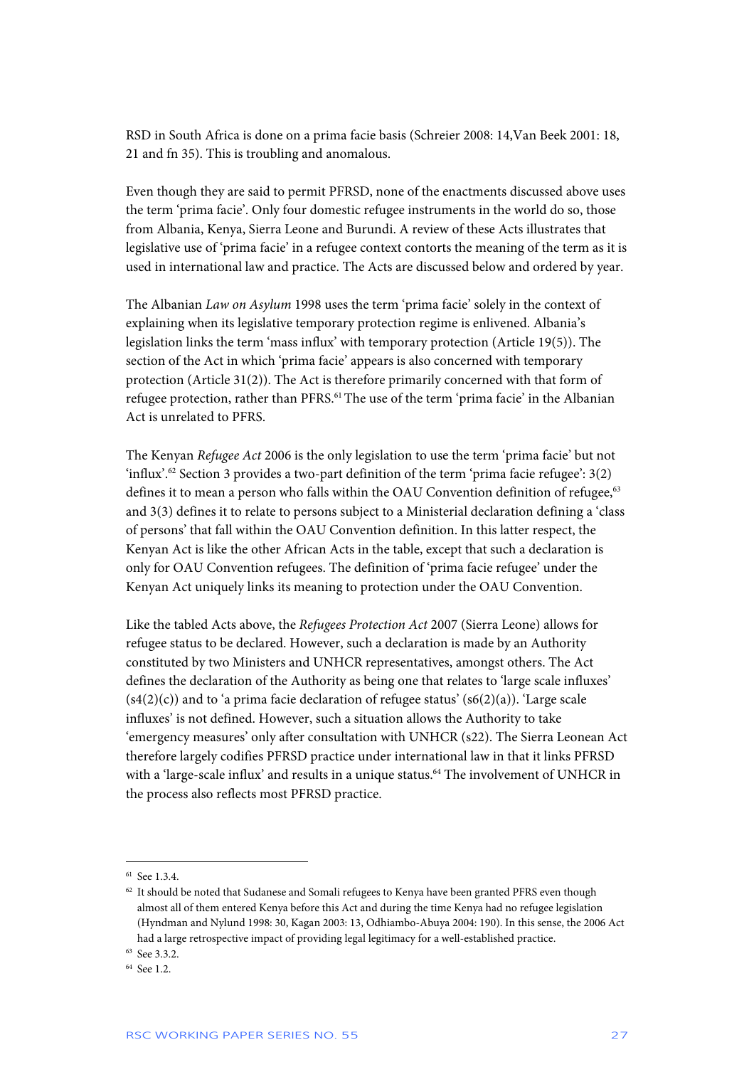RSD in South Africa is done on a prima facie basis (Schreier 2008: 14,Van Beek 2001: 18, 21 and fn 35). This is troubling and anomalous.

Even though they are said to permit PFRSD, none of the enactments discussed above uses the term 'prima facie'. Only four domestic refugee instruments in the world do so, those from Albania, Kenya, Sierra Leone and Burundi. A review of these Acts illustrates that legislative use of 'prima facie' in a refugee context contorts the meaning of the term as it is used in international law and practice. The Acts are discussed below and ordered by year.

The Albanian *Law on Asylum* 1998 uses the term 'prima facie' solely in the context of explaining when its legislative temporary protection regime is enlivened. Albania's legislation links the term 'mass influx' with temporary protection (Article 19(5)). The section of the Act in which 'prima facie' appears is also concerned with temporary protection (Article 31(2)). The Act is therefore primarily concerned with that form of refugee protection, rather than PFRS.[61] The use of the term 'prima facie' in the Albanian Act is unrelated to PFRS.

The Kenyan *Refugee Act* 2006 is the only legislation to use the term 'prima facie' but not 'influx'.[62] Section 3 provides a two-part definition of the term 'prima facie refugee': 3(2) defines it to mean a person who falls within the OAU Convention definition of refugee,[63] and 3(3) defines it to relate to persons subject to a Ministerial declaration defining a 'class of persons' that fall within the OAU Convention definition. In this latter respect, the Kenyan Act is like the other African Acts in the table, except that such a declaration is only for OAU Convention refugees. The definition of 'prima facie refugee' under the Kenyan Act uniquely links its meaning to protection under the OAU Convention.

Like the tabled Acts above, the *Refugees Protection Act* 2007 (Sierra Leone) allows for refugee status to be declared. However, such a declaration is made by an Authority constituted by two Ministers and UNHCR representatives, amongst others. The Act defines the declaration of the Authority as being one that relates to 'large scale influxes' (s4(2)(c)) and to 'a prima facie declaration of refugee status' (s6(2)(a)). 'Large scale influxes' is not defined. However, such a situation allows the Authority to take 'emergency measures' only after consultation with UNHCR (s22). The Sierra Leonean Act therefore largely codifies PFRSD practice under international law in that it links PFRSD with a 'large-scale influx' and results in a unique status.[64] The involvement of UNHCR in the process also reflects most PFRSD practice.

---

[61] See 1.3.4.

[62] It should be noted that Sudanese and Somali refugees to Kenya have been granted PFRS even though almost all of them entered Kenya before this Act and during the time Kenya had no refugee legislation (Hyndman and Nylund 1998: 30, Kagan 2003: 13, Odhiambo-Abuya 2004: 190). In this sense, the 2006 Act had a large retrospective impact of providing legal legitimacy for a well-established practice.

[63] See 3.3.2.

[64] See 1.2.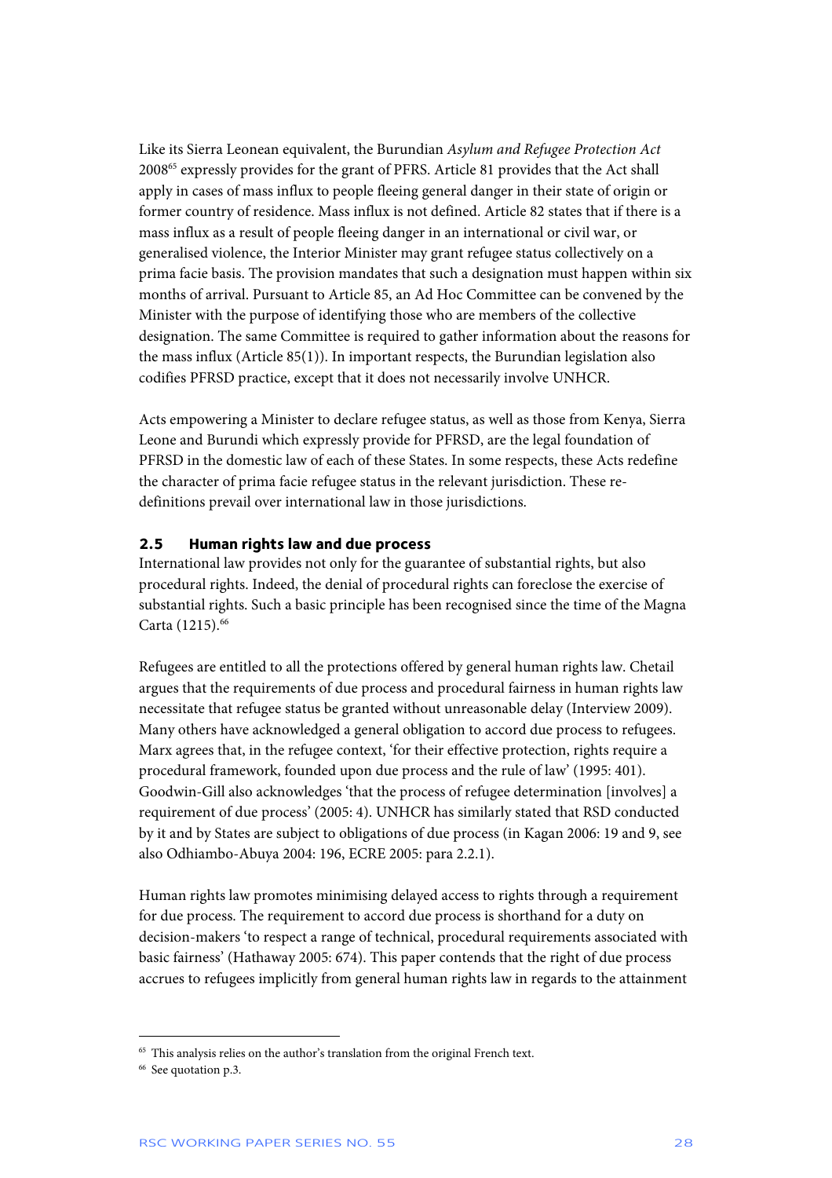Like its Sierra Leonean equivalent, the Burundian *Asylum and Refugee Protection Act* 2008[65] expressly provides for the grant of PFRS. Article 81 provides that the Act shall apply in cases of mass influx to people fleeing general danger in their state of origin or former country of residence. Mass influx is not defined. Article 82 states that if there is a mass influx as a result of people fleeing danger in an international or civil war, or generalised violence, the Interior Minister may grant refugee status collectively on a prima facie basis. The provision mandates that such a designation must happen within six months of arrival. Pursuant to Article 85, an Ad Hoc Committee can be convened by the Minister with the purpose of identifying those who are members of the collective designation. The same Committee is required to gather information about the reasons for the mass influx (Article 85(1)). In important respects, the Burundian legislation also codifies PFRSD practice, except that it does not necessarily involve UNHCR.

Acts empowering a Minister to declare refugee status, as well as those from Kenya, Sierra Leone and Burundi which expressly provide for PFRSD, are the legal foundation of PFRSD in the domestic law of each of these States. In some respects, these Acts redefine the character of prima facie refugee status in the relevant jurisdiction. These re-definitions prevail over international law in those jurisdictions.

## 2.5 Human rights law and due process

International law provides not only for the guarantee of substantial rights, but also procedural rights. Indeed, the denial of procedural rights can foreclose the exercise of substantial rights. Such a basic principle has been recognised since the time of the Magna Carta (1215).[66]

Refugees are entitled to all the protections offered by general human rights law. Chetail argues that the requirements of due process and procedural fairness in human rights law necessitate that refugee status be granted without unreasonable delay (Interview 2009). Many others have acknowledged a general obligation to accord due process to refugees. Marx agrees that, in the refugee context, 'for their effective protection, rights require a procedural framework, founded upon due process and the rule of law' (1995: 401). Goodwin-Gill also acknowledges 'that the process of refugee determination [involves] a requirement of due process' (2005: 4). UNHCR has similarly stated that RSD conducted by it and by States are subject to obligations of due process (in Kagan 2006: 19 and 9, see also Odhiambo-Abuya 2004: 196, ECRE 2005: para 2.2.1).

Human rights law promotes minimising delayed access to rights through a requirement for due process. The requirement to accord due process is shorthand for a duty on decision-makers 'to respect a range of technical, procedural requirements associated with basic fairness' (Hathaway 2005: 674). This paper contends that the right of due process accrues to refugees implicitly from general human rights law in regards to the attainment

---

[65] This analysis relies on the author's translation from the original French text.

[66] See quotation p.3.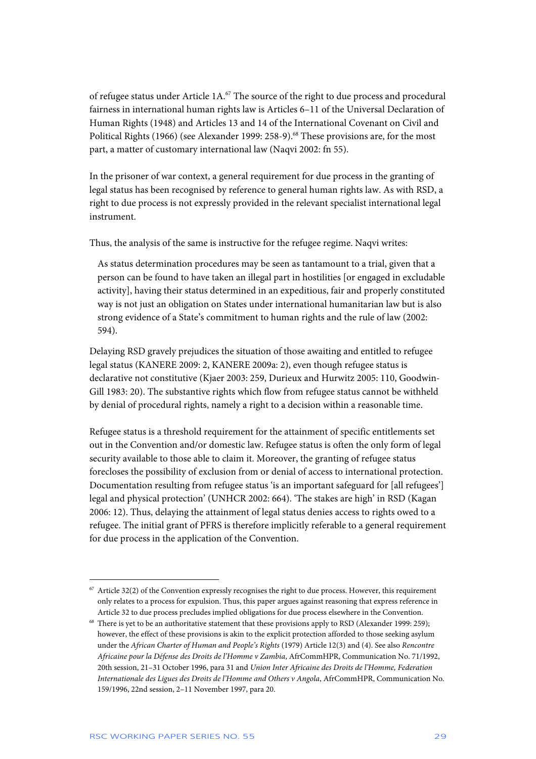of refugee status under Article 1A.[67] The source of the right to due process and procedural fairness in international human rights law is Articles 6–11 of the Universal Declaration of Human Rights (1948) and Articles 13 and 14 of the International Covenant on Civil and Political Rights (1966) (see Alexander 1999: 258-9).[68] These provisions are, for the most part, a matter of customary international law (Naqvi 2002: fn 55).

In the prisoner of war context, a general requirement for due process in the granting of legal status has been recognised by reference to general human rights law. As with RSD, a right to due process is not expressly provided in the relevant specialist international legal instrument.

Thus, the analysis of the same is instructive for the refugee regime. Naqvi writes:

> As status determination procedures may be seen as tantamount to a trial, given that a person can be found to have taken an illegal part in hostilities [or engaged in excludable activity], having their status determined in an expeditious, fair and properly constituted way is not just an obligation on States under international humanitarian law but is also strong evidence of a State's commitment to human rights and the rule of law (2002: 594).

Delaying RSD gravely prejudices the situation of those awaiting and entitled to refugee legal status (KANERE 2009: 2, KANERE 2009a: 2), even though refugee status is declarative not constitutive (Kjaer 2003: 259, Durieux and Hurwitz 2005: 110, Goodwin-Gill 1983: 20). The substantive rights which flow from refugee status cannot be withheld by denial of procedural rights, namely a right to a decision within a reasonable time.

Refugee status is a threshold requirement for the attainment of specific entitlements set out in the Convention and/or domestic law. Refugee status is often the only form of legal security available to those able to claim it. Moreover, the granting of refugee status forecloses the possibility of exclusion from or denial of access to international protection. Documentation resulting from refugee status 'is an important safeguard for [all refugees'] legal and physical protection' (UNHCR 2002: 664). 'The stakes are high' in RSD (Kagan 2006: 12). Thus, delaying the attainment of legal status denies access to rights owed to a refugee. The initial grant of PFRS is therefore implicitly referable to a general requirement for due process in the application of the Convention.

---

[67] Article 32(2) of the Convention expressly recognises the right to due process. However, this requirement only relates to a process for expulsion. Thus, this paper argues against reasoning that express reference in Article 32 to due process precludes implied obligations for due process elsewhere in the Convention.

[68] There is yet to be an authoritative statement that these provisions apply to RSD (Alexander 1999: 259); however, the effect of these provisions is akin to the explicit protection afforded to those seeking asylum under the *African Charter of Human and People's Rights* (1979) Article 12(3) and (4). See also *Rencontre Africaine pour la Défense des Droits de l'Homme v Zambia*, AfrCommHPR, Communication No. 71/1992, 20th session, 21–31 October 1996, para 31 and *Union Inter Africaine des Droits de l'Homme, Federation Internationale des Ligues des Droits de l'Homme and Others v Angola*, AfrCommHPR, Communication No. 159/1996, 22nd session, 2–11 November 1997, para 20.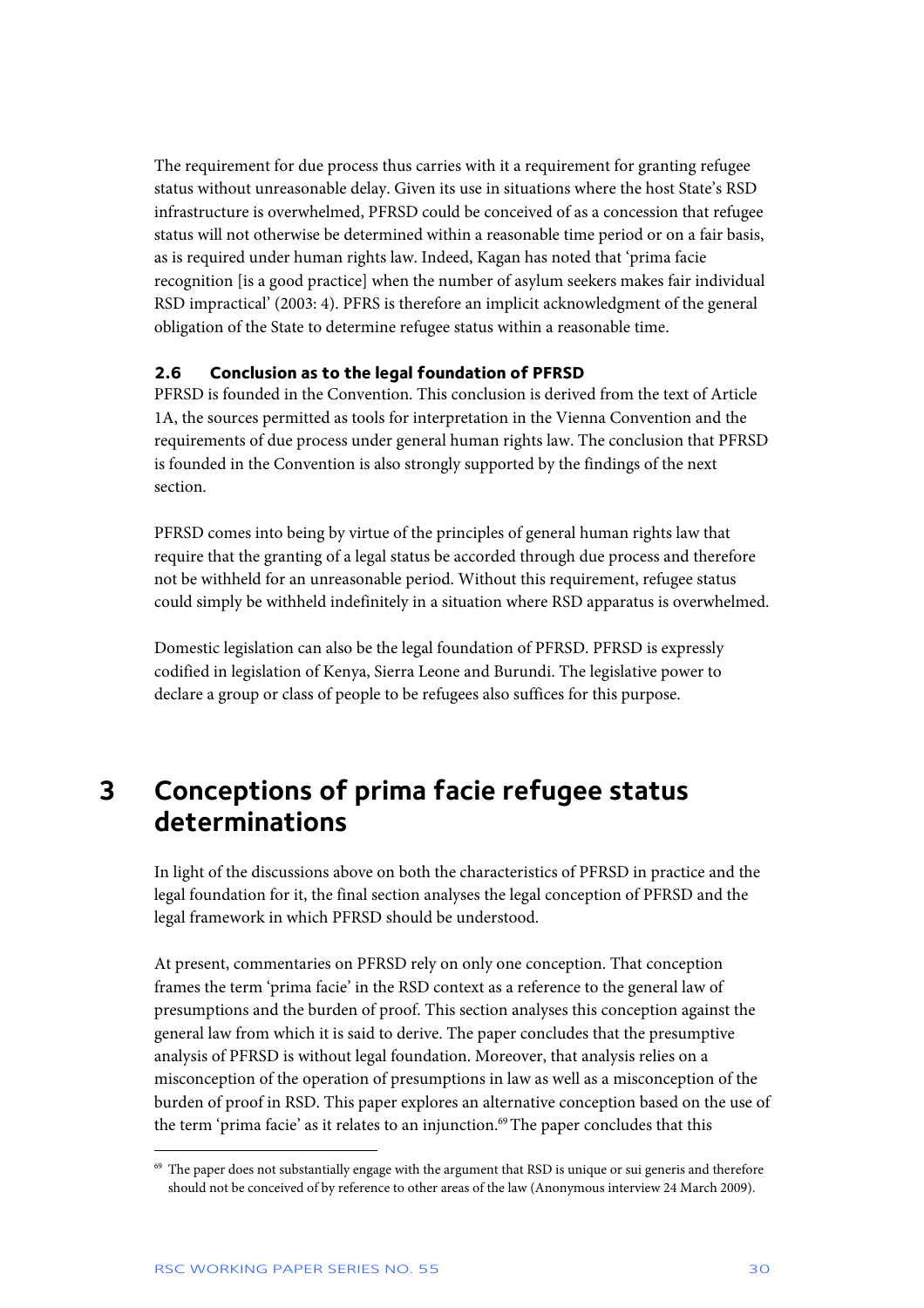The requirement for due process thus carries with it a requirement for granting refugee status without unreasonable delay. Given its use in situations where the host State's RSD infrastructure is overwhelmed, PFRSD could be conceived of as a concession that refugee status will not otherwise be determined within a reasonable time period or on a fair basis, as is required under human rights law. Indeed, Kagan has noted that 'prima facie recognition [is a good practice] when the number of asylum seekers makes fair individual RSD impractical' (2003: 4). PFRS is therefore an implicit acknowledgment of the general obligation of the State to determine refugee status within a reasonable time.

### 2.6 Conclusion as to the legal foundation of PFRSD

PFRSD is founded in the Convention. This conclusion is derived from the text of Article 1A, the sources permitted as tools for interpretation in the Vienna Convention and the requirements of due process under general human rights law. The conclusion that PFRSD is founded in the Convention is also strongly supported by the findings of the next section.

PFRSD comes into being by virtue of the principles of general human rights law that require that the granting of a legal status be accorded through due process and therefore not be withheld for an unreasonable period. Without this requirement, refugee status could simply be withheld indefinitely in a situation where RSD apparatus is overwhelmed.

Domestic legislation can also be the legal foundation of PFRSD. PFRSD is expressly codified in legislation of Kenya, Sierra Leone and Burundi. The legislative power to declare a group or class of people to be refugees also suffices for this purpose.

# 3 Conceptions of prima facie refugee status determinations

In light of the discussions above on both the characteristics of PFRSD in practice and the legal foundation for it, the final section analyses the legal conception of PFRSD and the legal framework in which PFRSD should be understood.

At present, commentaries on PFRSD rely on only one conception. That conception frames the term 'prima facie' in the RSD context as a reference to the general law of presumptions and the burden of proof. This section analyses this conception against the general law from which it is said to derive. The paper concludes that the presumptive analysis of PFRSD is without legal foundation. Moreover, that analysis relies on a misconception of the operation of presumptions in law as well as a misconception of the burden of proof in RSD. This paper explores an alternative conception based on the use of the term 'prima facie' as it relates to an injunction.[69] The paper concludes that this

[69] The paper does not substantially engage with the argument that RSD is unique or sui generis and therefore should not be conceived of by reference to other areas of the law (Anonymous interview 24 March 2009).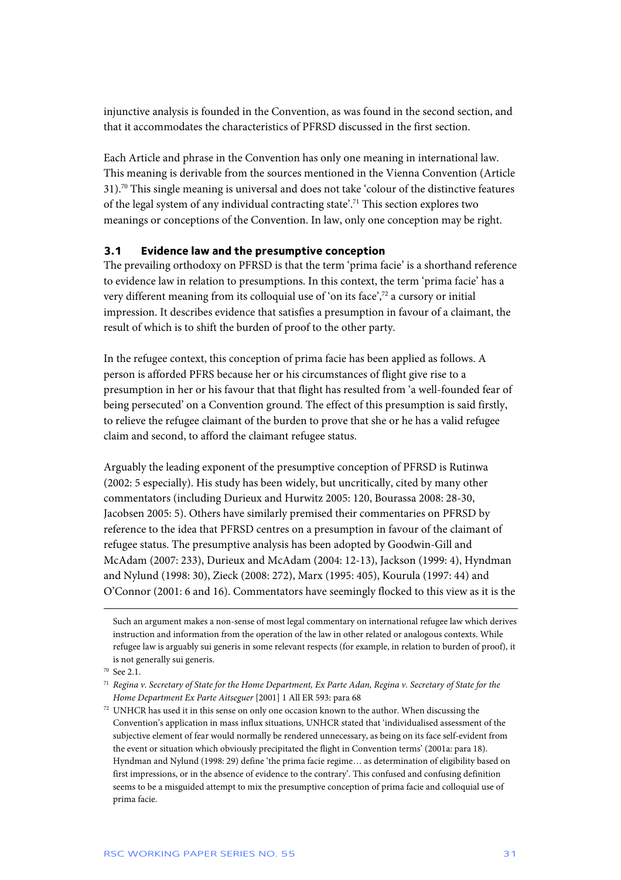injunctive analysis is founded in the Convention, as was found in the second section, and that it accommodates the characteristics of PFRSD discussed in the first section.

Each Article and phrase in the Convention has only one meaning in international law. This meaning is derivable from the sources mentioned in the Vienna Convention (Article 31).[70] This single meaning is universal and does not take 'colour of the distinctive features of the legal system of any individual contracting state'.[71] This section explores two meanings or conceptions of the Convention. In law, only one conception may be right.

### 3.1 Evidence law and the presumptive conception

The prevailing orthodoxy on PFRSD is that the term 'prima facie' is a shorthand reference to evidence law in relation to presumptions. In this context, the term 'prima facie' has a very different meaning from its colloquial use of 'on its face',[72] a cursory or initial impression. It describes evidence that satisfies a presumption in favour of a claimant, the result of which is to shift the burden of proof to the other party.

In the refugee context, this conception of prima facie has been applied as follows. A person is afforded PFRS because her or his circumstances of flight give rise to a presumption in her or his favour that that flight has resulted from 'a well-founded fear of being persecuted' on a Convention ground. The effect of this presumption is said firstly, to relieve the refugee claimant of the burden to prove that she or he has a valid refugee claim and second, to afford the claimant refugee status.

Arguably the leading exponent of the presumptive conception of PFRSD is Rutinwa (2002: 5 especially). His study has been widely, but uncritically, cited by many other commentators (including Durieux and Hurwitz 2005: 120, Bourassa 2008: 28-30, Jacobsen 2005: 5). Others have similarly premised their commentaries on PFRSD by reference to the idea that PFRSD centres on a presumption in favour of the claimant of refugee status. The presumptive analysis has been adopted by Goodwin-Gill and McAdam (2007: 233), Durieux and McAdam (2004: 12-13), Jackson (1999: 4), Hyndman and Nylund (1998: 30), Zieck (2008: 272), Marx (1995: 405), Kourula (1997: 44) and O'Connor (2001: 6 and 16). Commentators have seemingly flocked to this view as it is the

---

Such an argument makes a non-sense of most legal commentary on international refugee law which derives instruction and information from the operation of the law in other related or analogous contexts. While refugee law is arguably sui generis in some relevant respects (for example, in relation to burden of proof), it is not generally sui generis.

[70] See 2.1.

[71] *Regina v. Secretary of State for the Home Department, Ex Parte Adan, Regina v. Secretary of State for the Home Department Ex Parte Aitseguer* [2001] 1 All ER 593: para 68

[72] UNHCR has used it in this sense on only one occasion known to the author. When discussing the Convention's application in mass influx situations, UNHCR stated that 'individualised assessment of the subjective element of fear would normally be rendered unnecessary, as being on its face self-evident from the event or situation which obviously precipitated the flight in Convention terms' (2001a: para 18). Hyndman and Nylund (1998: 29) define 'the prima facie regime… as determination of eligibility based on first impressions, or in the absence of evidence to the contrary'. This confused and confusing definition seems to be a misguided attempt to mix the presumptive conception of prima facie and colloquial use of prima facie.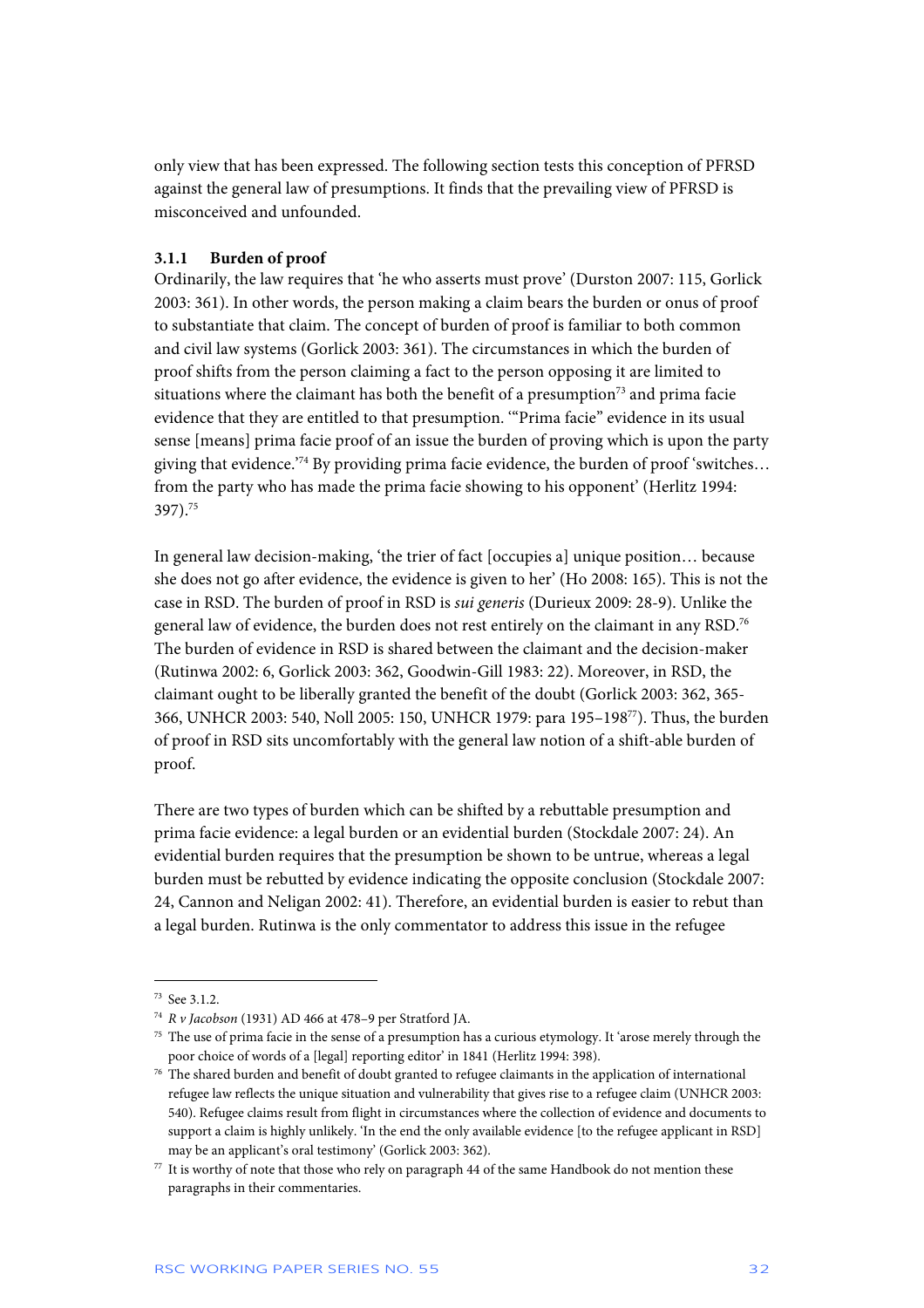only view that has been expressed. The following section tests this conception of PFRSD against the general law of presumptions. It finds that the prevailing view of PFRSD is misconceived and unfounded.

### 3.1.1 Burden of proof

Ordinarily, the law requires that 'he who asserts must prove' (Durston 2007: 115, Gorlick 2003: 361). In other words, the person making a claim bears the burden or onus of proof to substantiate that claim. The concept of burden of proof is familiar to both common and civil law systems (Gorlick 2003: 361). The circumstances in which the burden of proof shifts from the person claiming a fact to the person opposing it are limited to situations where the claimant has both the benefit of a presumption[73] and prima facie evidence that they are entitled to that presumption. '"Prima facie" evidence in its usual sense [means] prima facie proof of an issue the burden of proving which is upon the party giving that evidence.'[74] By providing prima facie evidence, the burden of proof 'switches… from the party who has made the prima facie showing to his opponent' (Herlitz 1994: 397).[75]

In general law decision-making, 'the trier of fact [occupies a] unique position… because she does not go after evidence, the evidence is given to her' (Ho 2008: 165). This is not the case in RSD. The burden of proof in RSD is *sui generis* (Durieux 2009: 28-9). Unlike the general law of evidence, the burden does not rest entirely on the claimant in any RSD.[76] The burden of evidence in RSD is shared between the claimant and the decision-maker (Rutinwa 2002: 6, Gorlick 2003: 362, Goodwin-Gill 1983: 22). Moreover, in RSD, the claimant ought to be liberally granted the benefit of the doubt (Gorlick 2003: 362, 365-366, UNHCR 2003: 540, Noll 2005: 150, UNHCR 1979: para 195–198[77]). Thus, the burden of proof in RSD sits uncomfortably with the general law notion of a shift-able burden of proof.

There are two types of burden which can be shifted by a rebuttable presumption and prima facie evidence: a legal burden or an evidential burden (Stockdale 2007: 24). An evidential burden requires that the presumption be shown to be untrue, whereas a legal burden must be rebutted by evidence indicating the opposite conclusion (Stockdale 2007: 24, Cannon and Neligan 2002: 41). Therefore, an evidential burden is easier to rebut than a legal burden. Rutinwa is the only commentator to address this issue in the refugee

---

[73] See 3.1.2.

[74] *R v Jacobson* (1931) AD 466 at 478–9 per Stratford JA.

[75] The use of prima facie in the sense of a presumption has a curious etymology. It 'arose merely through the poor choice of words of a [legal] reporting editor' in 1841 (Herlitz 1994: 398).

[76] The shared burden and benefit of doubt granted to refugee claimants in the application of international refugee law reflects the unique situation and vulnerability that gives rise to a refugee claim (UNHCR 2003: 540). Refugee claims result from flight in circumstances where the collection of evidence and documents to support a claim is highly unlikely. 'In the end the only available evidence [to the refugee applicant in RSD] may be an applicant's oral testimony' (Gorlick 2003: 362).

[77] It is worthy of note that those who rely on paragraph 44 of the same Handbook do not mention these paragraphs in their commentaries.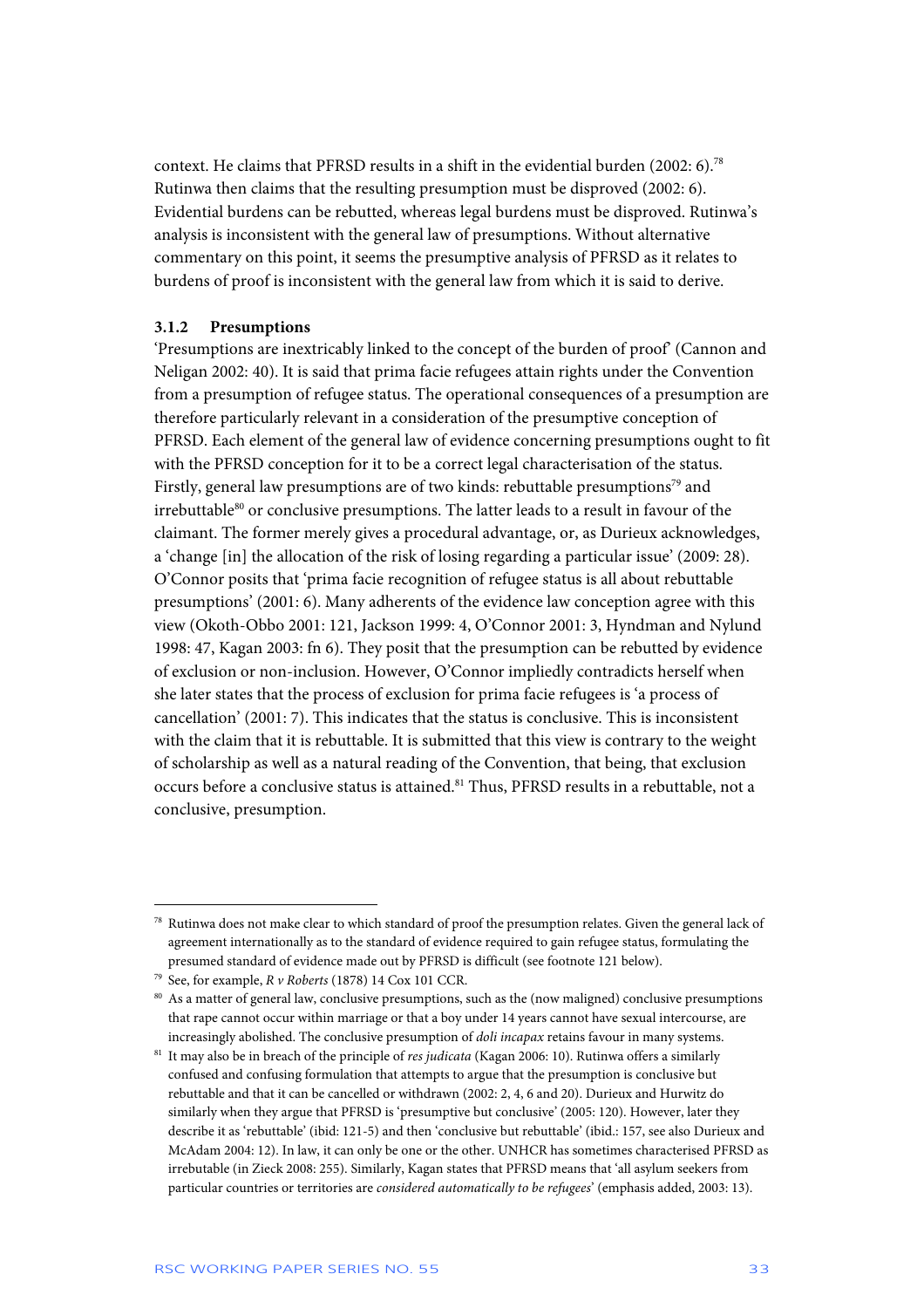context. He claims that PFRSD results in a shift in the evidential burden (2002: 6).[78] Rutinwa then claims that the resulting presumption must be disproved (2002: 6). Evidential burdens can be rebutted, whereas legal burdens must be disproved. Rutinwa's analysis is inconsistent with the general law of presumptions. Without alternative commentary on this point, it seems the presumptive analysis of PFRSD as it relates to burdens of proof is inconsistent with the general law from which it is said to derive.

### 3.1.2 Presumptions

'Presumptions are inextricably linked to the concept of the burden of proof' (Cannon and Neligan 2002: 40). It is said that prima facie refugees attain rights under the Convention from a presumption of refugee status. The operational consequences of a presumption are therefore particularly relevant in a consideration of the presumptive conception of PFRSD. Each element of the general law of evidence concerning presumptions ought to fit with the PFRSD conception for it to be a correct legal characterisation of the status. Firstly, general law presumptions are of two kinds: rebuttable presumptions[79] and irrebuttable[80] or conclusive presumptions. The latter leads to a result in favour of the claimant. The former merely gives a procedural advantage, or, as Durieux acknowledges, a 'change [in] the allocation of the risk of losing regarding a particular issue' (2009: 28). O'Connor posits that 'prima facie recognition of refugee status is all about rebuttable presumptions' (2001: 6). Many adherents of the evidence law conception agree with this view (Okoth-Obbo 2001: 121, Jackson 1999: 4, O'Connor 2001: 3, Hyndman and Nylund 1998: 47, Kagan 2003: fn 6). They posit that the presumption can be rebutted by evidence of exclusion or non-inclusion. However, O'Connor impliedly contradicts herself when she later states that the process of exclusion for prima facie refugees is 'a process of cancellation' (2001: 7). This indicates that the status is conclusive. This is inconsistent with the claim that it is rebuttable. It is submitted that this view is contrary to the weight of scholarship as well as a natural reading of the Convention, that being, that exclusion occurs before a conclusive status is attained.[81] Thus, PFRSD results in a rebuttable, not a conclusive, presumption.

---

[78] Rutinwa does not make clear to which standard of proof the presumption relates. Given the general lack of agreement internationally as to the standard of evidence required to gain refugee status, formulating the presumed standard of evidence made out by PFRSD is difficult (see footnote 121 below).

[79] See, for example, *R v Roberts* (1878) 14 Cox 101 CCR.

[80] As a matter of general law, conclusive presumptions, such as the (now maligned) conclusive presumptions that rape cannot occur within marriage or that a boy under 14 years cannot have sexual intercourse, are increasingly abolished. The conclusive presumption of *doli incapax* retains favour in many systems.

[81] It may also be in breach of the principle of *res judicata* (Kagan 2006: 10). Rutinwa offers a similarly confused and confusing formulation that attempts to argue that the presumption is conclusive but rebuttable and that it can be cancelled or withdrawn (2002: 2, 4, 6 and 20). Durieux and Hurwitz do similarly when they argue that PFRSD is 'presumptive but conclusive' (2005: 120). However, later they describe it as 'rebuttable' (ibid: 121-5) and then 'conclusive but rebuttable' (ibid.: 157, see also Durieux and McAdam 2004: 12). In law, it can only be one or the other. UNHCR has sometimes characterised PFRSD as irrebutable (in Zieck 2008: 255). Similarly, Kagan states that PFRSD means that 'all asylum seekers from particular countries or territories are *considered automatically to be refugees*' (emphasis added, 2003: 13).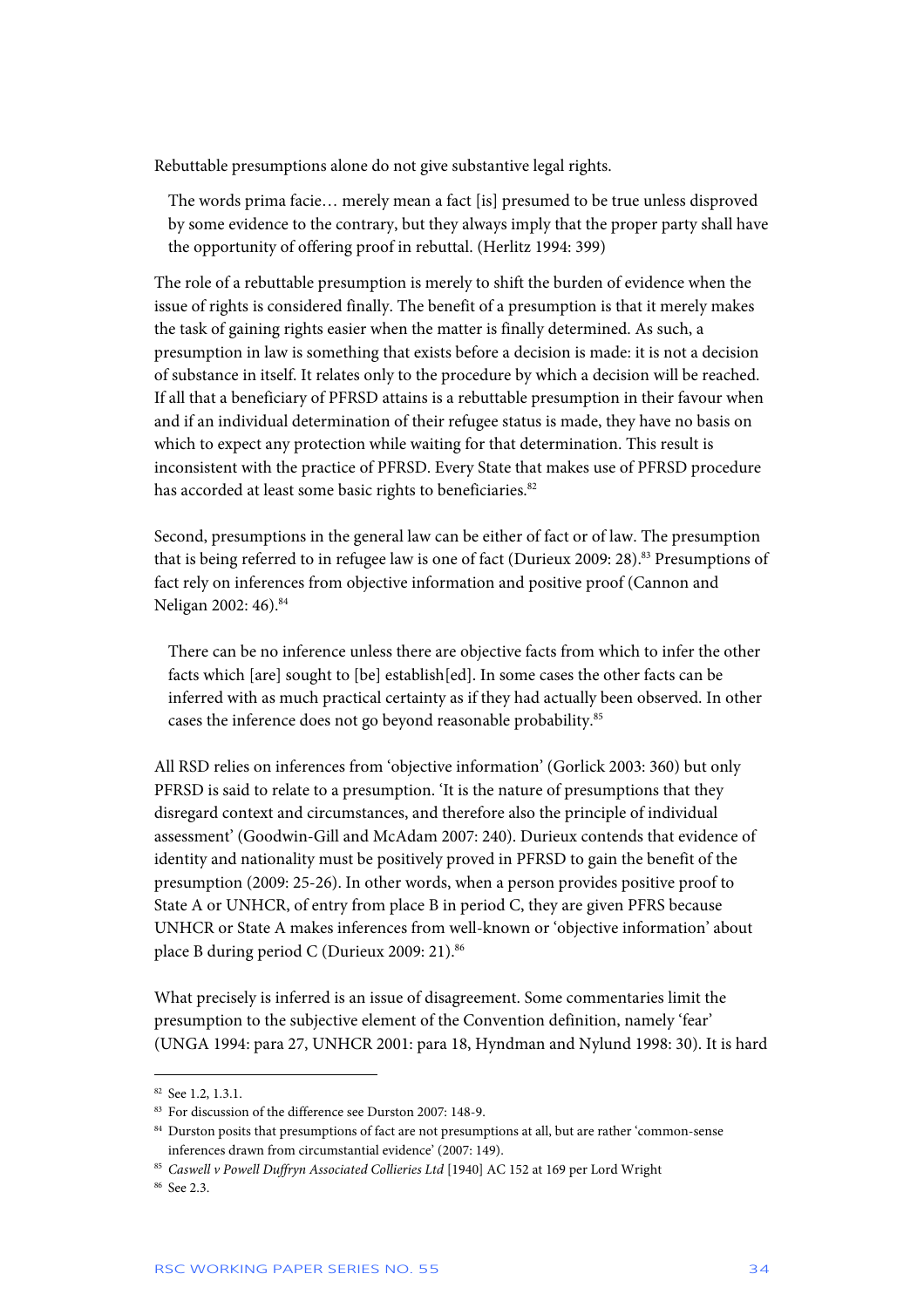Rebuttable presumptions alone do not give substantive legal rights.

> The words prima facie… merely mean a fact [is] presumed to be true unless disproved by some evidence to the contrary, but they always imply that the proper party shall have the opportunity of offering proof in rebuttal. (Herlitz 1994: 399)

The role of a rebuttable presumption is merely to shift the burden of evidence when the issue of rights is considered finally. The benefit of a presumption is that it merely makes the task of gaining rights easier when the matter is finally determined. As such, a presumption in law is something that exists before a decision is made: it is not a decision of substance in itself. It relates only to the procedure by which a decision will be reached. If all that a beneficiary of PFRSD attains is a rebuttable presumption in their favour when and if an individual determination of their refugee status is made, they have no basis on which to expect any protection while waiting for that determination. This result is inconsistent with the practice of PFRSD. Every State that makes use of PFRSD procedure has accorded at least some basic rights to beneficiaries.[82]

Second, presumptions in the general law can be either of fact or of law. The presumption that is being referred to in refugee law is one of fact (Durieux 2009: 28).[83] Presumptions of fact rely on inferences from objective information and positive proof (Cannon and Neligan 2002: 46).[84]

> There can be no inference unless there are objective facts from which to infer the other facts which [are] sought to [be] establish[ed]. In some cases the other facts can be inferred with as much practical certainty as if they had actually been observed. In other cases the inference does not go beyond reasonable probability.[85]

All RSD relies on inferences from 'objective information' (Gorlick 2003: 360) but only PFRSD is said to relate to a presumption. 'It is the nature of presumptions that they disregard context and circumstances, and therefore also the principle of individual assessment' (Goodwin-Gill and McAdam 2007: 240). Durieux contends that evidence of identity and nationality must be positively proved in PFRSD to gain the benefit of the presumption (2009: 25-26). In other words, when a person provides positive proof to State A or UNHCR, of entry from place B in period C, they are given PFRS because UNHCR or State A makes inferences from well-known or 'objective information' about place B during period C (Durieux 2009: 21).[86]

What precisely is inferred is an issue of disagreement. Some commentaries limit the presumption to the subjective element of the Convention definition, namely 'fear' (UNGA 1994: para 27, UNHCR 2001: para 18, Hyndman and Nylund 1998: 30). It is hard

---

[82] See 1.2, 1.3.1.

[83] For discussion of the difference see Durston 2007: 148-9.

[84] Durston posits that presumptions of fact are not presumptions at all, but are rather 'common-sense inferences drawn from circumstantial evidence' (2007: 149).

[85] *Caswell v Powell Duffryn Associated Collieries Ltd* [1940] AC 152 at 169 per Lord Wright

[86] See 2.3.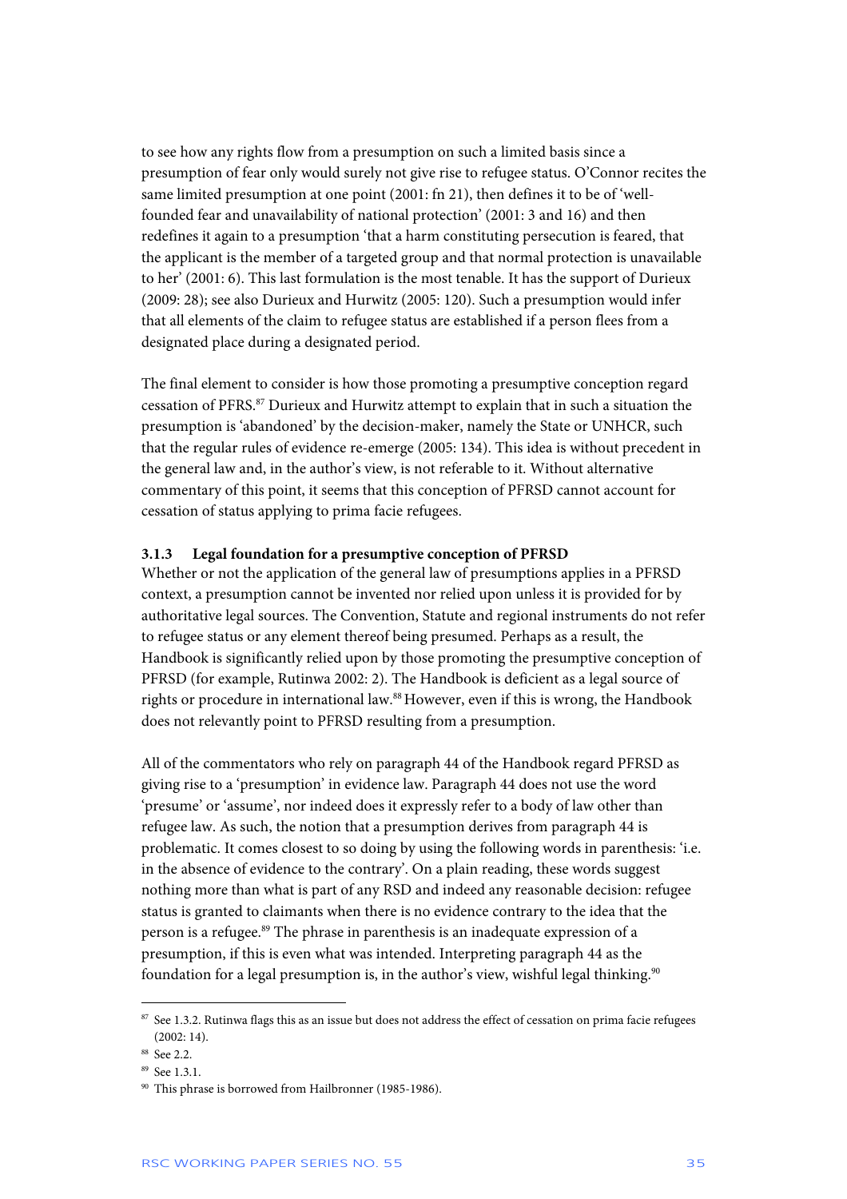to see how any rights flow from a presumption on such a limited basis since a presumption of fear only would surely not give rise to refugee status. O'Connor recites the same limited presumption at one point (2001: fn 21), then defines it to be of 'well-founded fear and unavailability of national protection' (2001: 3 and 16) and then redefines it again to a presumption 'that a harm constituting persecution is feared, that the applicant is the member of a targeted group and that normal protection is unavailable to her' (2001: 6). This last formulation is the most tenable. It has the support of Durieux (2009: 28); see also Durieux and Hurwitz (2005: 120). Such a presumption would infer that all elements of the claim to refugee status are established if a person flees from a designated place during a designated period.

The final element to consider is how those promoting a presumptive conception regard cessation of PFRS.[87] Durieux and Hurwitz attempt to explain that in such a situation the presumption is 'abandoned' by the decision-maker, namely the State or UNHCR, such that the regular rules of evidence re-emerge (2005: 134). This idea is without precedent in the general law and, in the author's view, is not referable to it. Without alternative commentary of this point, it seems that this conception of PFRSD cannot account for cessation of status applying to prima facie refugees.

### 3.1.3 Legal foundation for a presumptive conception of PFRSD

Whether or not the application of the general law of presumptions applies in a PFRSD context, a presumption cannot be invented nor relied upon unless it is provided for by authoritative legal sources. The Convention, Statute and regional instruments do not refer to refugee status or any element thereof being presumed. Perhaps as a result, the Handbook is significantly relied upon by those promoting the presumptive conception of PFRSD (for example, Rutinwa 2002: 2). The Handbook is deficient as a legal source of rights or procedure in international law.[88] However, even if this is wrong, the Handbook does not relevantly point to PFRSD resulting from a presumption.

All of the commentators who rely on paragraph 44 of the Handbook regard PFRSD as giving rise to a 'presumption' in evidence law. Paragraph 44 does not use the word 'presume' or 'assume', nor indeed does it expressly refer to a body of law other than refugee law. As such, the notion that a presumption derives from paragraph 44 is problematic. It comes closest to so doing by using the following words in parenthesis: 'i.e. in the absence of evidence to the contrary'. On a plain reading, these words suggest nothing more than what is part of any RSD and indeed any reasonable decision: refugee status is granted to claimants when there is no evidence contrary to the idea that the person is a refugee.[89] The phrase in parenthesis is an inadequate expression of a presumption, if this is even what was intended. Interpreting paragraph 44 as the foundation for a legal presumption is, in the author's view, wishful legal thinking.[90]

---

[87] See 1.3.2. Rutinwa flags this as an issue but does not address the effect of cessation on prima facie refugees (2002: 14).

[88] See 2.2.

[89] See 1.3.1.

[90] This phrase is borrowed from Hailbronner (1985-1986).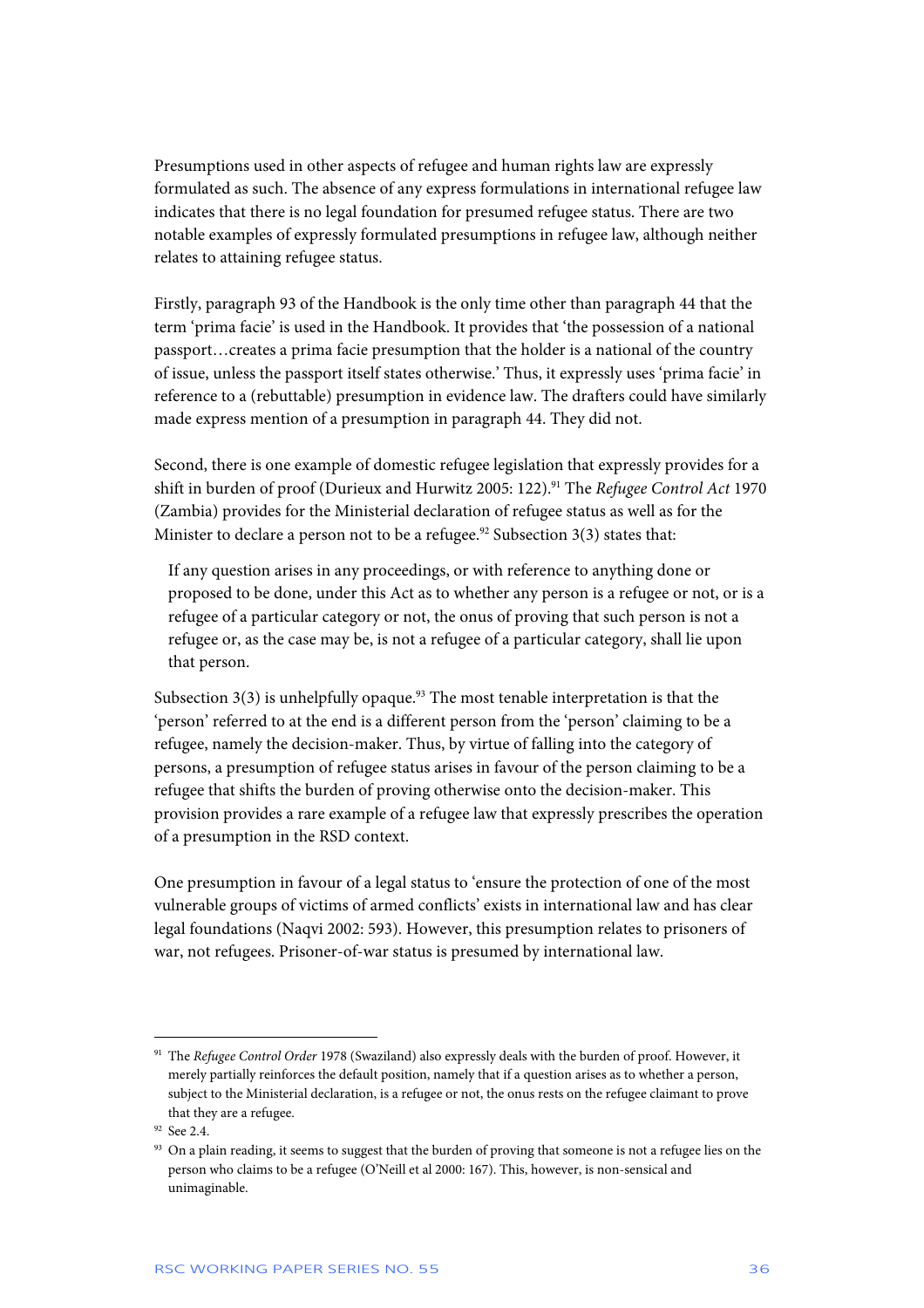Presumptions used in other aspects of refugee and human rights law are expressly formulated as such. The absence of any express formulations in international refugee law indicates that there is no legal foundation for presumed refugee status. There are two notable examples of expressly formulated presumptions in refugee law, although neither relates to attaining refugee status.

Firstly, paragraph 93 of the Handbook is the only time other than paragraph 44 that the term 'prima facie' is used in the Handbook. It provides that 'the possession of a national passport…creates a prima facie presumption that the holder is a national of the country of issue, unless the passport itself states otherwise.' Thus, it expressly uses 'prima facie' in reference to a (rebuttable) presumption in evidence law. The drafters could have similarly made express mention of a presumption in paragraph 44. They did not.

Second, there is one example of domestic refugee legislation that expressly provides for a shift in burden of proof (Durieux and Hurwitz 2005: 122).[91] The *Refugee Control Act* 1970 (Zambia) provides for the Ministerial declaration of refugee status as well as for the Minister to declare a person not to be a refugee.[92] Subsection 3(3) states that:

> If any question arises in any proceedings, or with reference to anything done or proposed to be done, under this Act as to whether any person is a refugee or not, or is a refugee of a particular category or not, the onus of proving that such person is not a refugee or, as the case may be, is not a refugee of a particular category, shall lie upon that person.

Subsection 3(3) is unhelpfully opaque.[93] The most tenable interpretation is that the 'person' referred to at the end is a different person from the 'person' claiming to be a refugee, namely the decision-maker. Thus, by virtue of falling into the category of persons, a presumption of refugee status arises in favour of the person claiming to be a refugee that shifts the burden of proving otherwise onto the decision-maker. This provision provides a rare example of a refugee law that expressly prescribes the operation of a presumption in the RSD context.

One presumption in favour of a legal status to 'ensure the protection of one of the most vulnerable groups of victims of armed conflicts' exists in international law and has clear legal foundations (Naqvi 2002: 593). However, this presumption relates to prisoners of war, not refugees. Prisoner-of-war status is presumed by international law.

---

[91] The *Refugee Control Order* 1978 (Swaziland) also expressly deals with the burden of proof. However, it merely partially reinforces the default position, namely that if a question arises as to whether a person, subject to the Ministerial declaration, is a refugee or not, the onus rests on the refugee claimant to prove that they are a refugee.

[92] See 2.4.

[93] On a plain reading, it seems to suggest that the burden of proving that someone is not a refugee lies on the person who claims to be a refugee (O'Neill et al 2000: 167). This, however, is non-sensical and unimaginable.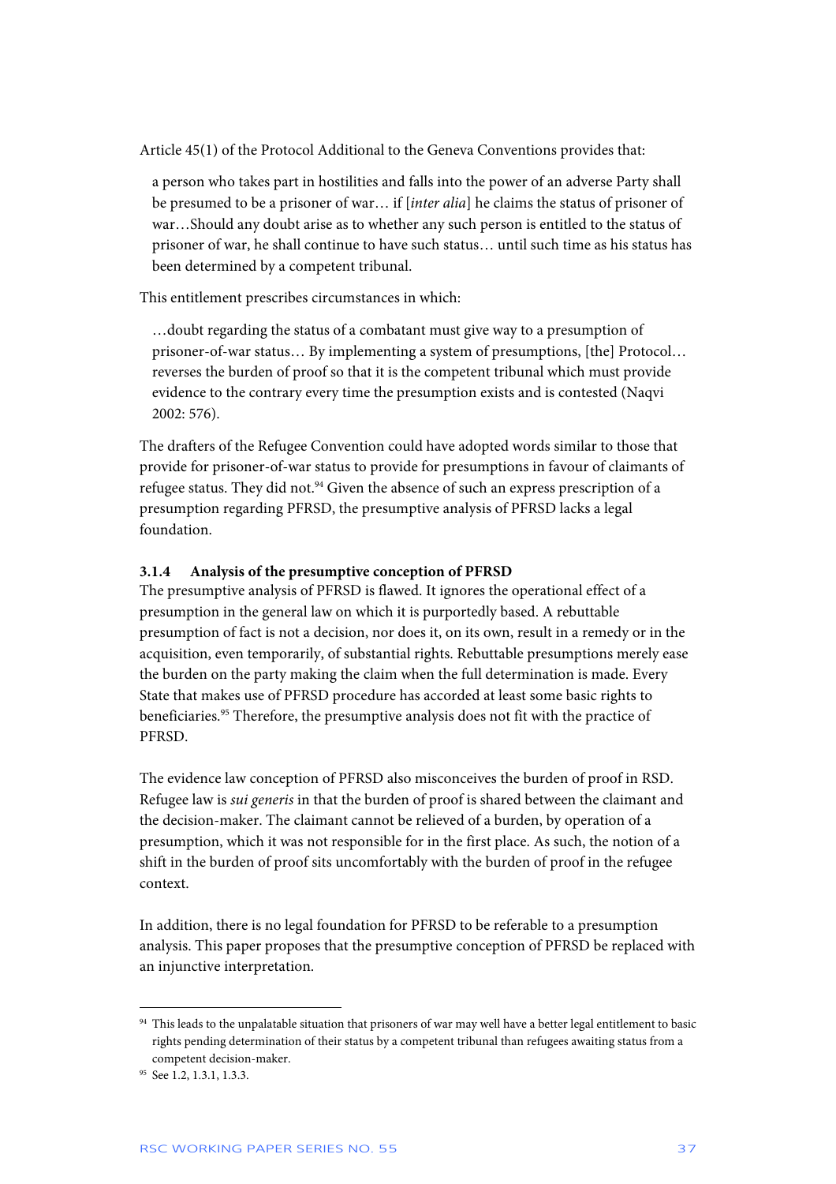Article 45(1) of the Protocol Additional to the Geneva Conventions provides that:

> a person who takes part in hostilities and falls into the power of an adverse Party shall be presumed to be a prisoner of war… if [*inter alia*] he claims the status of prisoner of war…Should any doubt arise as to whether any such person is entitled to the status of prisoner of war, he shall continue to have such status… until such time as his status has been determined by a competent tribunal.

This entitlement prescribes circumstances in which:

> …doubt regarding the status of a combatant must give way to a presumption of prisoner-of-war status… By implementing a system of presumptions, [the] Protocol… reverses the burden of proof so that it is the competent tribunal which must provide evidence to the contrary every time the presumption exists and is contested (Naqvi 2002: 576).

The drafters of the Refugee Convention could have adopted words similar to those that provide for prisoner-of-war status to provide for presumptions in favour of claimants of refugee status. They did not.[94] Given the absence of such an express prescription of a presumption regarding PFRSD, the presumptive analysis of PFRSD lacks a legal foundation.

### 3.1.4 Analysis of the presumptive conception of PFRSD

The presumptive analysis of PFRSD is flawed. It ignores the operational effect of a presumption in the general law on which it is purportedly based. A rebuttable presumption of fact is not a decision, nor does it, on its own, result in a remedy or in the acquisition, even temporarily, of substantial rights. Rebuttable presumptions merely ease the burden on the party making the claim when the full determination is made. Every State that makes use of PFRSD procedure has accorded at least some basic rights to beneficiaries.[95] Therefore, the presumptive analysis does not fit with the practice of PFRSD.

The evidence law conception of PFRSD also misconceives the burden of proof in RSD. Refugee law is *sui generis* in that the burden of proof is shared between the claimant and the decision-maker. The claimant cannot be relieved of a burden, by operation of a presumption, which it was not responsible for in the first place. As such, the notion of a shift in the burden of proof sits uncomfortably with the burden of proof in the refugee context.

In addition, there is no legal foundation for PFRSD to be referable to a presumption analysis. This paper proposes that the presumptive conception of PFRSD be replaced with an injunctive interpretation.

---

[94] This leads to the unpalatable situation that prisoners of war may well have a better legal entitlement to basic rights pending determination of their status by a competent tribunal than refugees awaiting status from a competent decision-maker.

[95] See 1.2, 1.3.1, 1.3.3.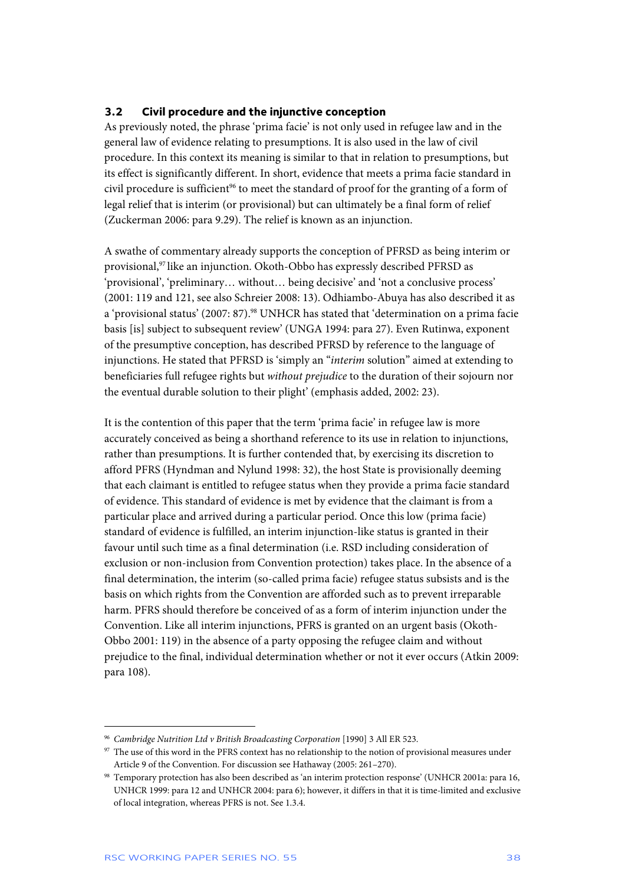### 3.2 Civil procedure and the injunctive conception

As previously noted, the phrase 'prima facie' is not only used in refugee law and in the general law of evidence relating to presumptions. It is also used in the law of civil procedure. In this context its meaning is similar to that in relation to presumptions, but its effect is significantly different. In short, evidence that meets a prima facie standard in civil procedure is sufficient[96] to meet the standard of proof for the granting of a form of legal relief that is interim (or provisional) but can ultimately be a final form of relief (Zuckerman 2006: para 9.29). The relief is known as an injunction.

A swathe of commentary already supports the conception of PFRSD as being interim or provisional,[97] like an injunction. Okoth-Obbo has expressly described PFRSD as 'provisional', 'preliminary… without… being decisive' and 'not a conclusive process' (2001: 119 and 121, see also Schreier 2008: 13). Odhiambo-Abuya has also described it as a 'provisional status' (2007: 87).[98] UNHCR has stated that 'determination on a prima facie basis [is] subject to subsequent review' (UNGA 1994: para 27). Even Rutinwa, exponent of the presumptive conception, has described PFRSD by reference to the language of injunctions. He stated that PFRSD is 'simply an "*interim* solution" aimed at extending to beneficiaries full refugee rights but *without prejudice* to the duration of their sojourn nor the eventual durable solution to their plight' (emphasis added, 2002: 23).

It is the contention of this paper that the term 'prima facie' in refugee law is more accurately conceived as being a shorthand reference to its use in relation to injunctions, rather than presumptions. It is further contended that, by exercising its discretion to afford PFRS (Hyndman and Nylund 1998: 32), the host State is provisionally deeming that each claimant is entitled to refugee status when they provide a prima facie standard of evidence. This standard of evidence is met by evidence that the claimant is from a particular place and arrived during a particular period. Once this low (prima facie) standard of evidence is fulfilled, an interim injunction-like status is granted in their favour until such time as a final determination (i.e. RSD including consideration of exclusion or non-inclusion from Convention protection) takes place. In the absence of a final determination, the interim (so-called prima facie) refugee status subsists and is the basis on which rights from the Convention are afforded such as to prevent irreparable harm. PFRS should therefore be conceived of as a form of interim injunction under the Convention. Like all interim injunctions, PFRS is granted on an urgent basis (Okoth-Obbo 2001: 119) in the absence of a party opposing the refugee claim and without prejudice to the final, individual determination whether or not it ever occurs (Atkin 2009: para 108).

---

[96] *Cambridge Nutrition Ltd v British Broadcasting Corporation* [1990] 3 All ER 523.

[97] The use of this word in the PFRS context has no relationship to the notion of provisional measures under Article 9 of the Convention. For discussion see Hathaway (2005: 261–270).

[98] Temporary protection has also been described as 'an interim protection response' (UNHCR 2001a: para 16, UNHCR 1999: para 12 and UNHCR 2004: para 6); however, it differs in that it is time-limited and exclusive of local integration, whereas PFRS is not. See 1.3.4.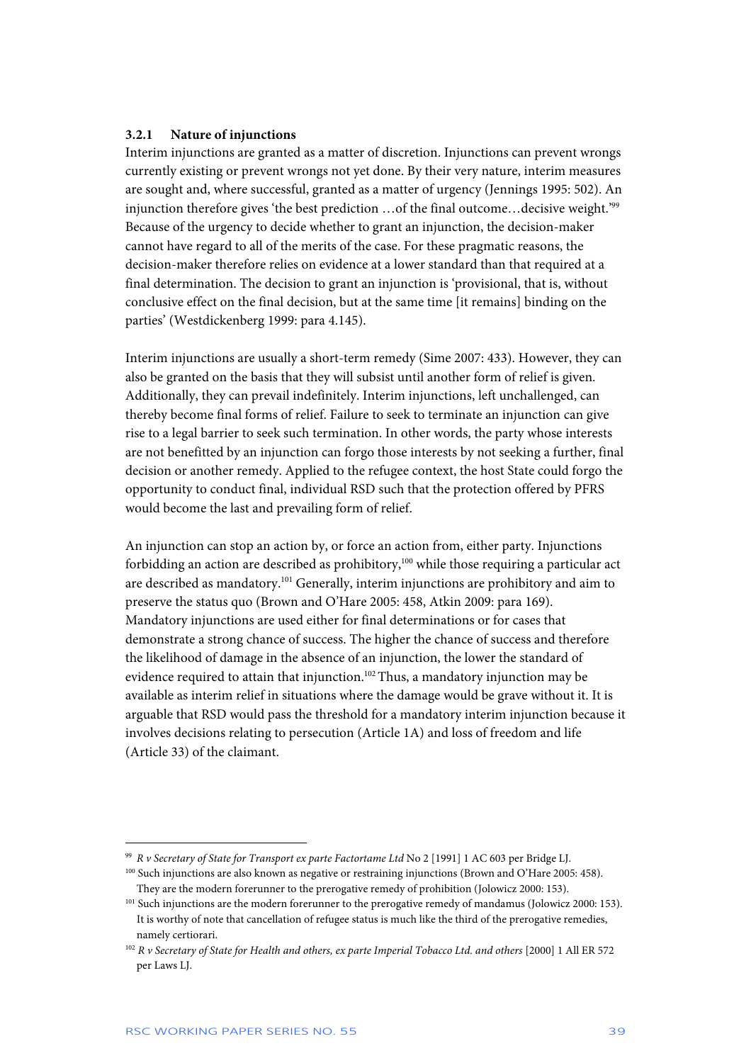### 3.2.1 Nature of injunctions

Interim injunctions are granted as a matter of discretion. Injunctions can prevent wrongs currently existing or prevent wrongs not yet done. By their very nature, interim measures are sought and, where successful, granted as a matter of urgency (Jennings 1995: 502). An injunction therefore gives 'the best prediction …of the final outcome…decisive weight.'[99] Because of the urgency to decide whether to grant an injunction, the decision-maker cannot have regard to all of the merits of the case. For these pragmatic reasons, the decision-maker therefore relies on evidence at a lower standard than that required at a final determination. The decision to grant an injunction is 'provisional, that is, without conclusive effect on the final decision, but at the same time [it remains] binding on the parties' (Westdickenberg 1999: para 4.145).

Interim injunctions are usually a short-term remedy (Sime 2007: 433). However, they can also be granted on the basis that they will subsist until another form of relief is given. Additionally, they can prevail indefinitely. Interim injunctions, left unchallenged, can thereby become final forms of relief. Failure to seek to terminate an injunction can give rise to a legal barrier to seek such termination. In other words, the party whose interests are not benefitted by an injunction can forgo those interests by not seeking a further, final decision or another remedy. Applied to the refugee context, the host State could forgo the opportunity to conduct final, individual RSD such that the protection offered by PFRS would become the last and prevailing form of relief.

An injunction can stop an action by, or force an action from, either party. Injunctions forbidding an action are described as prohibitory,[100] while those requiring a particular act are described as mandatory.[101] Generally, interim injunctions are prohibitory and aim to preserve the status quo (Brown and O'Hare 2005: 458, Atkin 2009: para 169). Mandatory injunctions are used either for final determinations or for cases that demonstrate a strong chance of success. The higher the chance of success and therefore the likelihood of damage in the absence of an injunction, the lower the standard of evidence required to attain that injunction.[102] Thus, a mandatory injunction may be available as interim relief in situations where the damage would be grave without it. It is arguable that RSD would pass the threshold for a mandatory interim injunction because it involves decisions relating to persecution (Article 1A) and loss of freedom and life (Article 33) of the claimant.

---

[99] *R v Secretary of State for Transport ex parte Factortame Ltd* No 2 [1991] 1 AC 603 per Bridge LJ.

[100] Such injunctions are also known as negative or restraining injunctions (Brown and O'Hare 2005: 458). They are the modern forerunner to the prerogative remedy of prohibition (Jolowicz 2000: 153).

[101] Such injunctions are the modern forerunner to the prerogative remedy of mandamus (Jolowicz 2000: 153). It is worthy of note that cancellation of refugee status is much like the third of the prerogative remedies, namely certiorari.

[102] *R v Secretary of State for Health and others, ex parte Imperial Tobacco Ltd. and others* [2000] 1 All ER 572 per Laws LJ.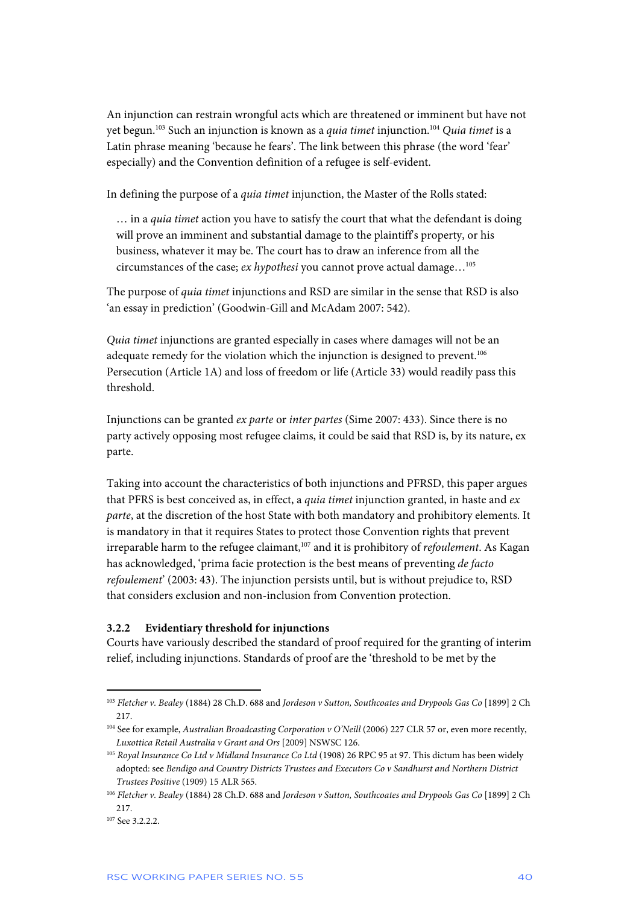An injunction can restrain wrongful acts which are threatened or imminent but have not yet begun.[103] Such an injunction is known as a *quia timet* injunction.[104] *Quia timet* is a Latin phrase meaning 'because he fears'. The link between this phrase (the word 'fear' especially) and the Convention definition of a refugee is self-evident.

In defining the purpose of a *quia timet* injunction, the Master of the Rolls stated:

> … in a *quia timet* action you have to satisfy the court that what the defendant is doing will prove an imminent and substantial damage to the plaintiff's property, or his business, whatever it may be. The court has to draw an inference from all the circumstances of the case; *ex hypothesi* you cannot prove actual damage…[105]

The purpose of *quia timet* injunctions and RSD are similar in the sense that RSD is also 'an essay in prediction' (Goodwin-Gill and McAdam 2007: 542).

*Quia timet* injunctions are granted especially in cases where damages will not be an adequate remedy for the violation which the injunction is designed to prevent.[106] Persecution (Article 1A) and loss of freedom or life (Article 33) would readily pass this threshold.

Injunctions can be granted *ex parte* or *inter partes* (Sime 2007: 433). Since there is no party actively opposing most refugee claims, it could be said that RSD is, by its nature, ex parte.

Taking into account the characteristics of both injunctions and PFRSD, this paper argues that PFRS is best conceived as, in effect, a *quia timet* injunction granted, in haste and *ex parte*, at the discretion of the host State with both mandatory and prohibitory elements. It is mandatory in that it requires States to protect those Convention rights that prevent irreparable harm to the refugee claimant,[107] and it is prohibitory of *refoulement*. As Kagan has acknowledged, 'prima facie protection is the best means of preventing *de facto refoulement*' (2003: 43). The injunction persists until, but is without prejudice to, RSD that considers exclusion and non-inclusion from Convention protection.

### 3.2.2 Evidentiary threshold for injunctions

Courts have variously described the standard of proof required for the granting of interim relief, including injunctions. Standards of proof are the 'threshold to be met by the

---

[103] *Fletcher v. Bealey* (1884) 28 Ch.D. 688 and *Jordeson v Sutton, Southcoates and Drypools Gas Co* [1899] 2 Ch 217.

[104] See for example, *Australian Broadcasting Corporation v O'Neill* (2006) 227 CLR 57 or, even more recently, *Luxottica Retail Australia v Grant and Ors* [2009] NSWSC 126.

[105] *Royal Insurance Co Ltd v Midland Insurance Co Ltd* (1908) 26 RPC 95 at 97. This dictum has been widely adopted: see *Bendigo and Country Districts Trustees and Executors Co v Sandhurst and Northern District Trustees Positive* (1909) 15 ALR 565.

[106] *Fletcher v. Bealey* (1884) 28 Ch.D. 688 and *Jordeson v Sutton, Southcoates and Drypools Gas Co* [1899] 2 Ch 217.

[107] See 3.2.2.2.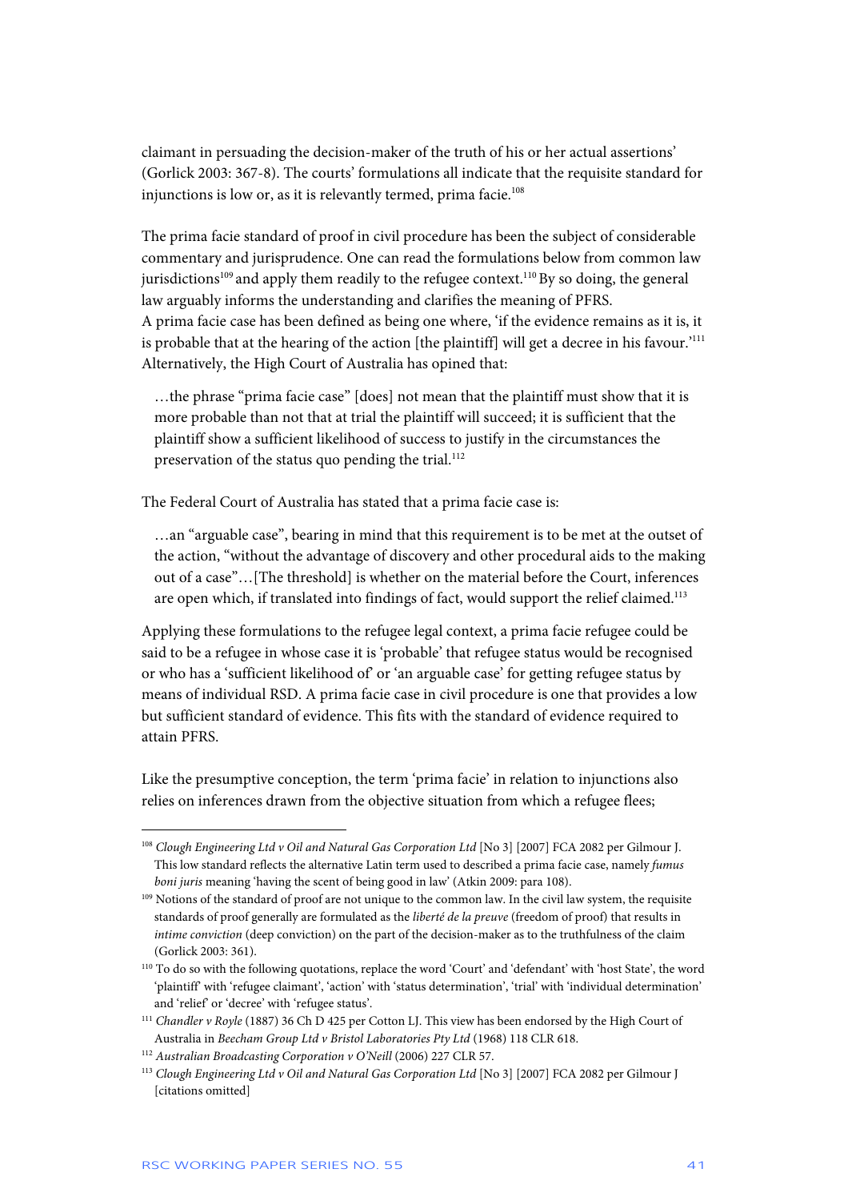claimant in persuading the decision-maker of the truth of his or her actual assertions' (Gorlick 2003: 367-8). The courts' formulations all indicate that the requisite standard for injunctions is low or, as it is relevantly termed, prima facie.[108]

The prima facie standard of proof in civil procedure has been the subject of considerable commentary and jurisprudence. One can read the formulations below from common law jurisdictions[109] and apply them readily to the refugee context.[110] By so doing, the general law arguably informs the understanding and clarifies the meaning of PFRS.
A prima facie case has been defined as being one where, 'if the evidence remains as it is, it is probable that at the hearing of the action [the plaintiff] will get a decree in his favour.'[111] Alternatively, the High Court of Australia has opined that:

> …the phrase "prima facie case" [does] not mean that the plaintiff must show that it is more probable than not that at trial the plaintiff will succeed; it is sufficient that the plaintiff show a sufficient likelihood of success to justify in the circumstances the preservation of the status quo pending the trial.[112]

The Federal Court of Australia has stated that a prima facie case is:

> …an "arguable case", bearing in mind that this requirement is to be met at the outset of the action, "without the advantage of discovery and other procedural aids to the making out of a case"…[The threshold] is whether on the material before the Court, inferences are open which, if translated into findings of fact, would support the relief claimed.[113]

Applying these formulations to the refugee legal context, a prima facie refugee could be said to be a refugee in whose case it is 'probable' that refugee status would be recognised or who has a 'sufficient likelihood of' or 'an arguable case' for getting refugee status by means of individual RSD. A prima facie case in civil procedure is one that provides a low but sufficient standard of evidence. This fits with the standard of evidence required to attain PFRS.

Like the presumptive conception, the term 'prima facie' in relation to injunctions also relies on inferences drawn from the objective situation from which a refugee flees;

---

[108] *Clough Engineering Ltd v Oil and Natural Gas Corporation Ltd* [No 3] [2007] FCA 2082 per Gilmour J. This low standard reflects the alternative Latin term used to described a prima facie case, namely *fumus boni juris* meaning 'having the scent of being good in law' (Atkin 2009: para 108).

[109] Notions of the standard of proof are not unique to the common law. In the civil law system, the requisite standards of proof generally are formulated as the *liberté de la preuve* (freedom of proof) that results in *intime conviction* (deep conviction) on the part of the decision-maker as to the truthfulness of the claim (Gorlick 2003: 361).

[110] To do so with the following quotations, replace the word 'Court' and 'defendant' with 'host State', the word 'plaintiff' with 'refugee claimant', 'action' with 'status determination', 'trial' with 'individual determination' and 'relief' or 'decree' with 'refugee status'.

[111] *Chandler v Royle* (1887) 36 Ch D 425 per Cotton LJ. This view has been endorsed by the High Court of Australia in *Beecham Group Ltd v Bristol Laboratories Pty Ltd* (1968) 118 CLR 618.

[112] *Australian Broadcasting Corporation v O'Neill* (2006) 227 CLR 57.

[113] *Clough Engineering Ltd v Oil and Natural Gas Corporation Ltd* [No 3] [2007] FCA 2082 per Gilmour J [citations omitted]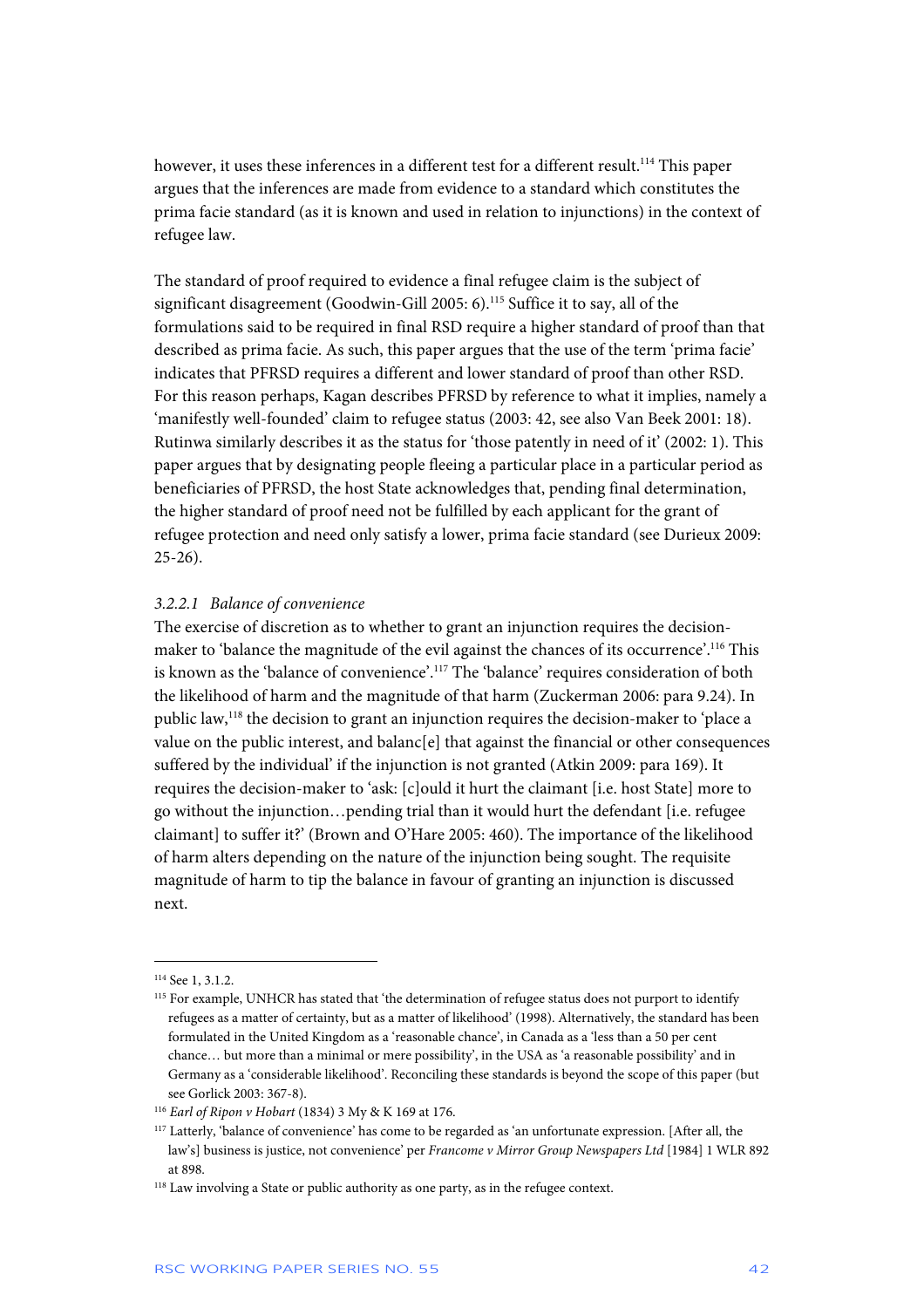however, it uses these inferences in a different test for a different result.[114] This paper argues that the inferences are made from evidence to a standard which constitutes the prima facie standard (as it is known and used in relation to injunctions) in the context of refugee law.

The standard of proof required to evidence a final refugee claim is the subject of significant disagreement (Goodwin-Gill 2005: 6).[115] Suffice it to say, all of the formulations said to be required in final RSD require a higher standard of proof than that described as prima facie. As such, this paper argues that the use of the term 'prima facie' indicates that PFRSD requires a different and lower standard of proof than other RSD. For this reason perhaps, Kagan describes PFRSD by reference to what it implies, namely a 'manifestly well-founded' claim to refugee status (2003: 42, see also Van Beek 2001: 18). Rutinwa similarly describes it as the status for 'those patently in need of it' (2002: 1). This paper argues that by designating people fleeing a particular place in a particular period as beneficiaries of PFRSD, the host State acknowledges that, pending final determination, the higher standard of proof need not be fulfilled by each applicant for the grant of refugee protection and need only satisfy a lower, prima facie standard (see Durieux 2009: 25-26).

#### *3.2.2.1 Balance of convenience*

The exercise of discretion as to whether to grant an injunction requires the decision-maker to 'balance the magnitude of the evil against the chances of its occurrence'.[116] This is known as the 'balance of convenience'.[117] The 'balance' requires consideration of both the likelihood of harm and the magnitude of that harm (Zuckerman 2006: para 9.24). In public law,[118] the decision to grant an injunction requires the decision-maker to 'place a value on the public interest, and balanc[e] that against the financial or other consequences suffered by the individual' if the injunction is not granted (Atkin 2009: para 169). It requires the decision-maker to 'ask: [c]ould it hurt the claimant [i.e. host State] more to go without the injunction…pending trial than it would hurt the defendant [i.e. refugee claimant] to suffer it?' (Brown and O'Hare 2005: 460). The importance of the likelihood of harm alters depending on the nature of the injunction being sought. The requisite magnitude of harm to tip the balance in favour of granting an injunction is discussed next.

---

[114] See 1, 3.1.2.

[115] For example, UNHCR has stated that 'the determination of refugee status does not purport to identify refugees as a matter of certainty, but as a matter of likelihood' (1998). Alternatively, the standard has been formulated in the United Kingdom as a 'reasonable chance', in Canada as a 'less than a 50 per cent chance… but more than a minimal or mere possibility', in the USA as 'a reasonable possibility' and in Germany as a 'considerable likelihood'. Reconciling these standards is beyond the scope of this paper (but see Gorlick 2003: 367-8).

[116] *Earl of Ripon v Hobart* (1834) 3 My & K 169 at 176.

[117] Latterly, 'balance of convenience' has come to be regarded as 'an unfortunate expression. [After all, the law's] business is justice, not convenience' per *Francome v Mirror Group Newspapers Ltd* [1984] 1 WLR 892 at 898.

[118] Law involving a State or public authority as one party, as in the refugee context.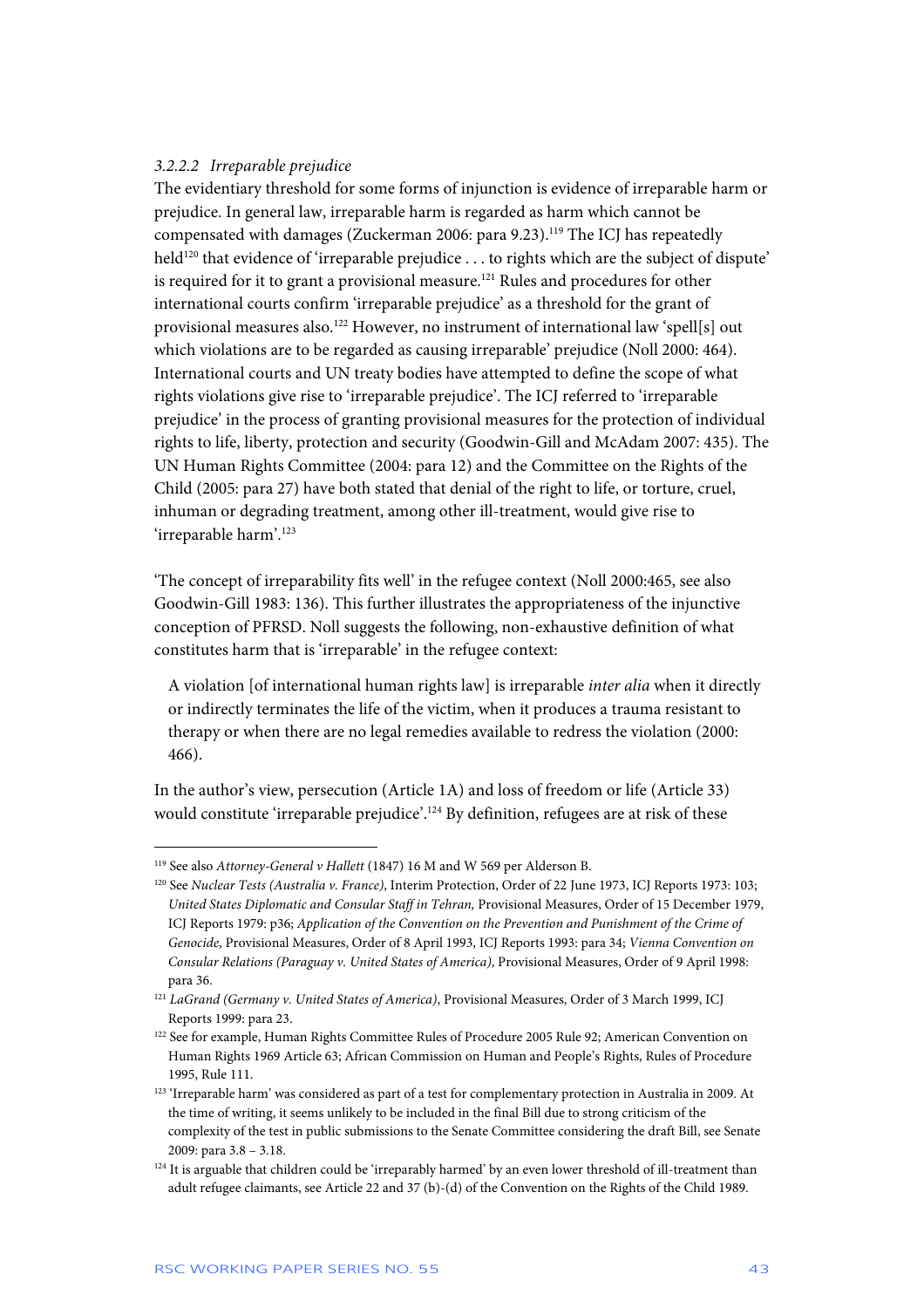#### *3.2.2.2 Irreparable prejudice*

The evidentiary threshold for some forms of injunction is evidence of irreparable harm or prejudice. In general law, irreparable harm is regarded as harm which cannot be compensated with damages (Zuckerman 2006: para 9.23).[119] The ICJ has repeatedly held[120] that evidence of 'irreparable prejudice . . . to rights which are the subject of dispute' is required for it to grant a provisional measure.[121] Rules and procedures for other international courts confirm 'irreparable prejudice' as a threshold for the grant of provisional measures also.[122] However, no instrument of international law 'spell[s] out which violations are to be regarded as causing irreparable' prejudice (Noll 2000: 464). International courts and UN treaty bodies have attempted to define the scope of what rights violations give rise to 'irreparable prejudice'. The ICJ referred to 'irreparable prejudice' in the process of granting provisional measures for the protection of individual rights to life, liberty, protection and security (Goodwin-Gill and McAdam 2007: 435). The UN Human Rights Committee (2004: para 12) and the Committee on the Rights of the Child (2005: para 27) have both stated that denial of the right to life, or torture, cruel, inhuman or degrading treatment, among other ill-treatment, would give rise to 'irreparable harm'.[123]

'The concept of irreparability fits well' in the refugee context (Noll 2000:465, see also Goodwin-Gill 1983: 136). This further illustrates the appropriateness of the injunctive conception of PFRSD. Noll suggests the following, non-exhaustive definition of what constitutes harm that is 'irreparable' in the refugee context:

> A violation [of international human rights law] is irreparable *inter alia* when it directly or indirectly terminates the life of the victim, when it produces a trauma resistant to therapy or when there are no legal remedies available to redress the violation (2000: 466).

In the author's view, persecution (Article 1A) and loss of freedom or life (Article 33) would constitute 'irreparable prejudice'.[124] By definition, refugees are at risk of these

---

[119] See also *Attorney-General v Hallett* (1847) 16 M and W 569 per Alderson B.

[120] See *Nuclear Tests (Australia v. France)*, Interim Protection, Order of 22 June 1973, ICJ Reports 1973: 103; *United States Diplomatic and Consular Staff in Tehran,* Provisional Measures, Order of 15 December 1979, ICJ Reports 1979: p36; *Application of the Convention on the Prevention and Punishment of the Crime of Genocide*, Provisional Measures, Order of 8 April 1993, ICJ Reports 1993: para 34; *Vienna Convention on Consular Relations (Paraguay v. United States of America)*, Provisional Measures, Order of 9 April 1998: para 36.

[121] *LaGrand (Germany v. United States of America)*, Provisional Measures, Order of 3 March 1999, ICJ Reports 1999: para 23.

[122] See for example, Human Rights Committee Rules of Procedure 2005 Rule 92; American Convention on Human Rights 1969 Article 63; African Commission on Human and People's Rights, Rules of Procedure 1995, Rule 111.

[123] 'Irreparable harm' was considered as part of a test for complementary protection in Australia in 2009. At the time of writing, it seems unlikely to be included in the final Bill due to strong criticism of the complexity of the test in public submissions to the Senate Committee considering the draft Bill, see Senate 2009: para 3.8 – 3.18.

[124] It is arguable that children could be 'irreparably harmed' by an even lower threshold of ill-treatment than adult refugee claimants, see Article 22 and 37 (b)-(d) of the Convention on the Rights of the Child 1989.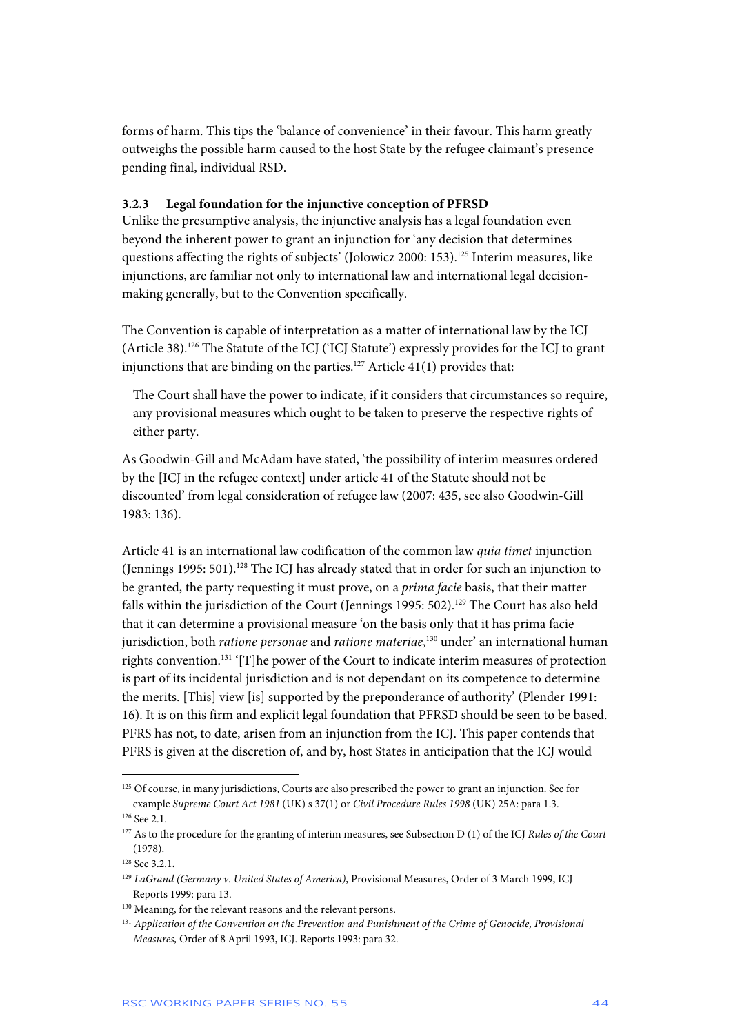forms of harm. This tips the 'balance of convenience' in their favour. This harm greatly outweighs the possible harm caused to the host State by the refugee claimant's presence pending final, individual RSD.

### 3.2.3 Legal foundation for the injunctive conception of PFRSD

Unlike the presumptive analysis, the injunctive analysis has a legal foundation even beyond the inherent power to grant an injunction for 'any decision that determines questions affecting the rights of subjects' (Jolowicz 2000: 153).[125] Interim measures, like injunctions, are familiar not only to international law and international legal decision-making generally, but to the Convention specifically.

The Convention is capable of interpretation as a matter of international law by the ICJ (Article 38).[126] The Statute of the ICJ ('ICJ Statute') expressly provides for the ICJ to grant injunctions that are binding on the parties.[127] Article 41(1) provides that:

> The Court shall have the power to indicate, if it considers that circumstances so require, any provisional measures which ought to be taken to preserve the respective rights of either party.

As Goodwin-Gill and McAdam have stated, 'the possibility of interim measures ordered by the [ICJ in the refugee context] under article 41 of the Statute should not be discounted' from legal consideration of refugee law (2007: 435, see also Goodwin-Gill 1983: 136).

Article 41 is an international law codification of the common law *quia timet* injunction (Jennings 1995: 501).[128] The ICJ has already stated that in order for such an injunction to be granted, the party requesting it must prove, on a *prima facie* basis, that their matter falls within the jurisdiction of the Court (Jennings 1995: 502).[129] The Court has also held that it can determine a provisional measure 'on the basis only that it has prima facie jurisdiction, both *ratione personae* and *ratione materiae*,[130] under' an international human rights convention.[131] '[T]he power of the Court to indicate interim measures of protection is part of its incidental jurisdiction and is not dependant on its competence to determine the merits. [This] view [is] supported by the preponderance of authority' (Plender 1991: 16). It is on this firm and explicit legal foundation that PFRSD should be seen to be based. PFRS has not, to date, arisen from an injunction from the ICJ. This paper contends that PFRS is given at the discretion of, and by, host States in anticipation that the ICJ would

---

[125] Of course, in many jurisdictions, Courts are also prescribed the power to grant an injunction. See for example *Supreme Court Act 1981* (UK) s 37(1) or *Civil Procedure Rules 1998* (UK) 25A: para 1.3.

[126] See 2.1.

[127] As to the procedure for the granting of interim measures, see Subsection D (1) of the ICJ *Rules of the Court* (1978).

[128] See 3.2.1.

[129] *LaGrand (Germany v. United States of America)*, Provisional Measures, Order of 3 March 1999, ICJ Reports 1999: para 13.

[130] Meaning, for the relevant reasons and the relevant persons.

[131] *Application of the Convention on the Prevention and Punishment of the Crime of Genocide, Provisional Measures,* Order of 8 April 1993, ICJ. Reports 1993: para 32.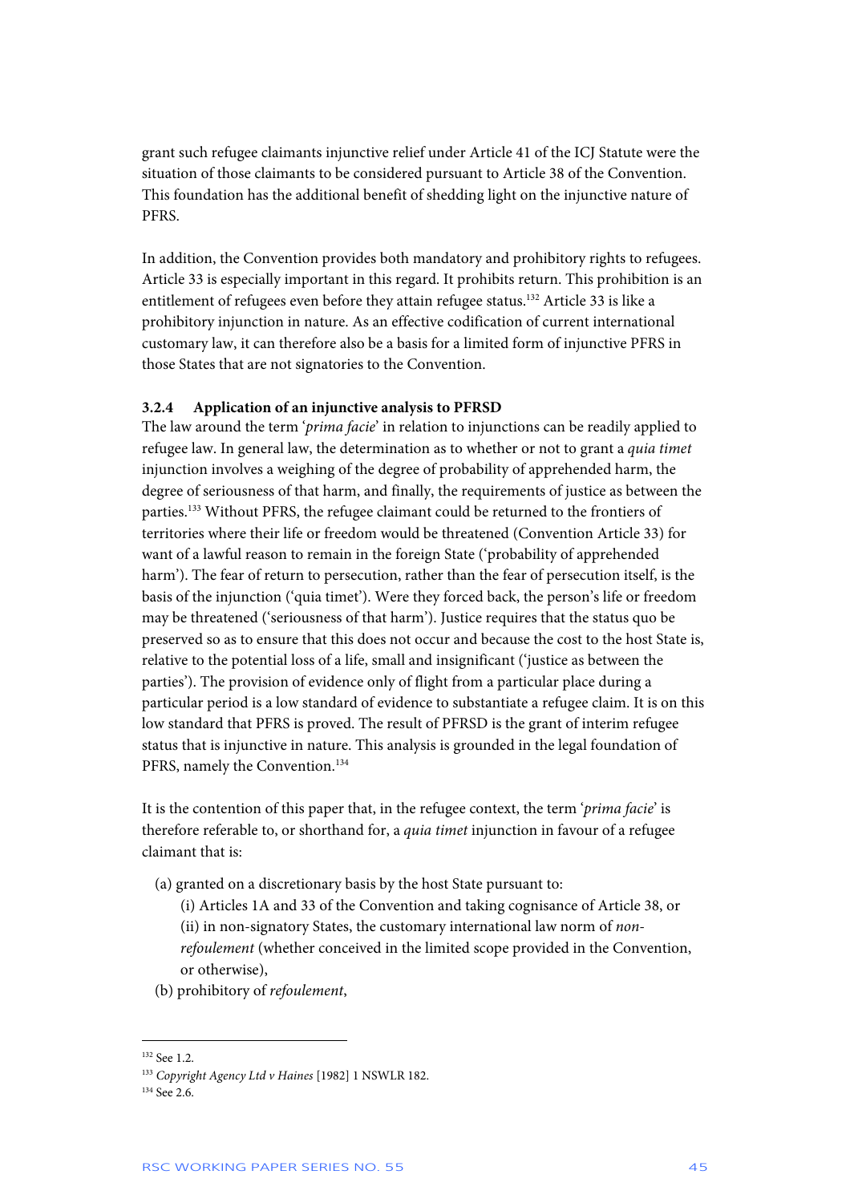grant such refugee claimants injunctive relief under Article 41 of the ICJ Statute were the situation of those claimants to be considered pursuant to Article 38 of the Convention. This foundation has the additional benefit of shedding light on the injunctive nature of PFRS.

In addition, the Convention provides both mandatory and prohibitory rights to refugees. Article 33 is especially important in this regard. It prohibits return. This prohibition is an entitlement of refugees even before they attain refugee status.[132] Article 33 is like a prohibitory injunction in nature. As an effective codification of current international customary law, it can therefore also be a basis for a limited form of injunctive PFRS in those States that are not signatories to the Convention.

### 3.2.4 Application of an injunctive analysis to PFRSD

The law around the term '*prima facie*' in relation to injunctions can be readily applied to refugee law. In general law, the determination as to whether or not to grant a *quia timet* injunction involves a weighing of the degree of probability of apprehended harm, the degree of seriousness of that harm, and finally, the requirements of justice as between the parties.[133] Without PFRS, the refugee claimant could be returned to the frontiers of territories where their life or freedom would be threatened (Convention Article 33) for want of a lawful reason to remain in the foreign State ('probability of apprehended harm'). The fear of return to persecution, rather than the fear of persecution itself, is the basis of the injunction ('quia timet'). Were they forced back, the person's life or freedom may be threatened ('seriousness of that harm'). Justice requires that the status quo be preserved so as to ensure that this does not occur and because the cost to the host State is, relative to the potential loss of a life, small and insignificant ('justice as between the parties'). The provision of evidence only of flight from a particular place during a particular period is a low standard of evidence to substantiate a refugee claim. It is on this low standard that PFRS is proved. The result of PFRSD is the grant of interim refugee status that is injunctive in nature. This analysis is grounded in the legal foundation of PFRS, namely the Convention.[134]

It is the contention of this paper that, in the refugee context, the term '*prima facie*' is therefore referable to, or shorthand for, a *quia timet* injunction in favour of a refugee claimant that is:

(a) granted on a discretionary basis by the host State pursuant to:
  - (i) Articles 1A and 33 of the Convention and taking cognisance of Article 38, or
  - (ii) in non-signatory States, the customary international law norm of *non-refoulement* (whether conceived in the limited scope provided in the Convention, or otherwise),

(b) prohibitory of *refoulement*,

---

[132] See 1.2.

[133] *Copyright Agency Ltd v Haines* [1982] 1 NSWLR 182.

[134] See 2.6.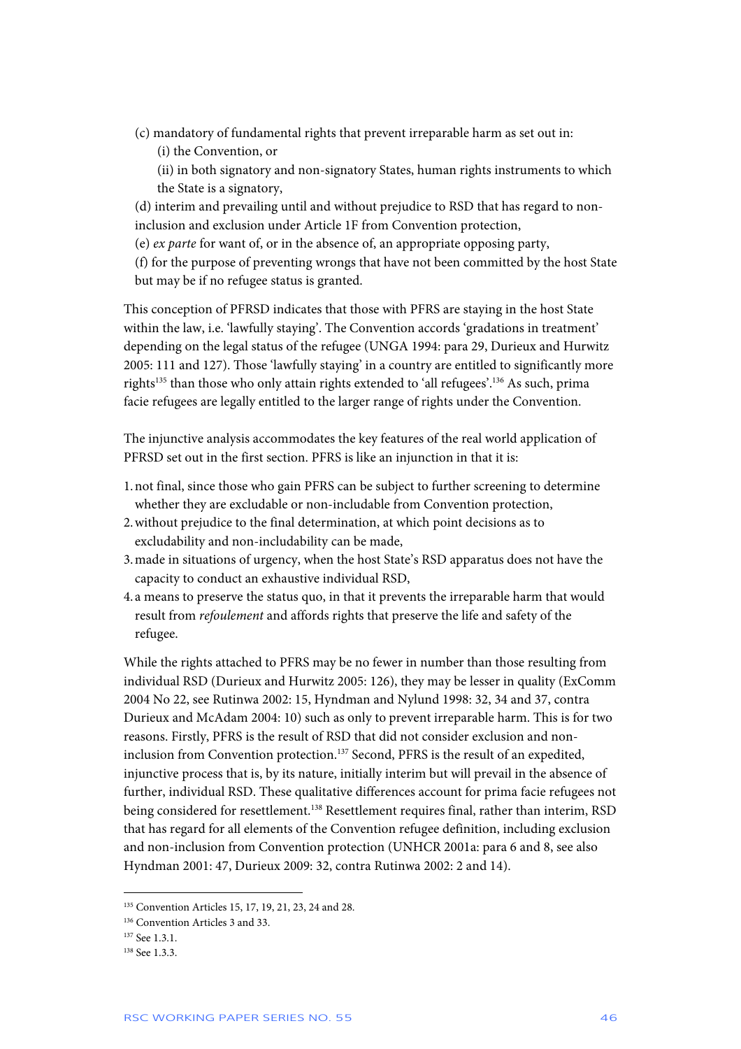(c) mandatory of fundamental rights that prevent irreparable harm as set out in:

(i) the Convention, or

(ii) in both signatory and non-signatory States, human rights instruments to which the State is a signatory,

(d) interim and prevailing until and without prejudice to RSD that has regard to non-inclusion and exclusion under Article 1F from Convention protection,

(e) *ex parte* for want of, or in the absence of, an appropriate opposing party,

(f) for the purpose of preventing wrongs that have not been committed by the host State but may be if no refugee status is granted.

This conception of PFRSD indicates that those with PFRS are staying in the host State within the law, i.e. 'lawfully staying'. The Convention accords 'gradations in treatment' depending on the legal status of the refugee (UNGA 1994: para 29, Durieux and Hurwitz 2005: 111 and 127). Those 'lawfully staying' in a country are entitled to significantly more rights[135] than those who only attain rights extended to 'all refugees'.[136] As such, prima facie refugees are legally entitled to the larger range of rights under the Convention.

The injunctive analysis accommodates the key features of the real world application of PFRSD set out in the first section. PFRS is like an injunction in that it is:

1. not final, since those who gain PFRS can be subject to further screening to determine whether they are excludable or non-includable from Convention protection,
2. without prejudice to the final determination, at which point decisions as to excludability and non-includability can be made,
3. made in situations of urgency, when the host State's RSD apparatus does not have the capacity to conduct an exhaustive individual RSD,
4. a means to preserve the status quo, in that it prevents the irreparable harm that would result from *refoulement* and affords rights that preserve the life and safety of the refugee.

While the rights attached to PFRS may be no fewer in number than those resulting from individual RSD (Durieux and Hurwitz 2005: 126), they may be lesser in quality (ExComm 2004 No 22, see Rutinwa 2002: 15, Hyndman and Nylund 1998: 32, 34 and 37, contra Durieux and McAdam 2004: 10) such as only to prevent irreparable harm. This is for two reasons. Firstly, PFRS is the result of RSD that did not consider exclusion and non-inclusion from Convention protection.[137] Second, PFRS is the result of an expedited, injunctive process that is, by its nature, initially interim but will prevail in the absence of further, individual RSD. These qualitative differences account for prima facie refugees not being considered for resettlement.[138] Resettlement requires final, rather than interim, RSD that has regard for all elements of the Convention refugee definition, including exclusion and non-inclusion from Convention protection (UNHCR 2001a: para 6 and 8, see also Hyndman 2001: 47, Durieux 2009: 32, contra Rutinwa 2002: 2 and 14).

---

[135] Convention Articles 15, 17, 19, 21, 23, 24 and 28.

[136] Convention Articles 3 and 33.

[137] See 1.3.1.

[138] See 1.3.3.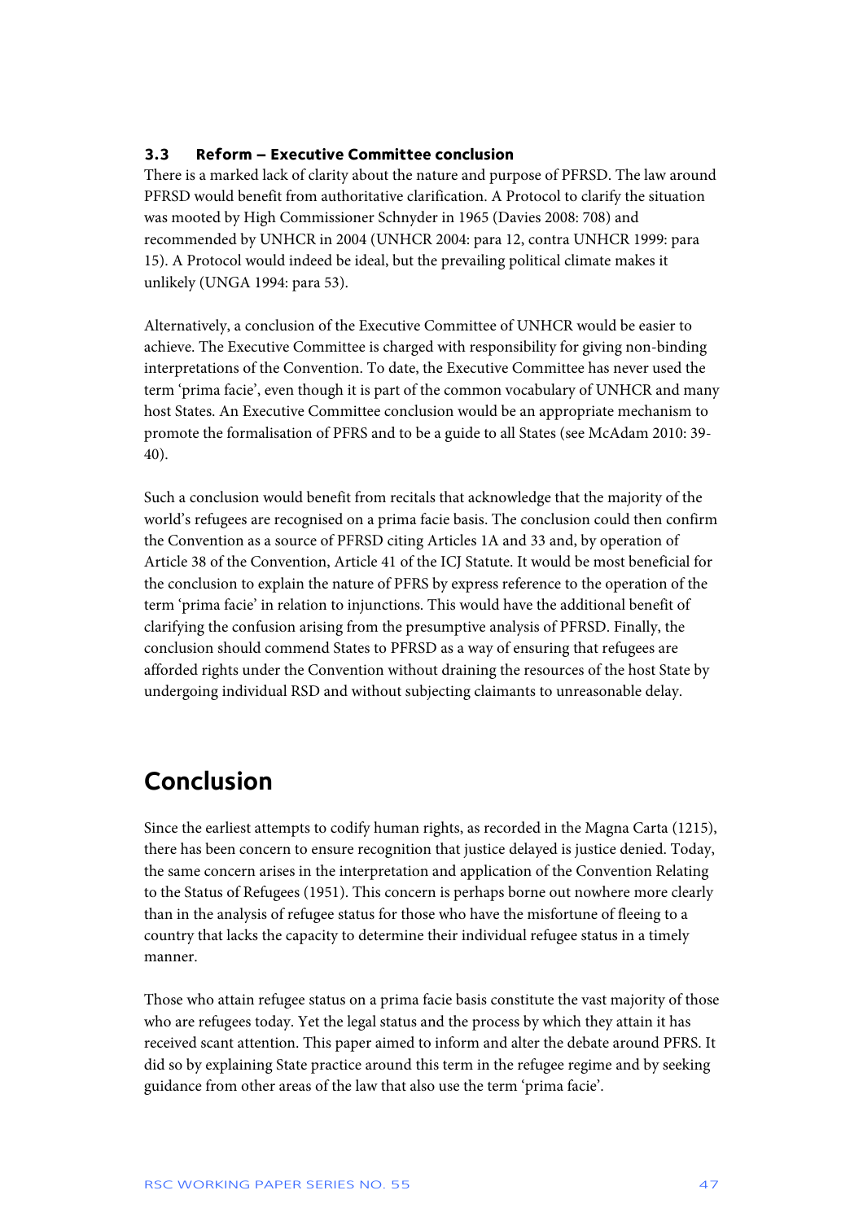### 3.3 Reform – Executive Committee conclusion

There is a marked lack of clarity about the nature and purpose of PFRSD. The law around PFRSD would benefit from authoritative clarification. A Protocol to clarify the situation was mooted by High Commissioner Schnyder in 1965 (Davies 2008: 708) and recommended by UNHCR in 2004 (UNHCR 2004: para 12, contra UNHCR 1999: para 15). A Protocol would indeed be ideal, but the prevailing political climate makes it unlikely (UNGA 1994: para 53).

Alternatively, a conclusion of the Executive Committee of UNHCR would be easier to achieve. The Executive Committee is charged with responsibility for giving non-binding interpretations of the Convention. To date, the Executive Committee has never used the term 'prima facie', even though it is part of the common vocabulary of UNHCR and many host States. An Executive Committee conclusion would be an appropriate mechanism to promote the formalisation of PFRS and to be a guide to all States (see McAdam 2010: 39-40).

Such a conclusion would benefit from recitals that acknowledge that the majority of the world's refugees are recognised on a prima facie basis. The conclusion could then confirm the Convention as a source of PFRSD citing Articles 1A and 33 and, by operation of Article 38 of the Convention, Article 41 of the ICJ Statute. It would be most beneficial for the conclusion to explain the nature of PFRS by express reference to the operation of the term 'prima facie' in relation to injunctions. This would have the additional benefit of clarifying the confusion arising from the presumptive analysis of PFRSD. Finally, the conclusion should commend States to PFRSD as a way of ensuring that refugees are afforded rights under the Convention without draining the resources of the host State by undergoing individual RSD and without subjecting claimants to unreasonable delay.

## Conclusion

Since the earliest attempts to codify human rights, as recorded in the Magna Carta (1215), there has been concern to ensure recognition that justice delayed is justice denied. Today, the same concern arises in the interpretation and application of the Convention Relating to the Status of Refugees (1951). This concern is perhaps borne out nowhere more clearly than in the analysis of refugee status for those who have the misfortune of fleeing to a country that lacks the capacity to determine their individual refugee status in a timely manner.

Those who attain refugee status on a prima facie basis constitute the vast majority of those who are refugees today. Yet the legal status and the process by which they attain it has received scant attention. This paper aimed to inform and alter the debate around PFRS. It did so by explaining State practice around this term in the refugee regime and by seeking guidance from other areas of the law that also use the term 'prima facie'.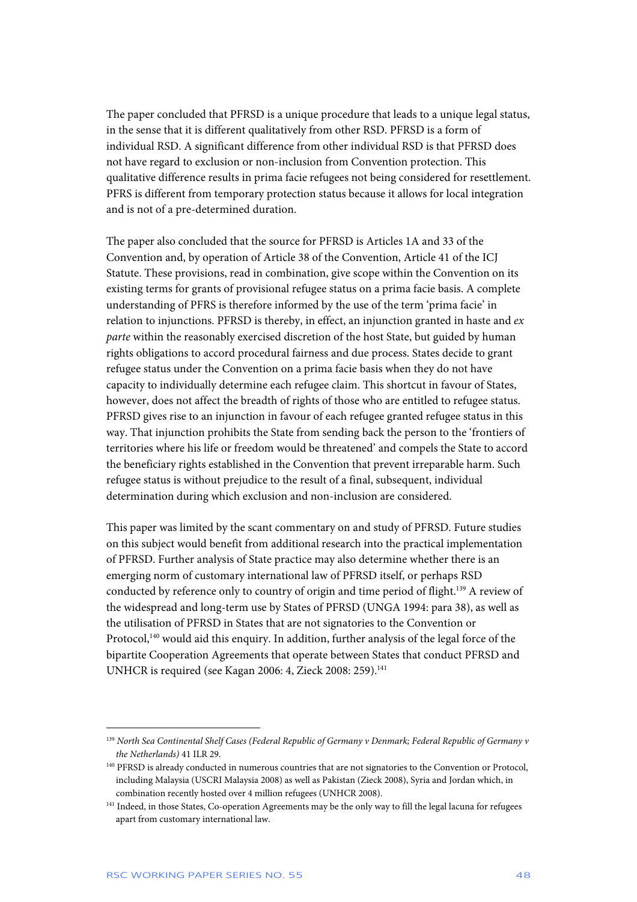The paper concluded that PFRSD is a unique procedure that leads to a unique legal status, in the sense that it is different qualitatively from other RSD. PFRSD is a form of individual RSD. A significant difference from other individual RSD is that PFRSD does not have regard to exclusion or non-inclusion from Convention protection. This qualitative difference results in prima facie refugees not being considered for resettlement. PFRS is different from temporary protection status because it allows for local integration and is not of a pre-determined duration.

The paper also concluded that the source for PFRSD is Articles 1A and 33 of the Convention and, by operation of Article 38 of the Convention, Article 41 of the ICJ Statute. These provisions, read in combination, give scope within the Convention on its existing terms for grants of provisional refugee status on a prima facie basis. A complete understanding of PFRS is therefore informed by the use of the term 'prima facie' in relation to injunctions. PFRSD is thereby, in effect, an injunction granted in haste and *ex parte* within the reasonably exercised discretion of the host State, but guided by human rights obligations to accord procedural fairness and due process. States decide to grant refugee status under the Convention on a prima facie basis when they do not have capacity to individually determine each refugee claim. This shortcut in favour of States, however, does not affect the breadth of rights of those who are entitled to refugee status. PFRSD gives rise to an injunction in favour of each refugee granted refugee status in this way. That injunction prohibits the State from sending back the person to the 'frontiers of territories where his life or freedom would be threatened' and compels the State to accord the beneficiary rights established in the Convention that prevent irreparable harm. Such refugee status is without prejudice to the result of a final, subsequent, individual determination during which exclusion and non-inclusion are considered.

This paper was limited by the scant commentary on and study of PFRSD. Future studies on this subject would benefit from additional research into the practical implementation of PFRSD. Further analysis of State practice may also determine whether there is an emerging norm of customary international law of PFRSD itself, or perhaps RSD conducted by reference only to country of origin and time period of flight.[139] A review of the widespread and long-term use by States of PFRSD (UNGA 1994: para 38), as well as the utilisation of PFRSD in States that are not signatories to the Convention or Protocol,[140] would aid this enquiry. In addition, further analysis of the legal force of the bipartite Cooperation Agreements that operate between States that conduct PFRSD and UNHCR is required (see Kagan 2006: 4, Zieck 2008: 259).[141]

---

[139] *North Sea Continental Shelf Cases (Federal Republic of Germany v Denmark; Federal Republic of Germany v the Netherlands)* 41 ILR 29.

[140] PFRSD is already conducted in numerous countries that are not signatories to the Convention or Protocol, including Malaysia (USCRI Malaysia 2008) as well as Pakistan (Zieck 2008), Syria and Jordan which, in combination recently hosted over 4 million refugees (UNHCR 2008).

[141] Indeed, in those States, Co-operation Agreements may be the only way to fill the legal lacuna for refugees apart from customary international law.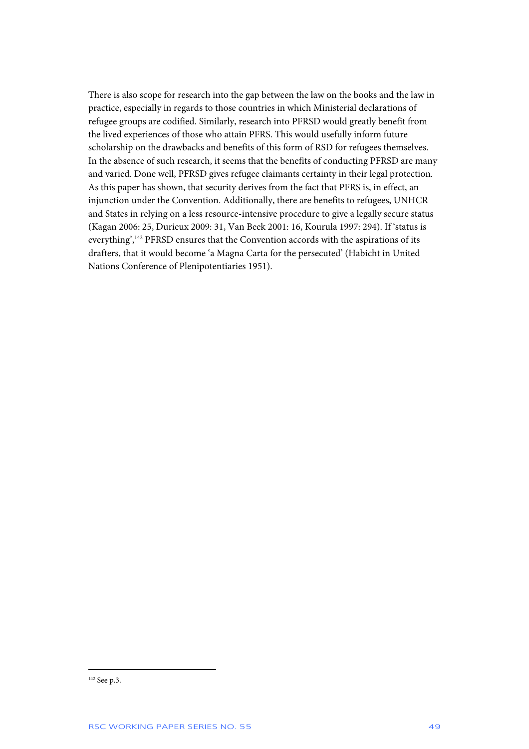There is also scope for research into the gap between the law on the books and the law in practice, especially in regards to those countries in which Ministerial declarations of refugee groups are codified. Similarly, research into PFRSD would greatly benefit from the lived experiences of those who attain PFRS. This would usefully inform future scholarship on the drawbacks and benefits of this form of RSD for refugees themselves. In the absence of such research, it seems that the benefits of conducting PFRSD are many and varied. Done well, PFRSD gives refugee claimants certainty in their legal protection. As this paper has shown, that security derives from the fact that PFRS is, in effect, an injunction under the Convention. Additionally, there are benefits to refugees, UNHCR and States in relying on a less resource-intensive procedure to give a legally secure status (Kagan 2006: 25, Durieux 2009: 31, Van Beek 2001: 16, Kourula 1997: 294). If 'status is everything',[142] PFRSD ensures that the Convention accords with the aspirations of its drafters, that it would become 'a Magna Carta for the persecuted' (Habicht in United Nations Conference of Plenipotentiaries 1951).

---

[142] See p.3.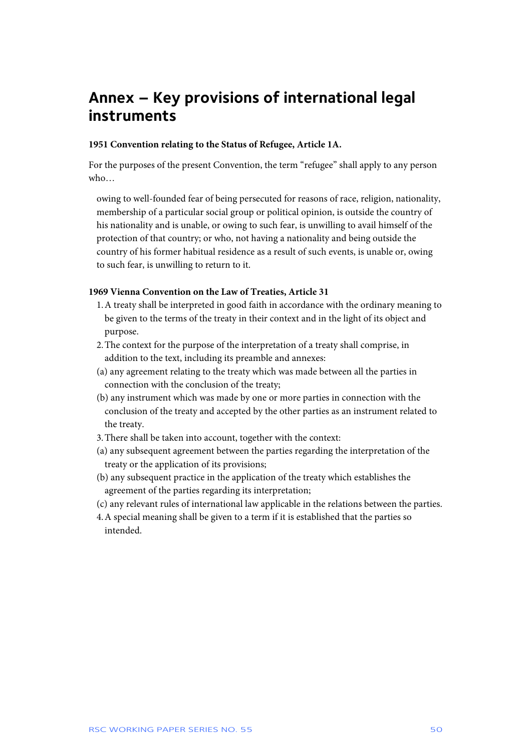# Annex – Key provisions of international legal instruments

**1951 Convention relating to the Status of Refugee, Article 1A.**

For the purposes of the present Convention, the term "refugee" shall apply to any person who…

> owing to well-founded fear of being persecuted for reasons of race, religion, nationality, membership of a particular social group or political opinion, is outside the country of his nationality and is unable, or owing to such fear, is unwilling to avail himself of the protection of that country; or who, not having a nationality and being outside the country of his former habitual residence as a result of such events, is unable or, owing to such fear, is unwilling to return to it.

**1969 Vienna Convention on the Law of Treaties, Article 31**

1. A treaty shall be interpreted in good faith in accordance with the ordinary meaning to be given to the terms of the treaty in their context and in the light of its object and purpose.
2. The context for the purpose of the interpretation of a treaty shall comprise, in addition to the text, including its preamble and annexes:

(a) any agreement relating to the treaty which was made between all the parties in connection with the conclusion of the treaty;

(b) any instrument which was made by one or more parties in connection with the conclusion of the treaty and accepted by the other parties as an instrument related to the treaty.

3. There shall be taken into account, together with the context:

(a) any subsequent agreement between the parties regarding the interpretation of the treaty or the application of its provisions;

(b) any subsequent practice in the application of the treaty which establishes the agreement of the parties regarding its interpretation;

(c) any relevant rules of international law applicable in the relations between the parties.

4. A special meaning shall be given to a term if it is established that the parties so intended.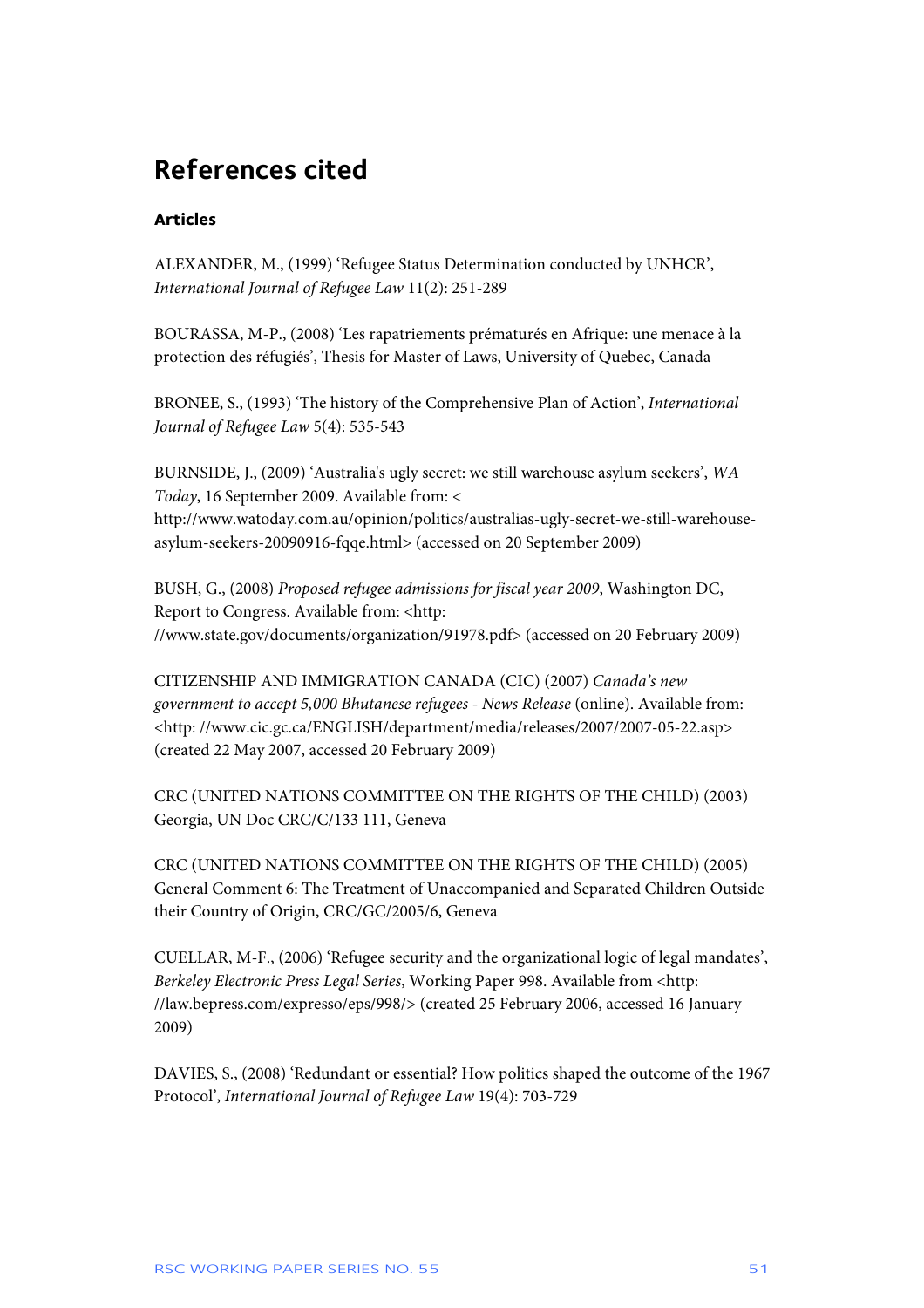# References cited

### Articles

ALEXANDER, M., (1999) 'Refugee Status Determination conducted by UNHCR', *International Journal of Refugee Law* 11(2): 251-289

BOURASSA, M-P., (2008) 'Les rapatriements prématurés en Afrique: une menace à la protection des réfugiés', Thesis for Master of Laws, University of Quebec, Canada

BRONEE, S., (1993) 'The history of the Comprehensive Plan of Action', *International Journal of Refugee Law* 5(4): 535-543

BURNSIDE, J., (2009) 'Australia's ugly secret: we still warehouse asylum seekers', *WA Today*, 16 September 2009. Available from: < http://www.watoday.com.au/opinion/politics/australias-ugly-secret-we-still-warehouse-asylum-seekers-20090916-fqqe.html> (accessed on 20 September 2009)

BUSH, G., (2008) *Proposed refugee admissions for fiscal year 2009*, Washington DC, Report to Congress. Available from: <http: //www.state.gov/documents/organization/91978.pdf> (accessed on 20 February 2009)

CITIZENSHIP AND IMMIGRATION CANADA (CIC) (2007) *Canada's new government to accept 5,000 Bhutanese refugees - News Release* (online). Available from: <http: //www.cic.gc.ca/ENGLISH/department/media/releases/2007/2007-05-22.asp> (created 22 May 2007, accessed 20 February 2009)

CRC (UNITED NATIONS COMMITTEE ON THE RIGHTS OF THE CHILD) (2003) Georgia, UN Doc CRC/C/133 111, Geneva

CRC (UNITED NATIONS COMMITTEE ON THE RIGHTS OF THE CHILD) (2005) General Comment 6: The Treatment of Unaccompanied and Separated Children Outside their Country of Origin, CRC/GC/2005/6, Geneva

CUELLAR, M-F., (2006) 'Refugee security and the organizational logic of legal mandates', *Berkeley Electronic Press Legal Series*, Working Paper 998. Available from <http: //law.bepress.com/expresso/eps/998/> (created 25 February 2006, accessed 16 January 2009)

DAVIES, S., (2008) 'Redundant or essential? How politics shaped the outcome of the 1967 Protocol', *International Journal of Refugee Law* 19(4): 703-729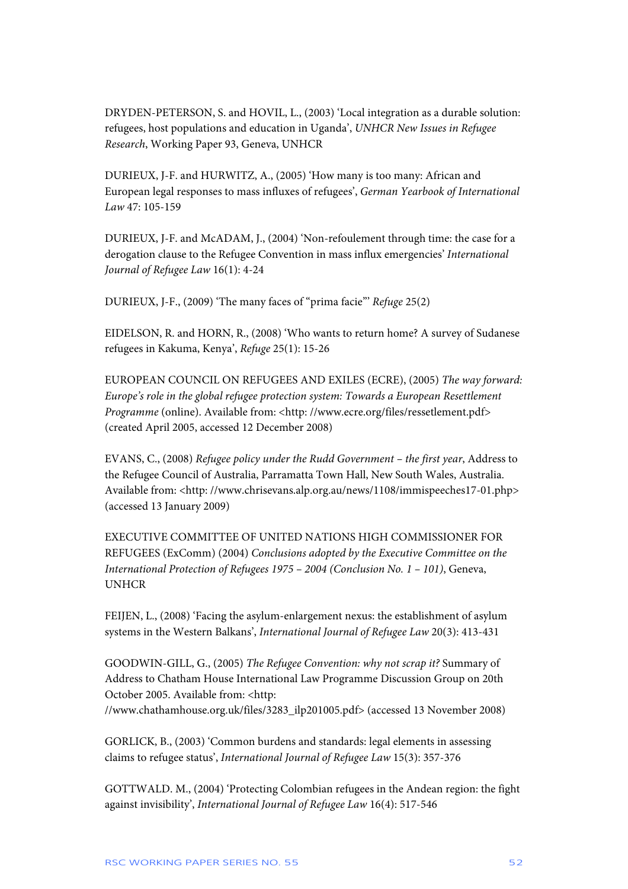DRYDEN-PETERSON, S. and HOVIL, L., (2003) 'Local integration as a durable solution: refugees, host populations and education in Uganda', *UNHCR New Issues in Refugee Research*, Working Paper 93, Geneva, UNHCR

DURIEUX, J-F. and HURWITZ, A., (2005) 'How many is too many: African and European legal responses to mass influxes of refugees', *German Yearbook of International Law* 47: 105-159

DURIEUX, J-F. and McADAM, J., (2004) 'Non-refoulement through time: the case for a derogation clause to the Refugee Convention in mass influx emergencies' *International Journal of Refugee Law* 16(1): 4-24

DURIEUX, J-F., (2009) 'The many faces of "prima facie"' *Refuge* 25(2)

EIDELSON, R. and HORN, R., (2008) 'Who wants to return home? A survey of Sudanese refugees in Kakuma, Kenya', *Refuge* 25(1): 15-26

EUROPEAN COUNCIL ON REFUGEES AND EXILES (ECRE), (2005) *The way forward: Europe's role in the global refugee protection system: Towards a European Resettlement Programme* (online). Available from: <http: //www.ecre.org/files/ressetlement.pdf> (created April 2005, accessed 12 December 2008)

EVANS, C., (2008) *Refugee policy under the Rudd Government – the first year*, Address to the Refugee Council of Australia, Parramatta Town Hall, New South Wales, Australia. Available from: <http: //www.chrisevans.alp.org.au/news/1108/immispeeches17-01.php> (accessed 13 January 2009)

EXECUTIVE COMMITTEE OF UNITED NATIONS HIGH COMMISSIONER FOR REFUGEES (ExComm) (2004) *Conclusions adopted by the Executive Committee on the International Protection of Refugees 1975 – 2004 (Conclusion No. 1 – 101)*, Geneva, UNHCR

FEIJEN, L., (2008) 'Facing the asylum-enlargement nexus: the establishment of asylum systems in the Western Balkans', *International Journal of Refugee Law* 20(3): 413-431

GOODWIN-GILL, G., (2005) *The Refugee Convention: why not scrap it?* Summary of Address to Chatham House International Law Programme Discussion Group on 20th October 2005. Available from: <http: //www.chathamhouse.org.uk/files/3283_ilp201005.pdf> (accessed 13 November 2008)

GORLICK, B., (2003) 'Common burdens and standards: legal elements in assessing claims to refugee status', *International Journal of Refugee Law* 15(3): 357-376

GOTTWALD. M., (2004) 'Protecting Colombian refugees in the Andean region: the fight against invisibility', *International Journal of Refugee Law* 16(4): 517-546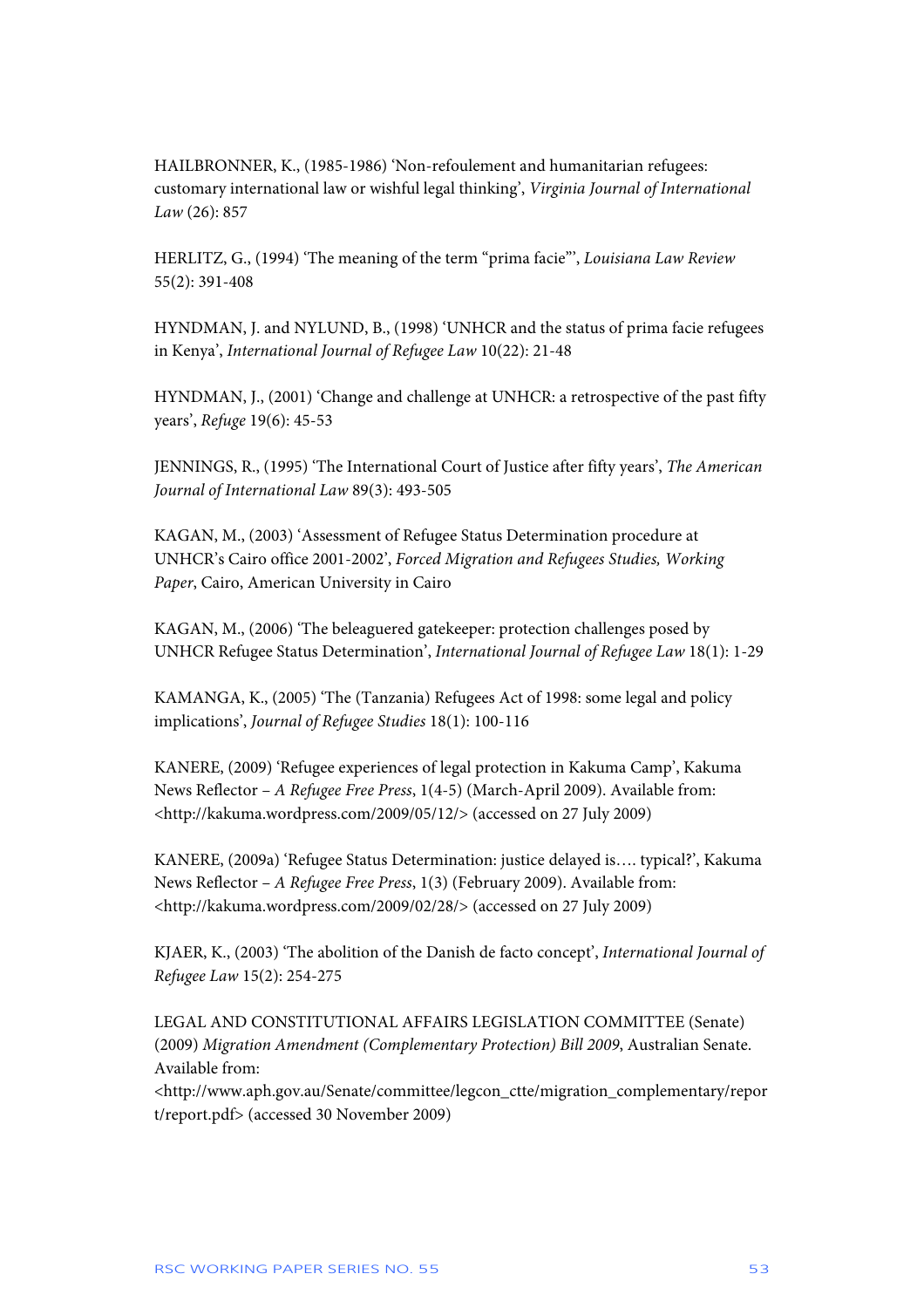HAILBRONNER, K., (1985-1986) 'Non-refoulement and humanitarian refugees: customary international law or wishful legal thinking', *Virginia Journal of International Law* (26): 857

HERLITZ, G., (1994) 'The meaning of the term "prima facie"', *Louisiana Law Review* 55(2): 391-408

HYNDMAN, J. and NYLUND, B., (1998) 'UNHCR and the status of prima facie refugees in Kenya', *International Journal of Refugee Law* 10(22): 21-48

HYNDMAN, J., (2001) 'Change and challenge at UNHCR: a retrospective of the past fifty years', *Refuge* 19(6): 45-53

JENNINGS, R., (1995) 'The International Court of Justice after fifty years', *The American Journal of International Law* 89(3): 493-505

KAGAN, M., (2003) 'Assessment of Refugee Status Determination procedure at UNHCR's Cairo office 2001-2002', *Forced Migration and Refugees Studies, Working Paper*, Cairo, American University in Cairo

KAGAN, M., (2006) 'The beleaguered gatekeeper: protection challenges posed by UNHCR Refugee Status Determination', *International Journal of Refugee Law* 18(1): 1-29

KAMANGA, K., (2005) 'The (Tanzania) Refugees Act of 1998: some legal and policy implications', *Journal of Refugee Studies* 18(1): 100-116

KANERE, (2009) 'Refugee experiences of legal protection in Kakuma Camp', Kakuma News Reflector – *A Refugee Free Press*, 1(4-5) (March-April 2009). Available from: <http://kakuma.wordpress.com/2009/05/12/> (accessed on 27 July 2009)

KANERE, (2009a) 'Refugee Status Determination: justice delayed is…. typical?', Kakuma News Reflector – *A Refugee Free Press*, 1(3) (February 2009). Available from: <http://kakuma.wordpress.com/2009/02/28/> (accessed on 27 July 2009)

KJAER, K., (2003) 'The abolition of the Danish de facto concept', *International Journal of Refugee Law* 15(2): 254-275

LEGAL AND CONSTITUTIONAL AFFAIRS LEGISLATION COMMITTEE (Senate) (2009) *Migration Amendment (Complementary Protection) Bill 2009*, Australian Senate. Available from: <http://www.aph.gov.au/Senate/committee/legcon_ctte/migration_complementary/report/report.pdf> (accessed 30 November 2009)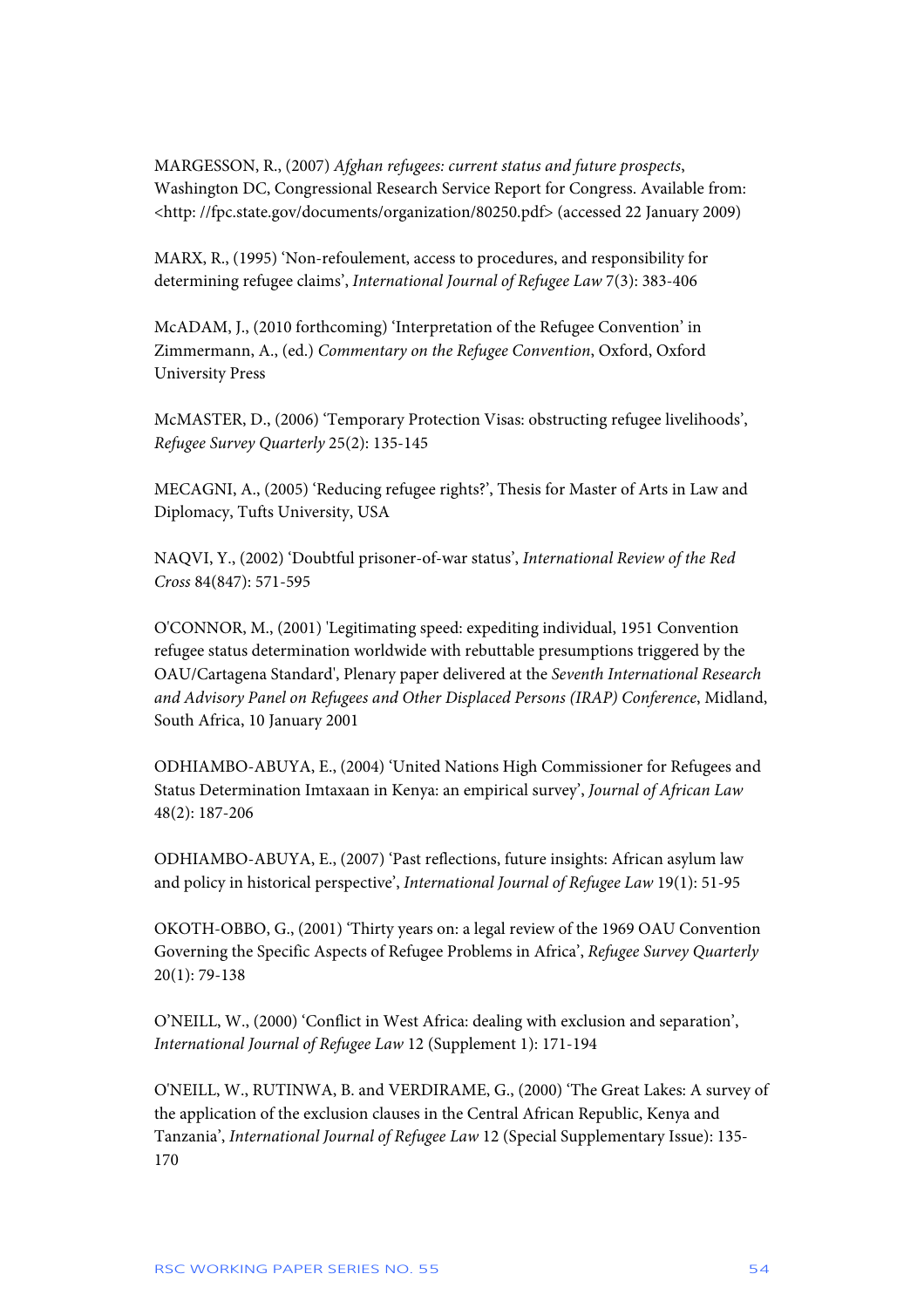MARGESSON, R., (2007) *Afghan refugees: current status and future prospects*, Washington DC, Congressional Research Service Report for Congress. Available from: <http: //fpc.state.gov/documents/organization/80250.pdf> (accessed 22 January 2009)

MARX, R., (1995) 'Non-refoulement, access to procedures, and responsibility for determining refugee claims', *International Journal of Refugee Law* 7(3): 383-406

McADAM, J., (2010 forthcoming) 'Interpretation of the Refugee Convention' in Zimmermann, A., (ed.) *Commentary on the Refugee Convention*, Oxford, Oxford University Press

McMASTER, D., (2006) 'Temporary Protection Visas: obstructing refugee livelihoods', *Refugee Survey Quarterly* 25(2): 135-145

MECAGNI, A., (2005) 'Reducing refugee rights?', Thesis for Master of Arts in Law and Diplomacy, Tufts University, USA

NAQVI, Y., (2002) 'Doubtful prisoner-of-war status', *International Review of the Red Cross* 84(847): 571-595

O'CONNOR, M., (2001) 'Legitimating speed: expediting individual, 1951 Convention refugee status determination worldwide with rebuttable presumptions triggered by the OAU/Cartagena Standard', Plenary paper delivered at the *Seventh International Research and Advisory Panel on Refugees and Other Displaced Persons (IRAP) Conference*, Midland, South Africa, 10 January 2001

ODHIAMBO-ABUYA, E., (2004) 'United Nations High Commissioner for Refugees and Status Determination Imtaxaan in Kenya: an empirical survey', *Journal of African Law* 48(2): 187-206

ODHIAMBO-ABUYA, E., (2007) 'Past reflections, future insights: African asylum law and policy in historical perspective', *International Journal of Refugee Law* 19(1): 51-95

OKOTH-OBBO, G., (2001) 'Thirty years on: a legal review of the 1969 OAU Convention Governing the Specific Aspects of Refugee Problems in Africa', *Refugee Survey Quarterly* 20(1): 79-138

O'NEILL, W., (2000) 'Conflict in West Africa: dealing with exclusion and separation', *International Journal of Refugee Law* 12 (Supplement 1): 171-194

O'NEILL, W., RUTINWA, B. and VERDIRAME, G., (2000) 'The Great Lakes: A survey of the application of the exclusion clauses in the Central African Republic, Kenya and Tanzania', *International Journal of Refugee Law* 12 (Special Supplementary Issue): 135-170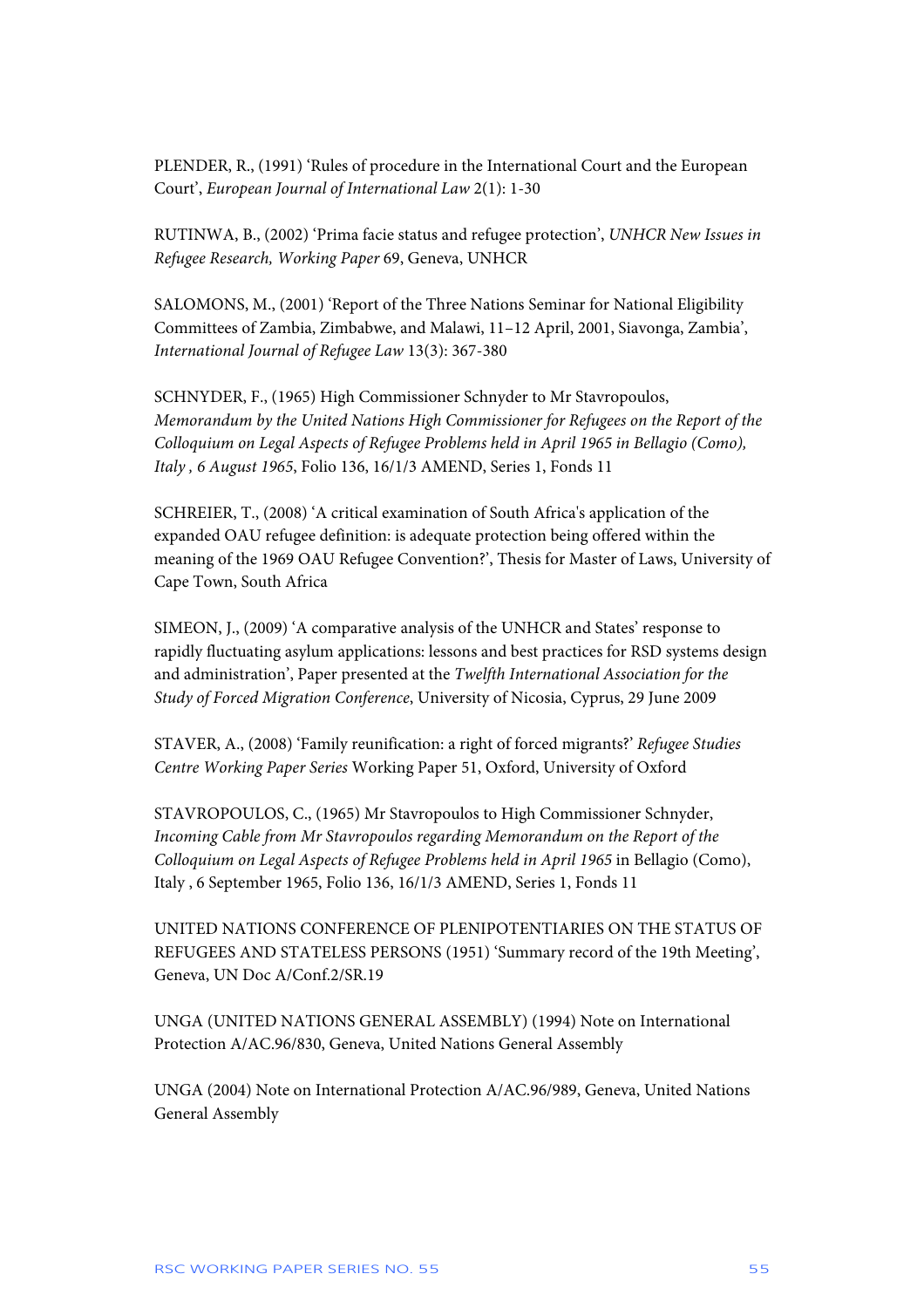PLENDER, R., (1991) 'Rules of procedure in the International Court and the European Court', *European Journal of International Law* 2(1): 1-30

RUTINWA, B., (2002) 'Prima facie status and refugee protection', *UNHCR New Issues in Refugee Research, Working Paper* 69, Geneva, UNHCR

SALOMONS, M., (2001) 'Report of the Three Nations Seminar for National Eligibility Committees of Zambia, Zimbabwe, and Malawi, 11–12 April, 2001, Siavonga, Zambia', *International Journal of Refugee Law* 13(3): 367-380

SCHNYDER, F., (1965) High Commissioner Schnyder to Mr Stavropoulos, *Memorandum by the United Nations High Commissioner for Refugees on the Report of the Colloquium on Legal Aspects of Refugee Problems held in April 1965 in Bellagio (Como), Italy , 6 August 1965*, Folio 136, 16/1/3 AMEND, Series 1, Fonds 11

SCHREIER, T., (2008) 'A critical examination of South Africa's application of the expanded OAU refugee definition: is adequate protection being offered within the meaning of the 1969 OAU Refugee Convention?', Thesis for Master of Laws, University of Cape Town, South Africa

SIMEON, J., (2009) 'A comparative analysis of the UNHCR and States' response to rapidly fluctuating asylum applications: lessons and best practices for RSD systems design and administration', Paper presented at the *Twelfth International Association for the Study of Forced Migration Conference*, University of Nicosia, Cyprus, 29 June 2009

STAVER, A., (2008) 'Family reunification: a right of forced migrants?' *Refugee Studies Centre Working Paper Series* Working Paper 51, Oxford, University of Oxford

STAVROPOULOS, C., (1965) Mr Stavropoulos to High Commissioner Schnyder, *Incoming Cable from Mr Stavropoulos regarding Memorandum on the Report of the Colloquium on Legal Aspects of Refugee Problems held in April 1965* in Bellagio (Como), Italy , 6 September 1965, Folio 136, 16/1/3 AMEND, Series 1, Fonds 11

UNITED NATIONS CONFERENCE OF PLENIPOTENTIARIES ON THE STATUS OF REFUGEES AND STATELESS PERSONS (1951) 'Summary record of the 19th Meeting', Geneva, UN Doc A/Conf.2/SR.19

UNGA (UNITED NATIONS GENERAL ASSEMBLY) (1994) Note on International Protection A/AC.96/830, Geneva, United Nations General Assembly

UNGA (2004) Note on International Protection A/AC.96/989, Geneva, United Nations General Assembly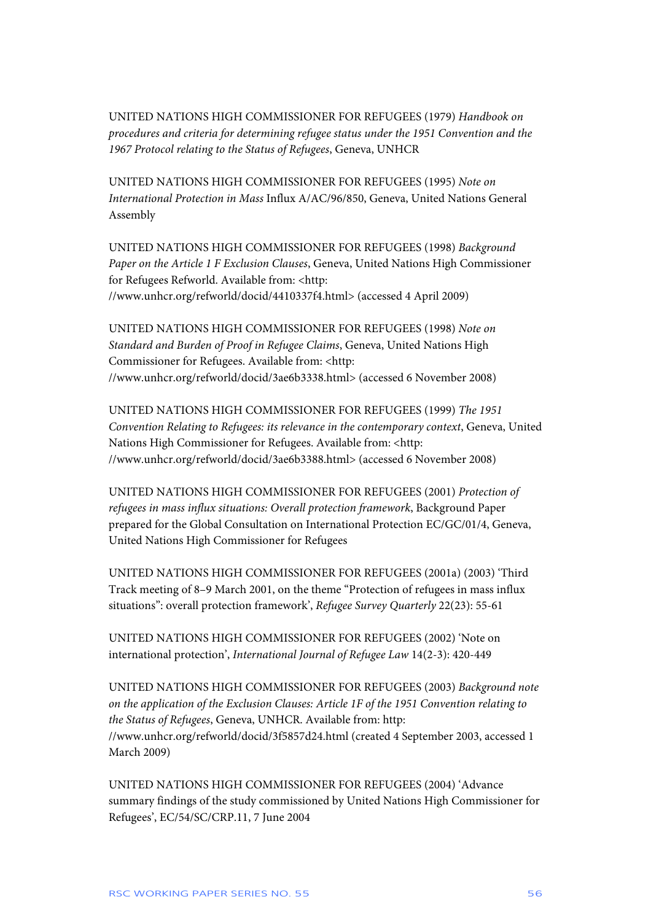UNITED NATIONS HIGH COMMISSIONER FOR REFUGEES (1979) *Handbook on procedures and criteria for determining refugee status under the 1951 Convention and the 1967 Protocol relating to the Status of Refugees*, Geneva, UNHCR

UNITED NATIONS HIGH COMMISSIONER FOR REFUGEES (1995) *Note on International Protection in Mass* Influx A/AC/96/850, Geneva, United Nations General Assembly

UNITED NATIONS HIGH COMMISSIONER FOR REFUGEES (1998) *Background Paper on the Article 1 F Exclusion Clauses*, Geneva, United Nations High Commissioner for Refugees Refworld. Available from: <http: //www.unhcr.org/refworld/docid/4410337f4.html> (accessed 4 April 2009)

UNITED NATIONS HIGH COMMISSIONER FOR REFUGEES (1998) *Note on Standard and Burden of Proof in Refugee Claims*, Geneva, United Nations High Commissioner for Refugees. Available from: <http: //www.unhcr.org/refworld/docid/3ae6b3338.html> (accessed 6 November 2008)

UNITED NATIONS HIGH COMMISSIONER FOR REFUGEES (1999) *The 1951 Convention Relating to Refugees: its relevance in the contemporary context*, Geneva, United Nations High Commissioner for Refugees. Available from: <http: //www.unhcr.org/refworld/docid/3ae6b3388.html> (accessed 6 November 2008)

UNITED NATIONS HIGH COMMISSIONER FOR REFUGEES (2001) *Protection of refugees in mass influx situations: Overall protection framework*, Background Paper prepared for the Global Consultation on International Protection EC/GC/01/4, Geneva, United Nations High Commissioner for Refugees

UNITED NATIONS HIGH COMMISSIONER FOR REFUGEES (2001a) (2003) 'Third Track meeting of 8–9 March 2001, on the theme "Protection of refugees in mass influx situations": overall protection framework', *Refugee Survey Quarterly* 22(23): 55-61

UNITED NATIONS HIGH COMMISSIONER FOR REFUGEES (2002) 'Note on international protection', *International Journal of Refugee Law* 14(2-3): 420-449

UNITED NATIONS HIGH COMMISSIONER FOR REFUGEES (2003) *Background note on the application of the Exclusion Clauses: Article 1F of the 1951 Convention relating to the Status of Refugees*, Geneva, UNHCR. Available from: http: //www.unhcr.org/refworld/docid/3f5857d24.html (created 4 September 2003, accessed 1 March 2009)

UNITED NATIONS HIGH COMMISSIONER FOR REFUGEES (2004) 'Advance summary findings of the study commissioned by United Nations High Commissioner for Refugees', EC/54/SC/CRP.11, 7 June 2004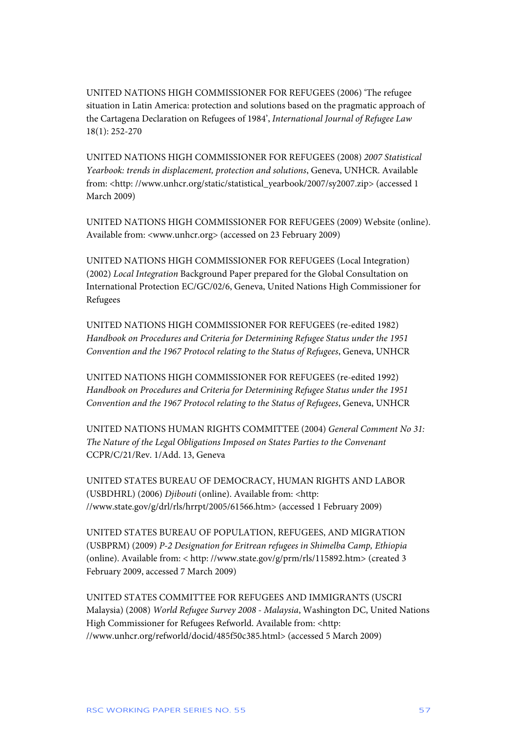UNITED NATIONS HIGH COMMISSIONER FOR REFUGEES (2006) 'The refugee situation in Latin America: protection and solutions based on the pragmatic approach of the Cartagena Declaration on Refugees of 1984', *International Journal of Refugee Law* 18(1): 252-270

UNITED NATIONS HIGH COMMISSIONER FOR REFUGEES (2008) *2007 Statistical Yearbook: trends in displacement, protection and solutions*, Geneva, UNHCR. Available from: <http: //www.unhcr.org/static/statistical_yearbook/2007/sy2007.zip> (accessed 1 March 2009)

UNITED NATIONS HIGH COMMISSIONER FOR REFUGEES (2009) Website (online). Available from: <www.unhcr.org> (accessed on 23 February 2009)

UNITED NATIONS HIGH COMMISSIONER FOR REFUGEES (Local Integration) (2002) *Local Integration* Background Paper prepared for the Global Consultation on International Protection EC/GC/02/6, Geneva, United Nations High Commissioner for Refugees

UNITED NATIONS HIGH COMMISSIONER FOR REFUGEES (re-edited 1982) *Handbook on Procedures and Criteria for Determining Refugee Status under the 1951 Convention and the 1967 Protocol relating to the Status of Refugees*, Geneva, UNHCR

UNITED NATIONS HIGH COMMISSIONER FOR REFUGEES (re-edited 1992) *Handbook on Procedures and Criteria for Determining Refugee Status under the 1951 Convention and the 1967 Protocol relating to the Status of Refugees*, Geneva, UNHCR

UNITED NATIONS HUMAN RIGHTS COMMITTEE (2004) *General Comment No 31: The Nature of the Legal Obligations Imposed on States Parties to the Convenant* CCPR/C/21/Rev. 1/Add. 13, Geneva

UNITED STATES BUREAU OF DEMOCRACY, HUMAN RIGHTS AND LABOR (USBDHRL) (2006) *Djibouti* (online). Available from: <http: //www.state.gov/g/drl/rls/hrrpt/2005/61566.htm> (accessed 1 February 2009)

UNITED STATES BUREAU OF POPULATION, REFUGEES, AND MIGRATION (USBPRM) (2009) *P-2 Designation for Eritrean refugees in Shimelba Camp, Ethiopia* (online). Available from: < http: //www.state.gov/g/prm/rls/115892.htm> (created 3 February 2009, accessed 7 March 2009)

UNITED STATES COMMITTEE FOR REFUGEES AND IMMIGRANTS (USCRI Malaysia) (2008) *World Refugee Survey 2008 - Malaysia*, Washington DC, United Nations High Commissioner for Refugees Refworld. Available from: <http: //www.unhcr.org/refworld/docid/485f50c385.html> (accessed 5 March 2009)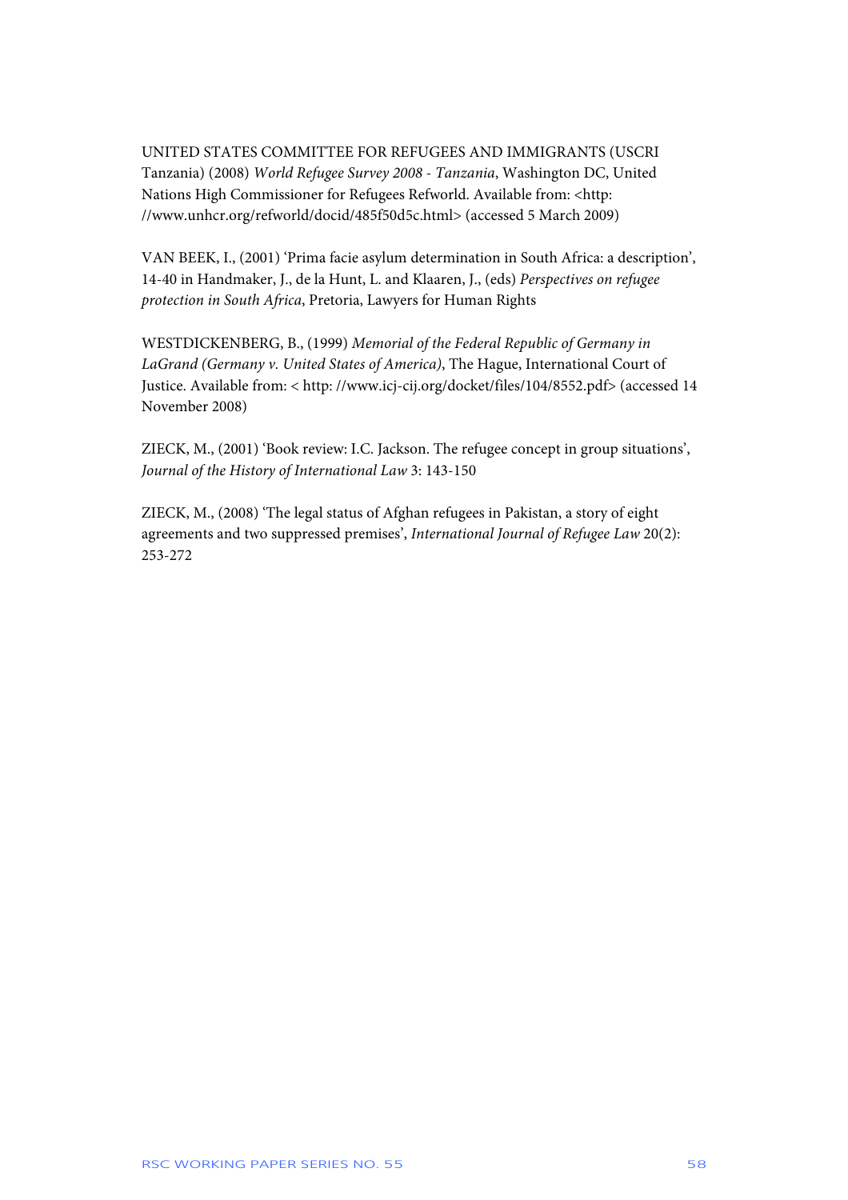UNITED STATES COMMITTEE FOR REFUGEES AND IMMIGRANTS (USCRI Tanzania) (2008) *World Refugee Survey 2008 - Tanzania*, Washington DC, United Nations High Commissioner for Refugees Refworld. Available from: <http: //www.unhcr.org/refworld/docid/485f50d5c.html> (accessed 5 March 2009)

VAN BEEK, I., (2001) 'Prima facie asylum determination in South Africa: a description', 14-40 in Handmaker, J., de la Hunt, L. and Klaaren, J., (eds) *Perspectives on refugee protection in South Africa*, Pretoria, Lawyers for Human Rights

WESTDICKENBERG, B., (1999) *Memorial of the Federal Republic of Germany in LaGrand (Germany v. United States of America)*, The Hague, International Court of Justice. Available from: < http: //www.icj-cij.org/docket/files/104/8552.pdf> (accessed 14 November 2008)

ZIECK, M., (2001) 'Book review: I.C. Jackson. The refugee concept in group situations', *Journal of the History of International Law* 3: 143-150

ZIECK, M., (2008) 'The legal status of Afghan refugees in Pakistan, a story of eight agreements and two suppressed premises', *International Journal of Refugee Law* 20(2): 253-272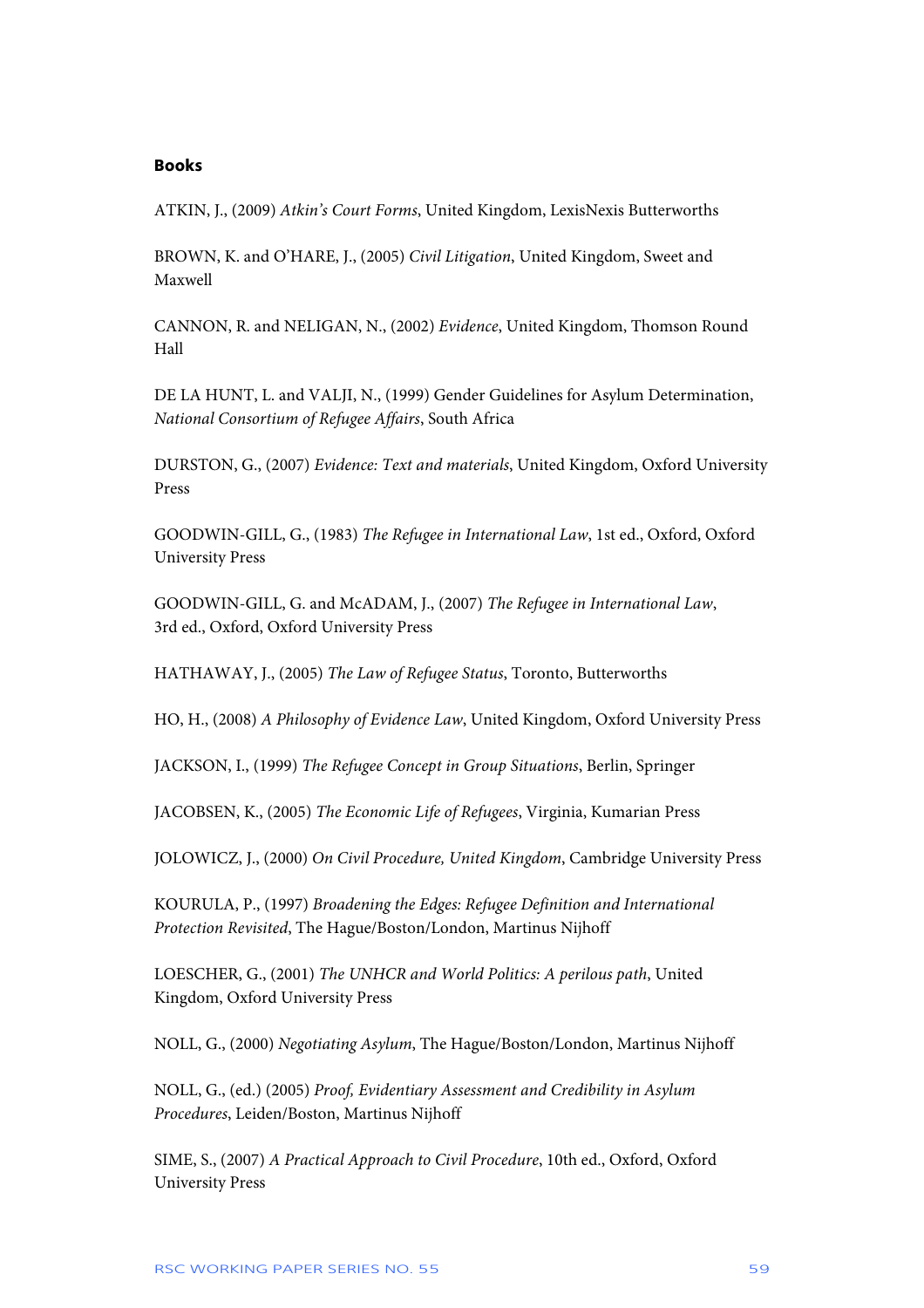### Books

ATKIN, J., (2009) *Atkin's Court Forms*, United Kingdom, LexisNexis Butterworths

BROWN, K. and O'HARE, J., (2005) *Civil Litigation*, United Kingdom, Sweet and Maxwell

CANNON, R. and NELIGAN, N., (2002) *Evidence*, United Kingdom, Thomson Round Hall

DE LA HUNT, L. and VALJI, N., (1999) Gender Guidelines for Asylum Determination, *National Consortium of Refugee Affairs*, South Africa

DURSTON, G., (2007) *Evidence: Text and materials*, United Kingdom, Oxford University Press

GOODWIN-GILL, G., (1983) *The Refugee in International Law*, 1st ed., Oxford, Oxford University Press

GOODWIN-GILL, G. and McADAM, J., (2007) *The Refugee in International Law*, 3rd ed., Oxford, Oxford University Press

HATHAWAY, J., (2005) *The Law of Refugee Status*, Toronto, Butterworths

HO, H., (2008) *A Philosophy of Evidence Law*, United Kingdom, Oxford University Press

JACKSON, I., (1999) *The Refugee Concept in Group Situations*, Berlin, Springer

JACOBSEN, K., (2005) *The Economic Life of Refugees*, Virginia, Kumarian Press

JOLOWICZ, J., (2000) *On Civil Procedure, United Kingdom*, Cambridge University Press

KOURULA, P., (1997) *Broadening the Edges: Refugee Definition and International Protection Revisited*, The Hague/Boston/London, Martinus Nijhoff

LOESCHER, G., (2001) *The UNHCR and World Politics: A perilous path*, United Kingdom, Oxford University Press

NOLL, G., (2000) *Negotiating Asylum*, The Hague/Boston/London, Martinus Nijhoff

NOLL, G., (ed.) (2005) *Proof, Evidentiary Assessment and Credibility in Asylum Procedures*, Leiden/Boston, Martinus Nijhoff

SIME, S., (2007) *A Practical Approach to Civil Procedure*, 10th ed., Oxford, Oxford University Press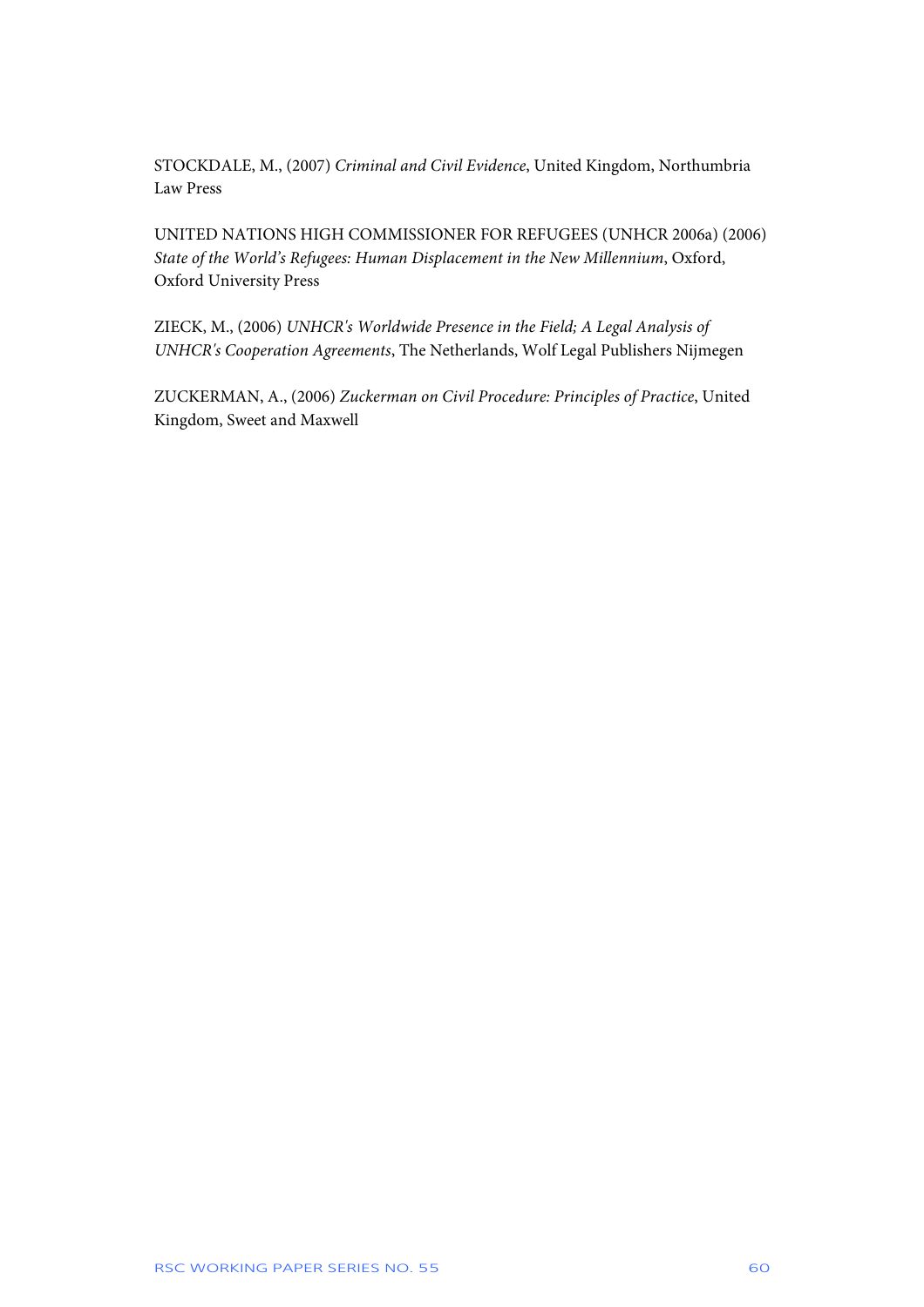STOCKDALE, M., (2007) *Criminal and Civil Evidence*, United Kingdom, Northumbria Law Press

UNITED NATIONS HIGH COMMISSIONER FOR REFUGEES (UNHCR 2006a) (2006) *State of the World's Refugees: Human Displacement in the New Millennium*, Oxford, Oxford University Press

ZIECK, M., (2006) *UNHCR's Worldwide Presence in the Field; A Legal Analysis of UNHCR's Cooperation Agreements*, The Netherlands, Wolf Legal Publishers Nijmegen

ZUCKERMAN, A., (2006) *Zuckerman on Civil Procedure: Principles of Practice*, United Kingdom, Sweet and Maxwell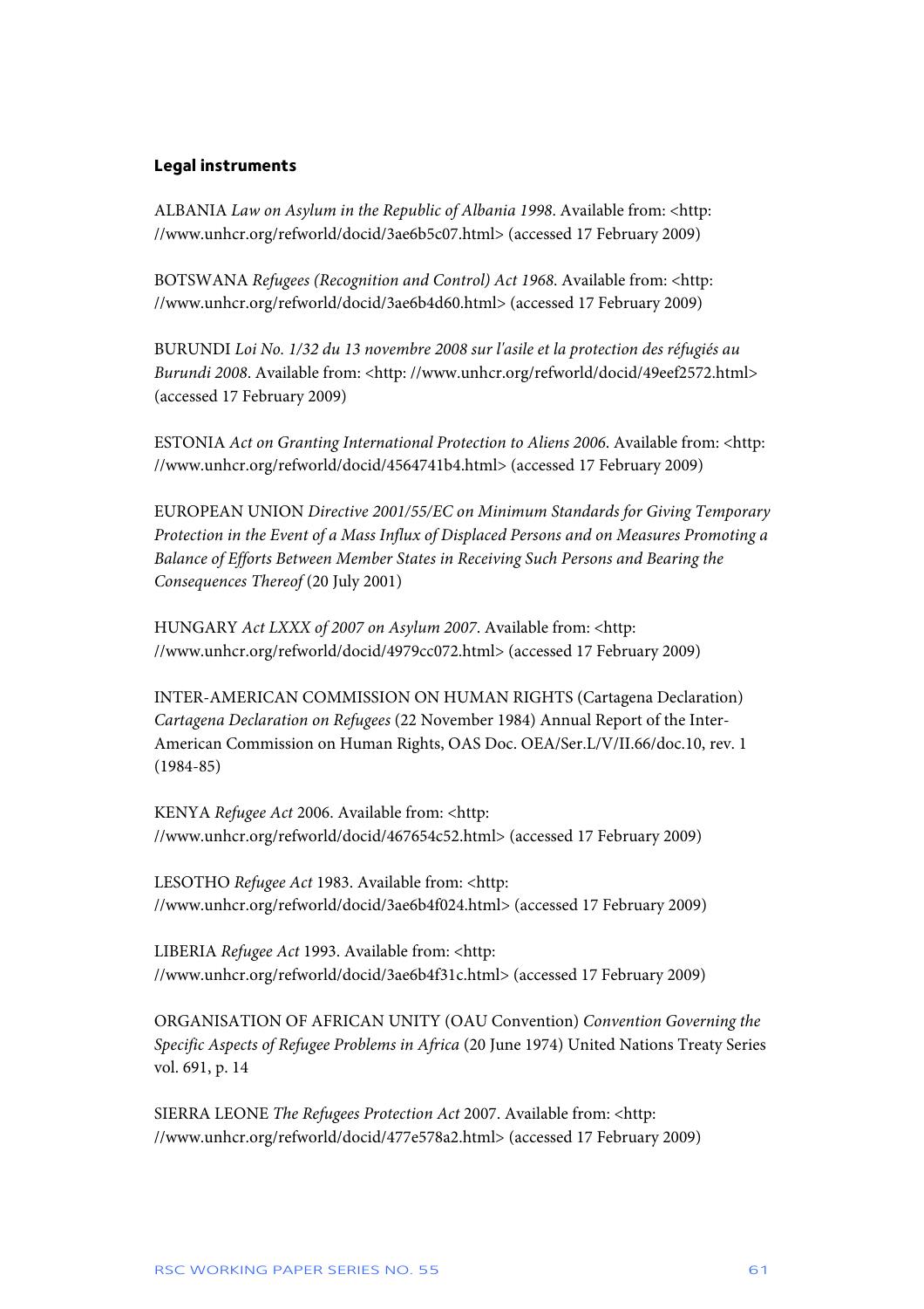### Legal instruments

ALBANIA *Law on Asylum in the Republic of Albania 1998*. Available from: <http: //www.unhcr.org/refworld/docid/3ae6b5c07.html> (accessed 17 February 2009)

BOTSWANA *Refugees (Recognition and Control) Act 1968*. Available from: <http: //www.unhcr.org/refworld/docid/3ae6b4d60.html> (accessed 17 February 2009)

BURUNDI *Loi No. 1/32 du 13 novembre 2008 sur l'asile et la protection des réfugiés au Burundi 2008*. Available from: <http: //www.unhcr.org/refworld/docid/49eef2572.html> (accessed 17 February 2009)

ESTONIA *Act on Granting International Protection to Aliens 2006*. Available from: <http: //www.unhcr.org/refworld/docid/4564741b4.html> (accessed 17 February 2009)

EUROPEAN UNION *Directive 2001/55/EC on Minimum Standards for Giving Temporary Protection in the Event of a Mass Influx of Displaced Persons and on Measures Promoting a Balance of Efforts Between Member States in Receiving Such Persons and Bearing the Consequences Thereof* (20 July 2001)

HUNGARY *Act LXXX of 2007 on Asylum 2007*. Available from: <http: //www.unhcr.org/refworld/docid/4979cc072.html> (accessed 17 February 2009)

INTER-AMERICAN COMMISSION ON HUMAN RIGHTS (Cartagena Declaration) *Cartagena Declaration on Refugees* (22 November 1984) Annual Report of the Inter-American Commission on Human Rights, OAS Doc. OEA/Ser.L/V/II.66/doc.10, rev. 1 (1984-85)

KENYA *Refugee Act* 2006. Available from: <http: //www.unhcr.org/refworld/docid/467654c52.html> (accessed 17 February 2009)

LESOTHO *Refugee Act* 1983. Available from: <http: //www.unhcr.org/refworld/docid/3ae6b4f024.html> (accessed 17 February 2009)

LIBERIA *Refugee Act* 1993. Available from: <http: //www.unhcr.org/refworld/docid/3ae6b4f31c.html> (accessed 17 February 2009)

ORGANISATION OF AFRICAN UNITY (OAU Convention) *Convention Governing the Specific Aspects of Refugee Problems in Africa* (20 June 1974) United Nations Treaty Series vol. 691, p. 14

SIERRA LEONE *The Refugees Protection Act* 2007. Available from: <http: //www.unhcr.org/refworld/docid/477e578a2.html> (accessed 17 February 2009)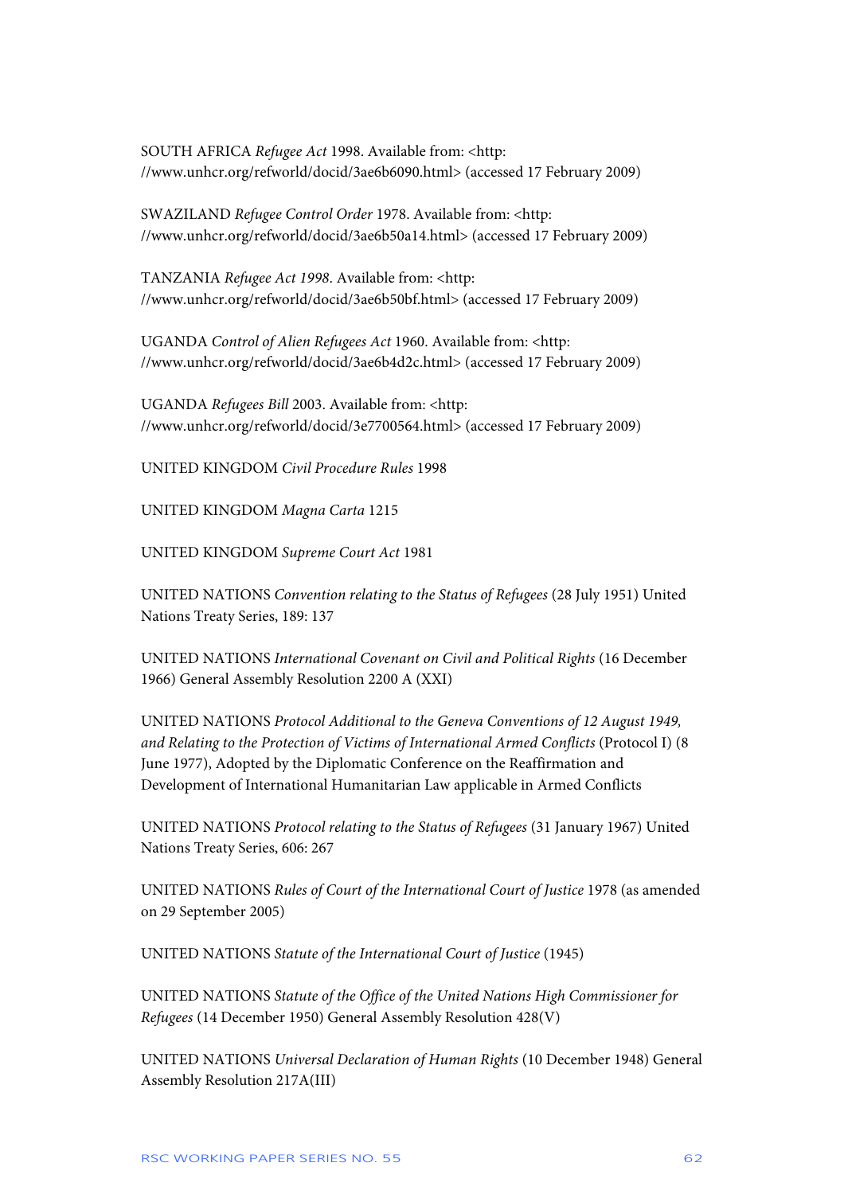SOUTH AFRICA *Refugee Act* 1998. Available from: <http: //www.unhcr.org/refworld/docid/3ae6b6090.html> (accessed 17 February 2009)

SWAZILAND *Refugee Control Order* 1978. Available from: <http: //www.unhcr.org/refworld/docid/3ae6b50a14.html> (accessed 17 February 2009)

TANZANIA *Refugee Act 1998*. Available from: <http: //www.unhcr.org/refworld/docid/3ae6b50bf.html> (accessed 17 February 2009)

UGANDA *Control of Alien Refugees Act* 1960. Available from: <http: //www.unhcr.org/refworld/docid/3ae6b4d2c.html> (accessed 17 February 2009)

UGANDA *Refugees Bill* 2003. Available from: <http: //www.unhcr.org/refworld/docid/3e7700564.html> (accessed 17 February 2009)

UNITED KINGDOM *Civil Procedure Rules* 1998

UNITED KINGDOM *Magna Carta* 1215

UNITED KINGDOM *Supreme Court Act* 1981

UNITED NATIONS *Convention relating to the Status of Refugees* (28 July 1951) United Nations Treaty Series, 189: 137

UNITED NATIONS *International Covenant on Civil and Political Rights* (16 December 1966) General Assembly Resolution 2200 A (XXI)

UNITED NATIONS *Protocol Additional to the Geneva Conventions of 12 August 1949, and Relating to the Protection of Victims of International Armed Conflicts* (Protocol I) (8 June 1977), Adopted by the Diplomatic Conference on the Reaffirmation and Development of International Humanitarian Law applicable in Armed Conflicts

UNITED NATIONS *Protocol relating to the Status of Refugees* (31 January 1967) United Nations Treaty Series, 606: 267

UNITED NATIONS *Rules of Court of the International Court of Justice* 1978 (as amended on 29 September 2005)

UNITED NATIONS *Statute of the International Court of Justice* (1945)

UNITED NATIONS *Statute of the Office of the United Nations High Commissioner for Refugees* (14 December 1950) General Assembly Resolution 428(V)

UNITED NATIONS *Universal Declaration of Human Rights* (10 December 1948) General Assembly Resolution 217A(III)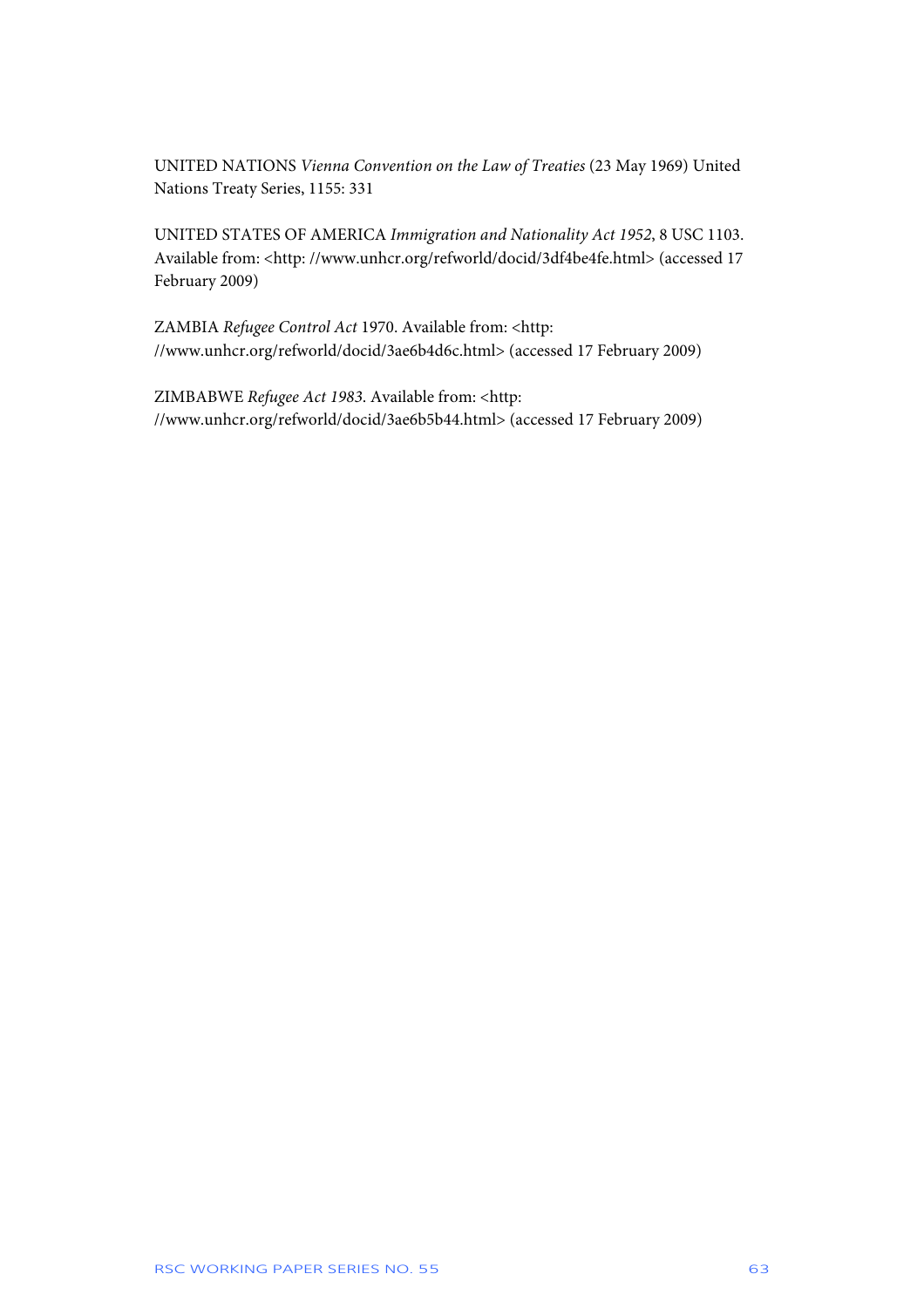UNITED NATIONS *Vienna Convention on the Law of Treaties* (23 May 1969) United Nations Treaty Series, 1155: 331

UNITED STATES OF AMERICA *Immigration and Nationality Act 1952*, 8 USC 1103. Available from: <http: //www.unhcr.org/refworld/docid/3df4be4fe.html> (accessed 17 February 2009)

ZAMBIA *Refugee Control Act* 1970. Available from: <http: //www.unhcr.org/refworld/docid/3ae6b4d6c.html> (accessed 17 February 2009)

ZIMBABWE *Refugee Act 1983*. Available from: <http: //www.unhcr.org/refworld/docid/3ae6b5b44.html> (accessed 17 February 2009)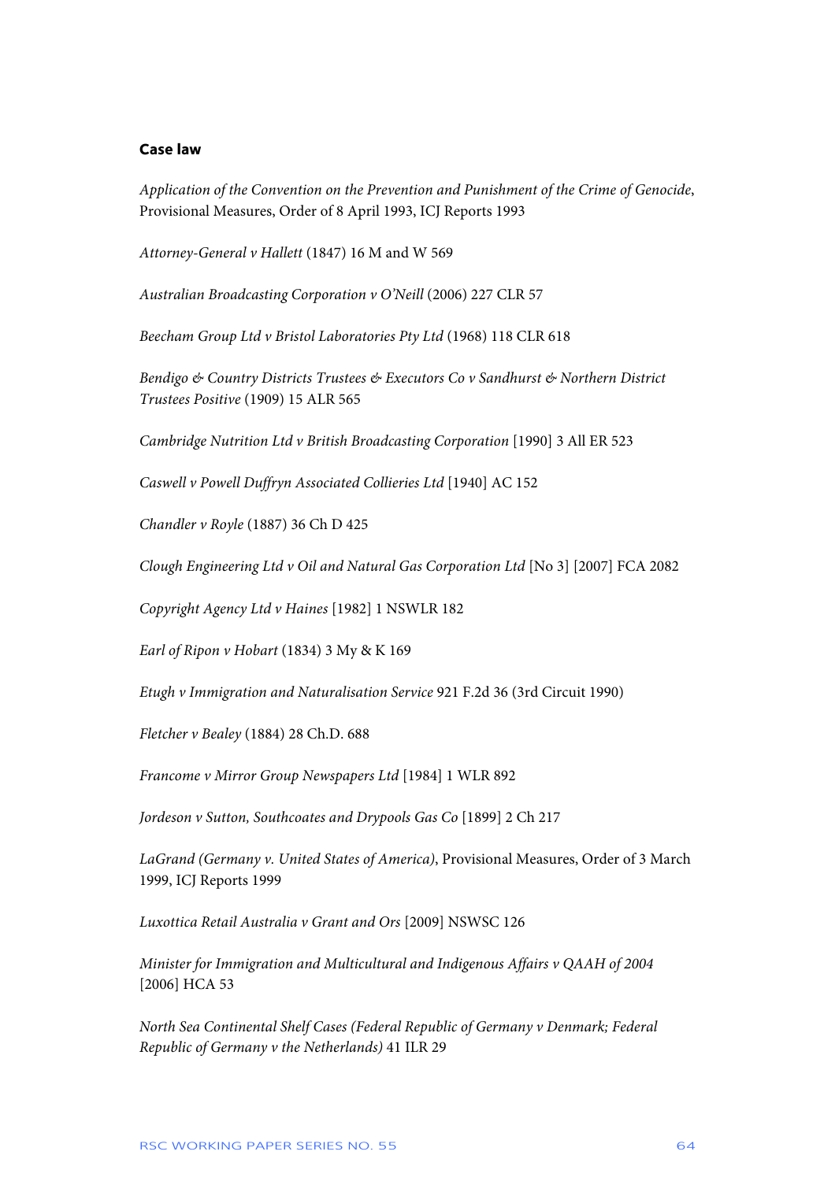**Case law**

*Application of the Convention on the Prevention and Punishment of the Crime of Genocide*, Provisional Measures, Order of 8 April 1993, ICJ Reports 1993

*Attorney-General v Hallett* (1847) 16 M and W 569

*Australian Broadcasting Corporation v O'Neill* (2006) 227 CLR 57

*Beecham Group Ltd v Bristol Laboratories Pty Ltd* (1968) 118 CLR 618

*Bendigo & Country Districts Trustees & Executors Co v Sandhurst & Northern District Trustees Positive* (1909) 15 ALR 565

*Cambridge Nutrition Ltd v British Broadcasting Corporation* [1990] 3 All ER 523

*Caswell v Powell Duffryn Associated Collieries Ltd* [1940] AC 152

*Chandler v Royle* (1887) 36 Ch D 425

*Clough Engineering Ltd v Oil and Natural Gas Corporation Ltd* [No 3] [2007] FCA 2082

*Copyright Agency Ltd v Haines* [1982] 1 NSWLR 182

*Earl of Ripon v Hobart* (1834) 3 My & K 169

*Etugh v Immigration and Naturalisation Service* 921 F.2d 36 (3rd Circuit 1990)

*Fletcher v Bealey* (1884) 28 Ch.D. 688

*Francome v Mirror Group Newspapers Ltd* [1984] 1 WLR 892

*Jordeson v Sutton, Southcoates and Drypools Gas Co* [1899] 2 Ch 217

*LaGrand (Germany v. United States of America)*, Provisional Measures, Order of 3 March 1999, ICJ Reports 1999

*Luxottica Retail Australia v Grant and Ors* [2009] NSWSC 126

*Minister for Immigration and Multicultural and Indigenous Affairs v QAAH of 2004* [2006] HCA 53

*North Sea Continental Shelf Cases (Federal Republic of Germany v Denmark; Federal Republic of Germany v the Netherlands)* 41 ILR 29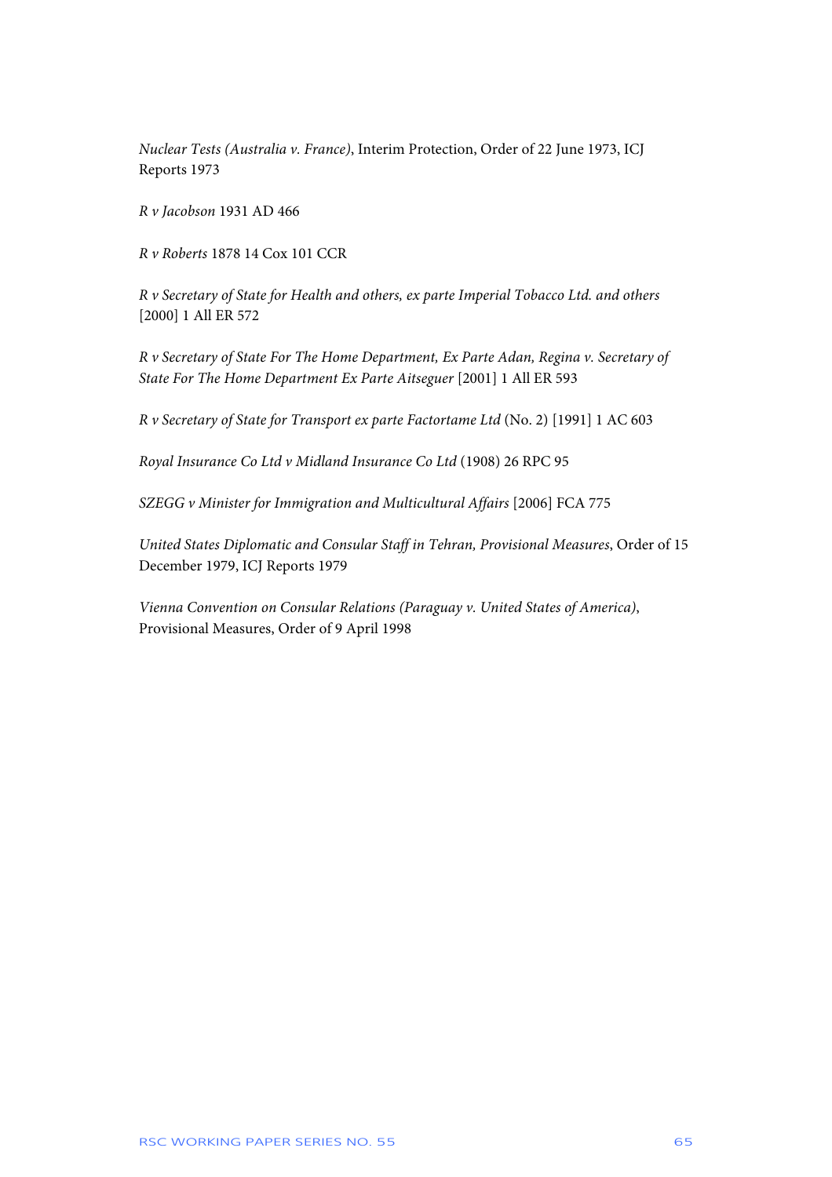*Nuclear Tests (Australia v. France)*, Interim Protection, Order of 22 June 1973, ICJ Reports 1973

*R v Jacobson* 1931 AD 466

*R v Roberts* 1878 14 Cox 101 CCR

*R v Secretary of State for Health and others, ex parte Imperial Tobacco Ltd. and others* [2000] 1 All ER 572

*R v Secretary of State For The Home Department, Ex Parte Adan, Regina v. Secretary of State For The Home Department Ex Parte Aitseguer* [2001] 1 All ER 593

*R v Secretary of State for Transport ex parte Factortame Ltd* (No. 2) [1991] 1 AC 603

*Royal Insurance Co Ltd v Midland Insurance Co Ltd* (1908) 26 RPC 95

*SZEGG v Minister for Immigration and Multicultural Affairs* [2006] FCA 775

*United States Diplomatic and Consular Staff in Tehran, Provisional Measures*, Order of 15 December 1979, ICJ Reports 1979

*Vienna Convention on Consular Relations (Paraguay v. United States of America)*, Provisional Measures, Order of 9 April 1998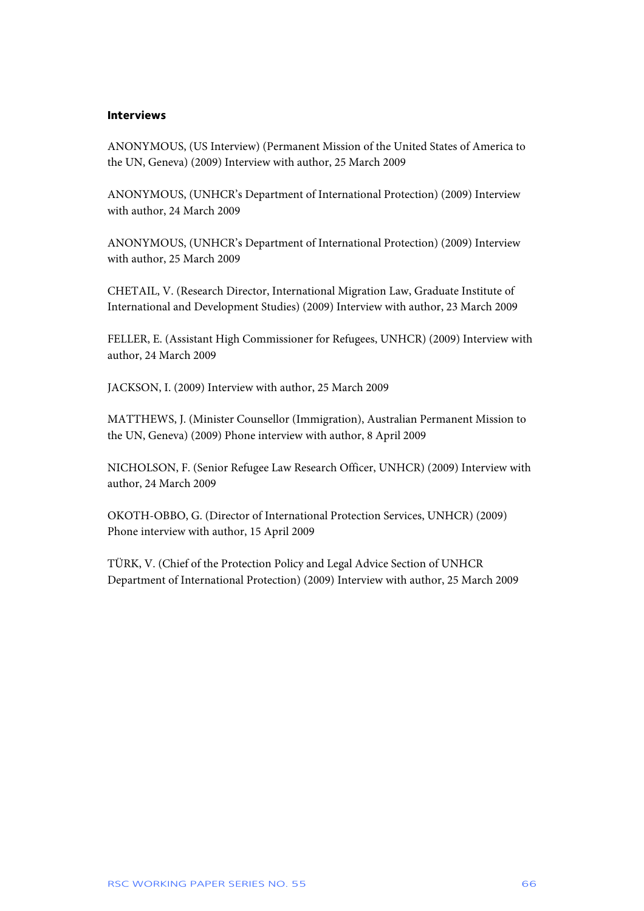### Interviews

ANONYMOUS, (US Interview) (Permanent Mission of the United States of America to the UN, Geneva) (2009) Interview with author, 25 March 2009

ANONYMOUS, (UNHCR's Department of International Protection) (2009) Interview with author, 24 March 2009

ANONYMOUS, (UNHCR's Department of International Protection) (2009) Interview with author, 25 March 2009

CHETAIL, V. (Research Director, International Migration Law, Graduate Institute of International and Development Studies) (2009) Interview with author, 23 March 2009

FELLER, E. (Assistant High Commissioner for Refugees, UNHCR) (2009) Interview with author, 24 March 2009

JACKSON, I. (2009) Interview with author, 25 March 2009

MATTHEWS, J. (Minister Counsellor (Immigration), Australian Permanent Mission to the UN, Geneva) (2009) Phone interview with author, 8 April 2009

NICHOLSON, F. (Senior Refugee Law Research Officer, UNHCR) (2009) Interview with author, 24 March 2009

OKOTH-OBBO, G. (Director of International Protection Services, UNHCR) (2009) Phone interview with author, 15 April 2009

TÜRK, V. (Chief of the Protection Policy and Legal Advice Section of UNHCR Department of International Protection) (2009) Interview with author, 25 March 2009